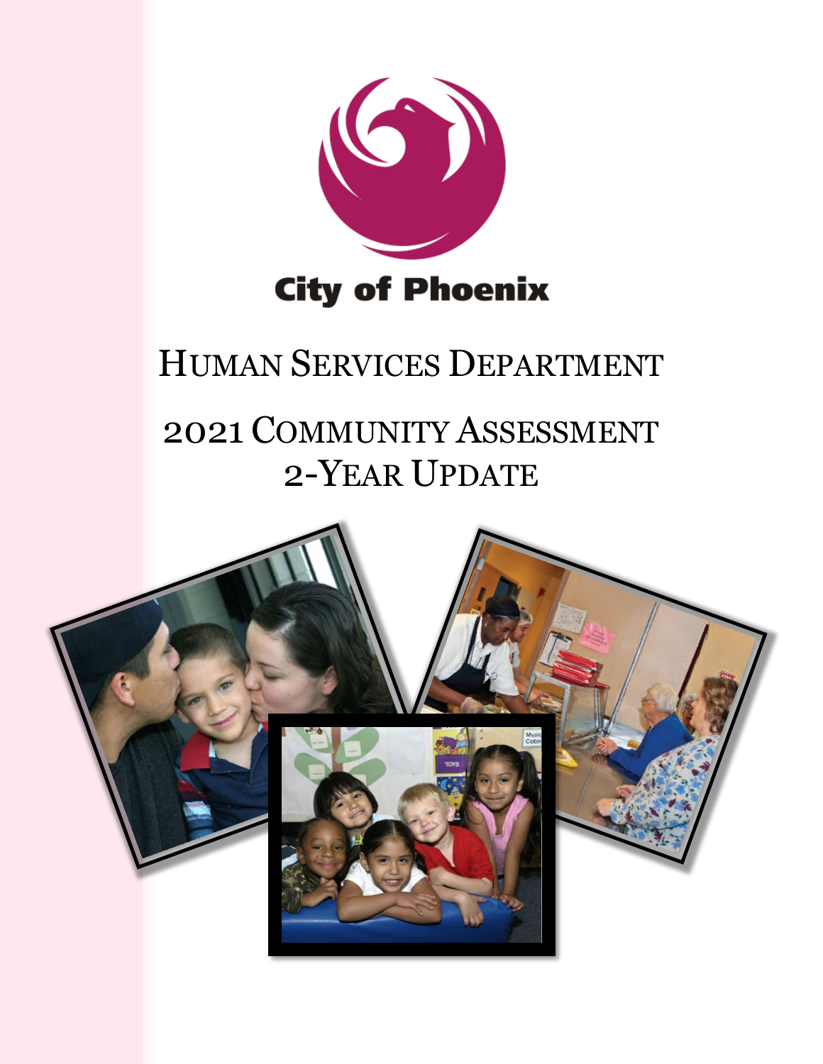City of Phoenix

# Human Services Department

# 2021 Community Assessment 2-Year Update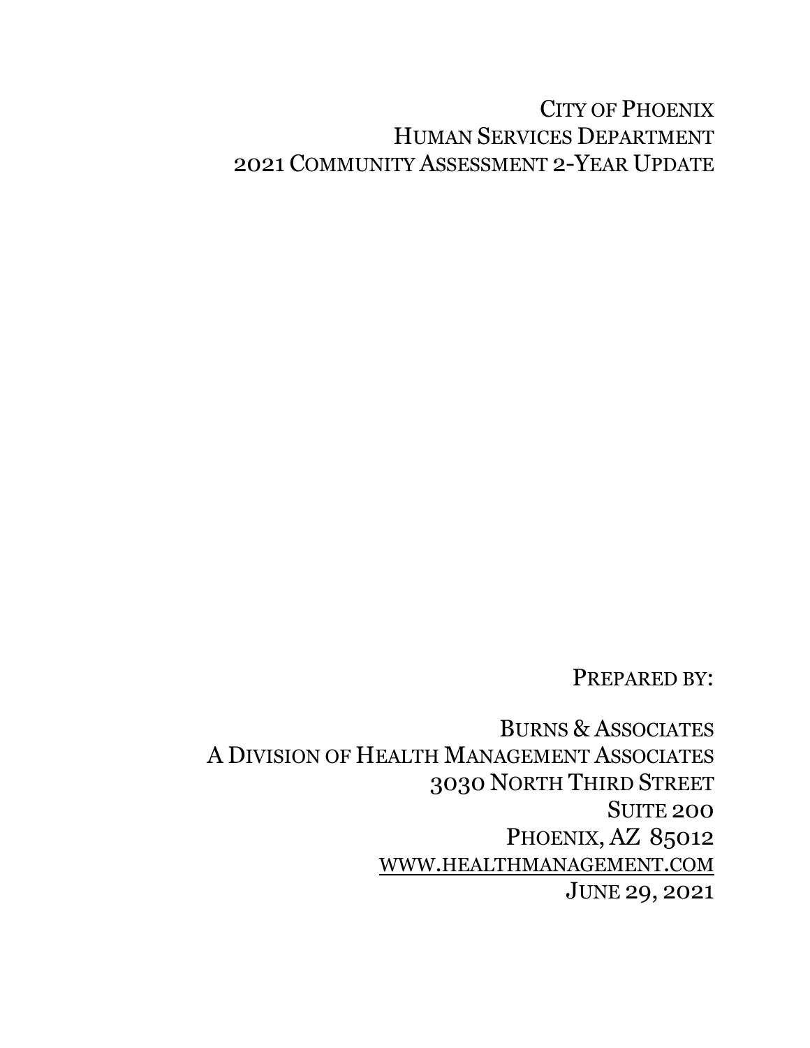# City of Phoenix
# Human Services Department
# 2021 Community Assessment 2-Year Update

Prepared by:

Burns & Associates
A Division of Health Management Associates
3030 North Third Street
Suite 200
Phoenix, AZ 85012
www.healthmanagement.com
June 29, 2021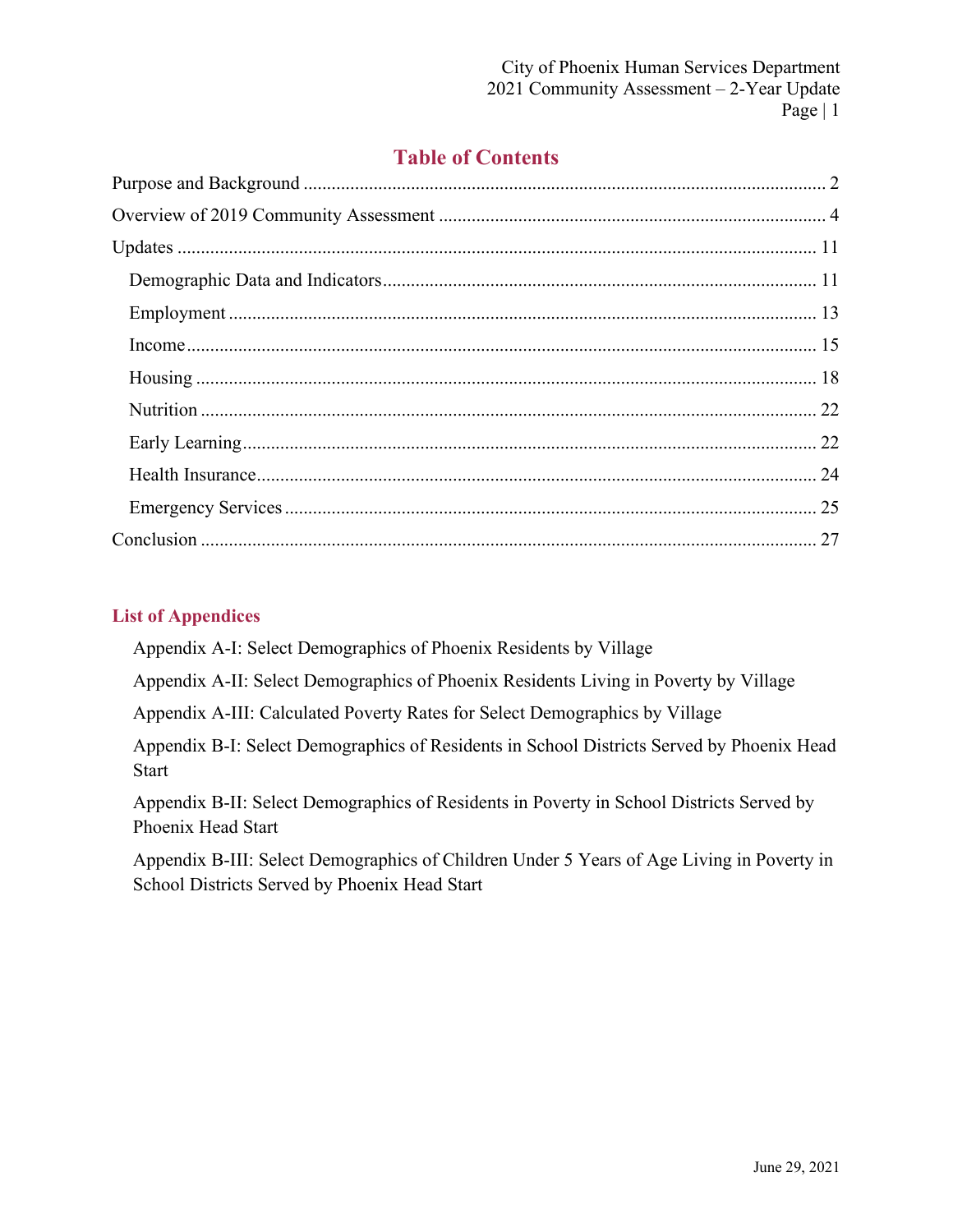# Table of Contents

Purpose and Background ..... 2

Overview of 2019 Community Assessment ..... 4

Updates ..... 11

- Demographic Data and Indicators ..... 11
- Employment ..... 13
- Income ..... 15
- Housing ..... 18
- Nutrition ..... 22
- Early Learning ..... 22
- Health Insurance ..... 24
- Emergency Services ..... 25

Conclusion ..... 27

## List of Appendices

Appendix A-I: Select Demographics of Phoenix Residents by Village

Appendix A-II: Select Demographics of Phoenix Residents Living in Poverty by Village

Appendix A-III: Calculated Poverty Rates for Select Demographics by Village

Appendix B-I: Select Demographics of Residents in School Districts Served by Phoenix Head Start

Appendix B-II: Select Demographics of Residents in Poverty in School Districts Served by Phoenix Head Start

Appendix B-III: Select Demographics of Children Under 5 Years of Age Living in Poverty in School Districts Served by Phoenix Head Start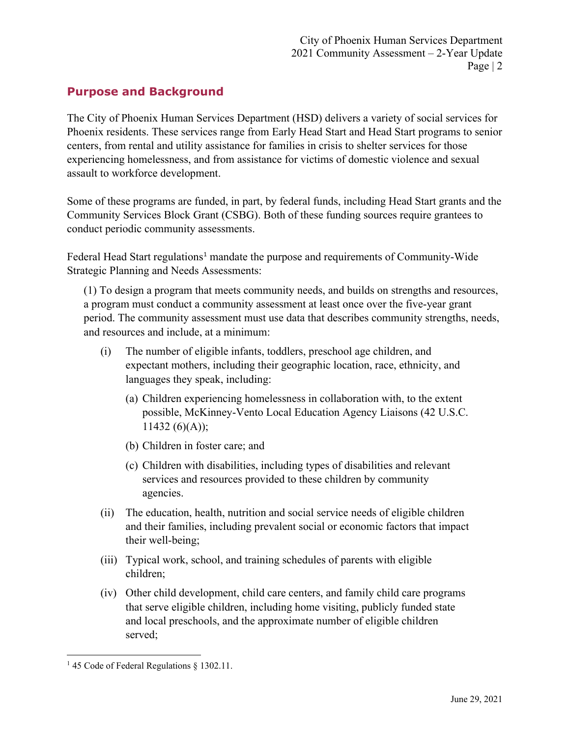## Purpose and Background

The City of Phoenix Human Services Department (HSD) delivers a variety of social services for Phoenix residents. These services range from Early Head Start and Head Start programs to senior centers, from rental and utility assistance for families in crisis to shelter services for those experiencing homelessness, and from assistance for victims of domestic violence and sexual assault to workforce development.

Some of these programs are funded, in part, by federal funds, including Head Start grants and the Community Services Block Grant (CSBG). Both of these funding sources require grantees to conduct periodic community assessments.

Federal Head Start regulations[1] mandate the purpose and requirements of Community-Wide Strategic Planning and Needs Assessments:

> (1) To design a program that meets community needs, and builds on strengths and resources, a program must conduct a community assessment at least once over the five-year grant period. The community assessment must use data that describes community strengths, needs, and resources and include, at a minimum:
>
> (i) The number of eligible infants, toddlers, preschool age children, and expectant mothers, including their geographic location, race, ethnicity, and languages they speak, including:
>
> (a) Children experiencing homelessness in collaboration with, to the extent possible, McKinney-Vento Local Education Agency Liaisons (42 U.S.C. 11432 (6)(A));
>
> (b) Children in foster care; and
>
> (c) Children with disabilities, including types of disabilities and relevant services and resources provided to these children by community agencies.
>
> (ii) The education, health, nutrition and social service needs of eligible children and their families, including prevalent social or economic factors that impact their well-being;
>
> (iii) Typical work, school, and training schedules of parents with eligible children;
>
> (iv) Other child development, child care centers, and family child care programs that serve eligible children, including home visiting, publicly funded state and local preschools, and the approximate number of eligible children served;

[1] 45 Code of Federal Regulations § 1302.11.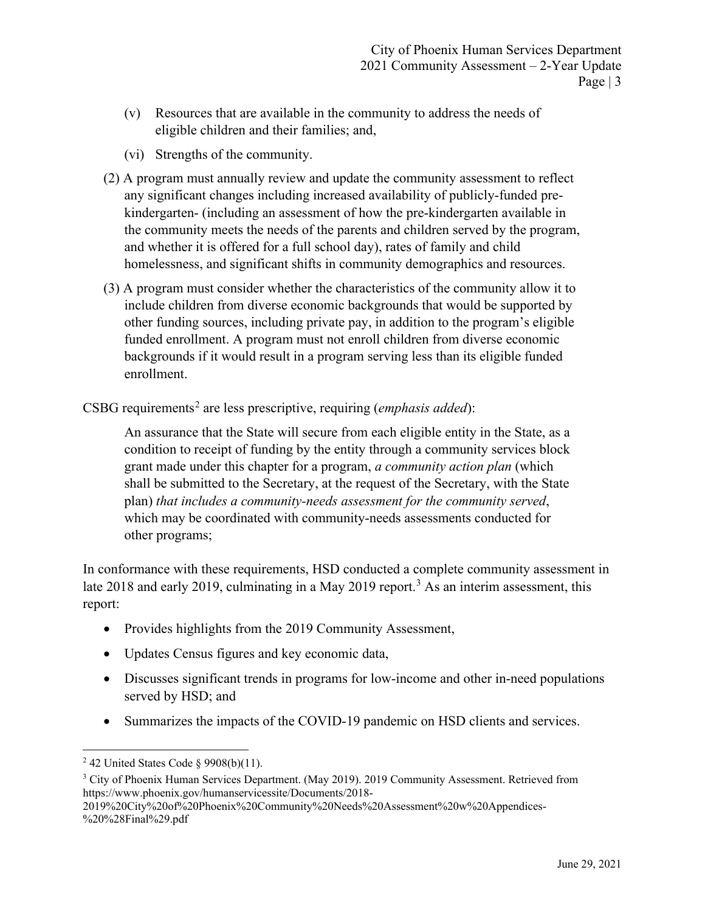(v) Resources that are available in the community to address the needs of eligible children and their families; and,

(vi) Strengths of the community.

(2) A program must annually review and update the community assessment to reflect any significant changes including increased availability of publicly-funded pre-kindergarten- (including an assessment of how the pre-kindergarten available in the community meets the needs of the parents and children served by the program, and whether it is offered for a full school day), rates of family and child homelessness, and significant shifts in community demographics and resources.

(3) A program must consider whether the characteristics of the community allow it to include children from diverse economic backgrounds that would be supported by other funding sources, including private pay, in addition to the program's eligible funded enrollment. A program must not enroll children from diverse economic backgrounds if it would result in a program serving less than its eligible funded enrollment.

CSBG requirements[2] are less prescriptive, requiring (*emphasis added*):

> An assurance that the State will secure from each eligible entity in the State, as a condition to receipt of funding by the entity through a community services block grant made under this chapter for a program, *a community action plan* (which shall be submitted to the Secretary, at the request of the Secretary, with the State plan) *that includes a community-needs assessment for the community served*, which may be coordinated with community-needs assessments conducted for other programs;

In conformance with these requirements, HSD conducted a complete community assessment in late 2018 and early 2019, culminating in a May 2019 report.[3] As an interim assessment, this report:

- Provides highlights from the 2019 Community Assessment,
- Updates Census figures and key economic data,
- Discusses significant trends in programs for low-income and other in-need populations served by HSD; and
- Summarizes the impacts of the COVID-19 pandemic on HSD clients and services.

---

[2] 42 United States Code § 9908(b)(11).

[3] City of Phoenix Human Services Department. (May 2019). 2019 Community Assessment. Retrieved from https://www.phoenix.gov/humanservicessite/Documents/2018-2019%20City%20of%20Phoenix%20Community%20Needs%20Assessment%20w%20Appendices-%20%28Final%29.pdf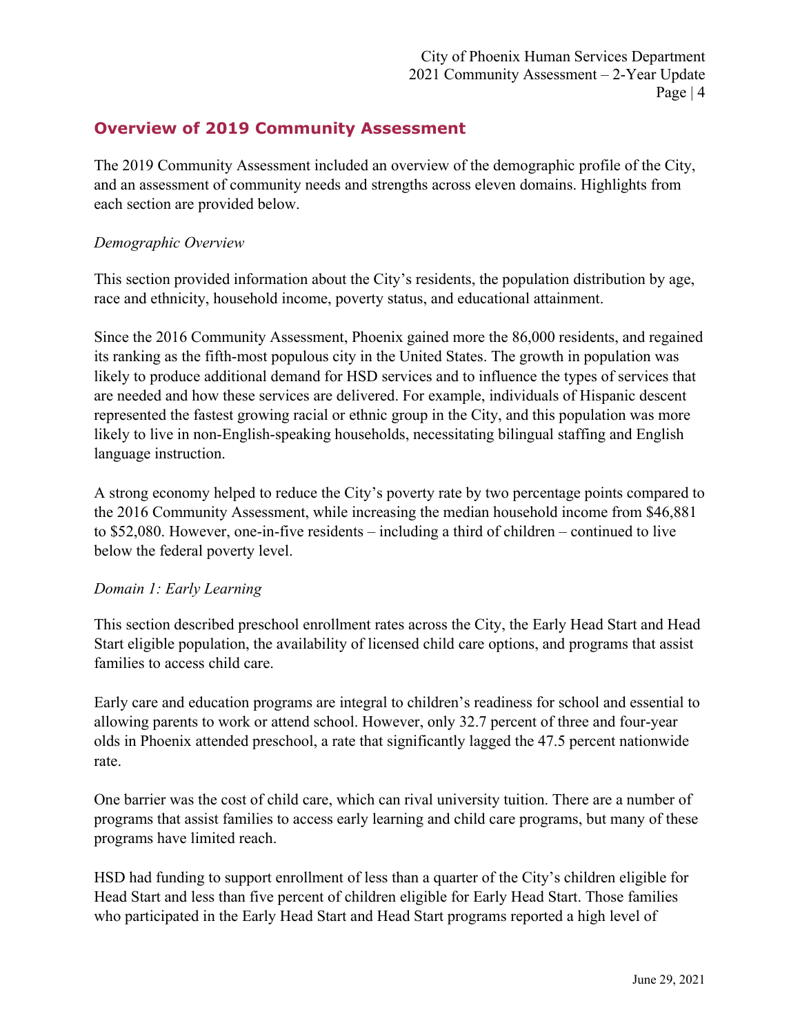## Overview of 2019 Community Assessment

The 2019 Community Assessment included an overview of the demographic profile of the City, and an assessment of community needs and strengths across eleven domains. Highlights from each section are provided below.

*Demographic Overview*

This section provided information about the City's residents, the population distribution by age, race and ethnicity, household income, poverty status, and educational attainment.

Since the 2016 Community Assessment, Phoenix gained more the 86,000 residents, and regained its ranking as the fifth-most populous city in the United States. The growth in population was likely to produce additional demand for HSD services and to influence the types of services that are needed and how these services are delivered. For example, individuals of Hispanic descent represented the fastest growing racial or ethnic group in the City, and this population was more likely to live in non-English-speaking households, necessitating bilingual staffing and English language instruction.

A strong economy helped to reduce the City's poverty rate by two percentage points compared to the 2016 Community Assessment, while increasing the median household income from $46,881 to $52,080. However, one-in-five residents – including a third of children – continued to live below the federal poverty level.

*Domain 1: Early Learning*

This section described preschool enrollment rates across the City, the Early Head Start and Head Start eligible population, the availability of licensed child care options, and programs that assist families to access child care.

Early care and education programs are integral to children's readiness for school and essential to allowing parents to work or attend school. However, only 32.7 percent of three and four-year olds in Phoenix attended preschool, a rate that significantly lagged the 47.5 percent nationwide rate.

One barrier was the cost of child care, which can rival university tuition. There are a number of programs that assist families to access early learning and child care programs, but many of these programs have limited reach.

HSD had funding to support enrollment of less than a quarter of the City's children eligible for Head Start and less than five percent of children eligible for Early Head Start. Those families who participated in the Early Head Start and Head Start programs reported a high level of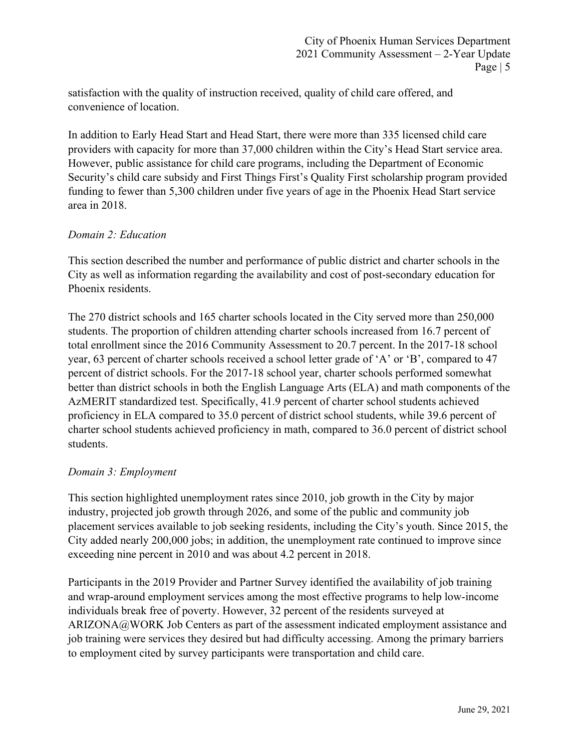satisfaction with the quality of instruction received, quality of child care offered, and convenience of location.

In addition to Early Head Start and Head Start, there were more than 335 licensed child care providers with capacity for more than 37,000 children within the City's Head Start service area. However, public assistance for child care programs, including the Department of Economic Security's child care subsidy and First Things First's Quality First scholarship program provided funding to fewer than 5,300 children under five years of age in the Phoenix Head Start service area in 2018.

*Domain 2: Education*

This section described the number and performance of public district and charter schools in the City as well as information regarding the availability and cost of post-secondary education for Phoenix residents.

The 270 district schools and 165 charter schools located in the City served more than 250,000 students. The proportion of children attending charter schools increased from 16.7 percent of total enrollment since the 2016 Community Assessment to 20.7 percent. In the 2017-18 school year, 63 percent of charter schools received a school letter grade of 'A' or 'B', compared to 47 percent of district schools. For the 2017-18 school year, charter schools performed somewhat better than district schools in both the English Language Arts (ELA) and math components of the AzMERIT standardized test. Specifically, 41.9 percent of charter school students achieved proficiency in ELA compared to 35.0 percent of district school students, while 39.6 percent of charter school students achieved proficiency in math, compared to 36.0 percent of district school students.

*Domain 3: Employment*

This section highlighted unemployment rates since 2010, job growth in the City by major industry, projected job growth through 2026, and some of the public and community job placement services available to job seeking residents, including the City's youth. Since 2015, the City added nearly 200,000 jobs; in addition, the unemployment rate continued to improve since exceeding nine percent in 2010 and was about 4.2 percent in 2018.

Participants in the 2019 Provider and Partner Survey identified the availability of job training and wrap-around employment services among the most effective programs to help low-income individuals break free of poverty. However, 32 percent of the residents surveyed at ARIZONA@WORK Job Centers as part of the assessment indicated employment assistance and job training were services they desired but had difficulty accessing. Among the primary barriers to employment cited by survey participants were transportation and child care.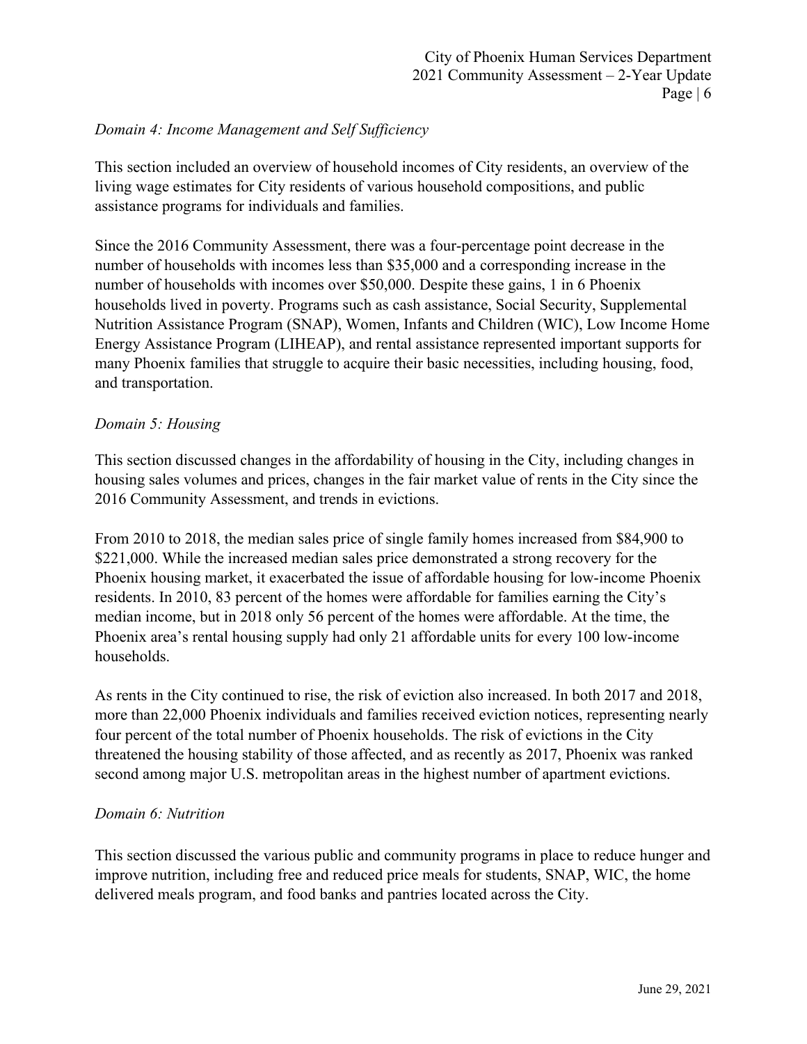*Domain 4: Income Management and Self Sufficiency*

This section included an overview of household incomes of City residents, an overview of the living wage estimates for City residents of various household compositions, and public assistance programs for individuals and families.

Since the 2016 Community Assessment, there was a four-percentage point decrease in the number of households with incomes less than $35,000 and a corresponding increase in the number of households with incomes over $50,000. Despite these gains, 1 in 6 Phoenix households lived in poverty. Programs such as cash assistance, Social Security, Supplemental Nutrition Assistance Program (SNAP), Women, Infants and Children (WIC), Low Income Home Energy Assistance Program (LIHEAP), and rental assistance represented important supports for many Phoenix families that struggle to acquire their basic necessities, including housing, food, and transportation.

*Domain 5: Housing*

This section discussed changes in the affordability of housing in the City, including changes in housing sales volumes and prices, changes in the fair market value of rents in the City since the 2016 Community Assessment, and trends in evictions.

From 2010 to 2018, the median sales price of single family homes increased from $84,900 to $221,000. While the increased median sales price demonstrated a strong recovery for the Phoenix housing market, it exacerbated the issue of affordable housing for low-income Phoenix residents. In 2010, 83 percent of the homes were affordable for families earning the City's median income, but in 2018 only 56 percent of the homes were affordable. At the time, the Phoenix area's rental housing supply had only 21 affordable units for every 100 low-income households.

As rents in the City continued to rise, the risk of eviction also increased. In both 2017 and 2018, more than 22,000 Phoenix individuals and families received eviction notices, representing nearly four percent of the total number of Phoenix households. The risk of evictions in the City threatened the housing stability of those affected, and as recently as 2017, Phoenix was ranked second among major U.S. metropolitan areas in the highest number of apartment evictions.

*Domain 6: Nutrition*

This section discussed the various public and community programs in place to reduce hunger and improve nutrition, including free and reduced price meals for students, SNAP, WIC, the home delivered meals program, and food banks and pantries located across the City.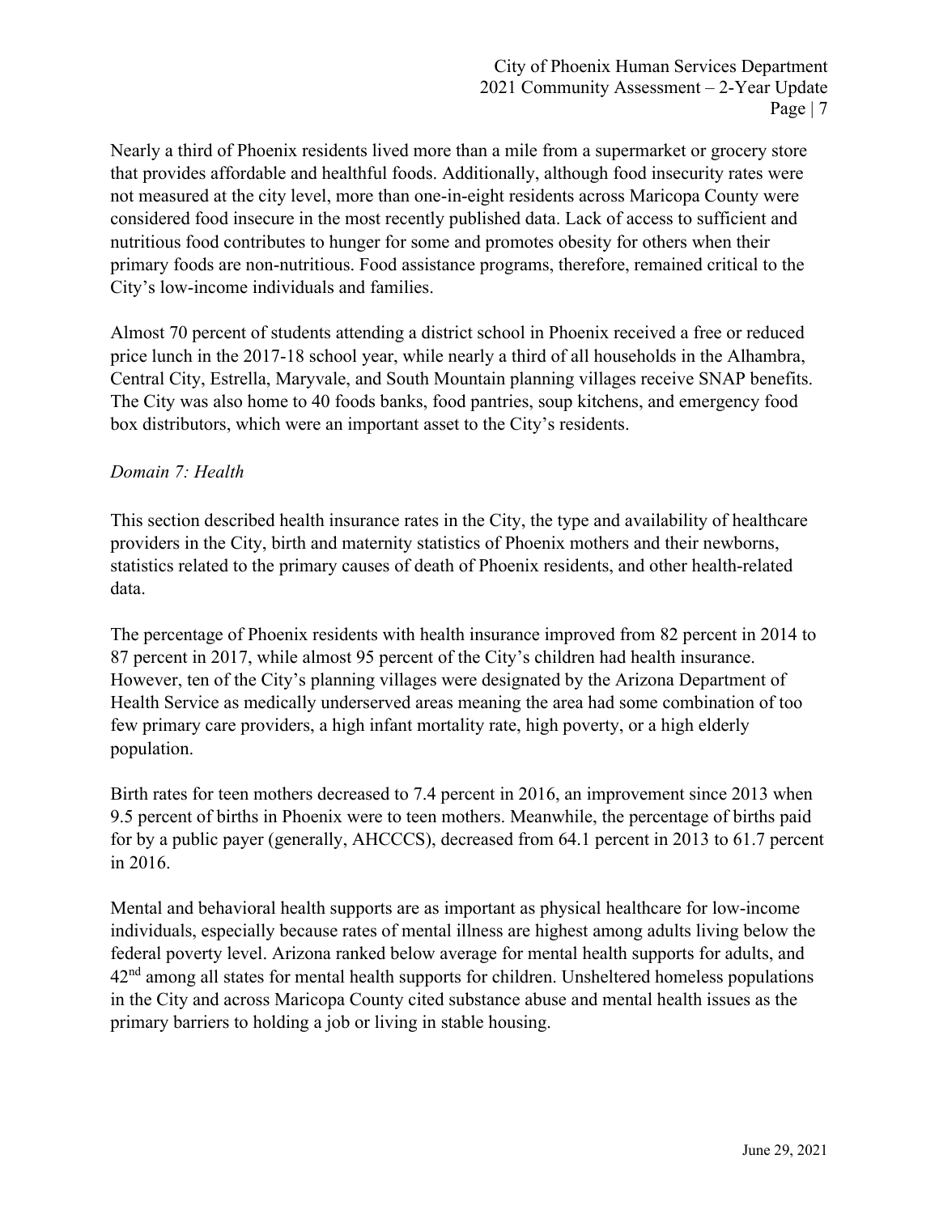Nearly a third of Phoenix residents lived more than a mile from a supermarket or grocery store that provides affordable and healthful foods. Additionally, although food insecurity rates were not measured at the city level, more than one-in-eight residents across Maricopa County were considered food insecure in the most recently published data. Lack of access to sufficient and nutritious food contributes to hunger for some and promotes obesity for others when their primary foods are non-nutritious. Food assistance programs, therefore, remained critical to the City's low-income individuals and families.

Almost 70 percent of students attending a district school in Phoenix received a free or reduced price lunch in the 2017-18 school year, while nearly a third of all households in the Alhambra, Central City, Estrella, Maryvale, and South Mountain planning villages receive SNAP benefits. The City was also home to 40 foods banks, food pantries, soup kitchens, and emergency food box distributors, which were an important asset to the City's residents.

*Domain 7: Health*

This section described health insurance rates in the City, the type and availability of healthcare providers in the City, birth and maternity statistics of Phoenix mothers and their newborns, statistics related to the primary causes of death of Phoenix residents, and other health-related data.

The percentage of Phoenix residents with health insurance improved from 82 percent in 2014 to 87 percent in 2017, while almost 95 percent of the City's children had health insurance. However, ten of the City's planning villages were designated by the Arizona Department of Health Service as medically underserved areas meaning the area had some combination of too few primary care providers, a high infant mortality rate, high poverty, or a high elderly population.

Birth rates for teen mothers decreased to 7.4 percent in 2016, an improvement since 2013 when 9.5 percent of births in Phoenix were to teen mothers. Meanwhile, the percentage of births paid for by a public payer (generally, AHCCCS), decreased from 64.1 percent in 2013 to 61.7 percent in 2016.

Mental and behavioral health supports are as important as physical healthcare for low-income individuals, especially because rates of mental illness are highest among adults living below the federal poverty level. Arizona ranked below average for mental health supports for adults, and 42nd among all states for mental health supports for children. Unsheltered homeless populations in the City and across Maricopa County cited substance abuse and mental health issues as the primary barriers to holding a job or living in stable housing.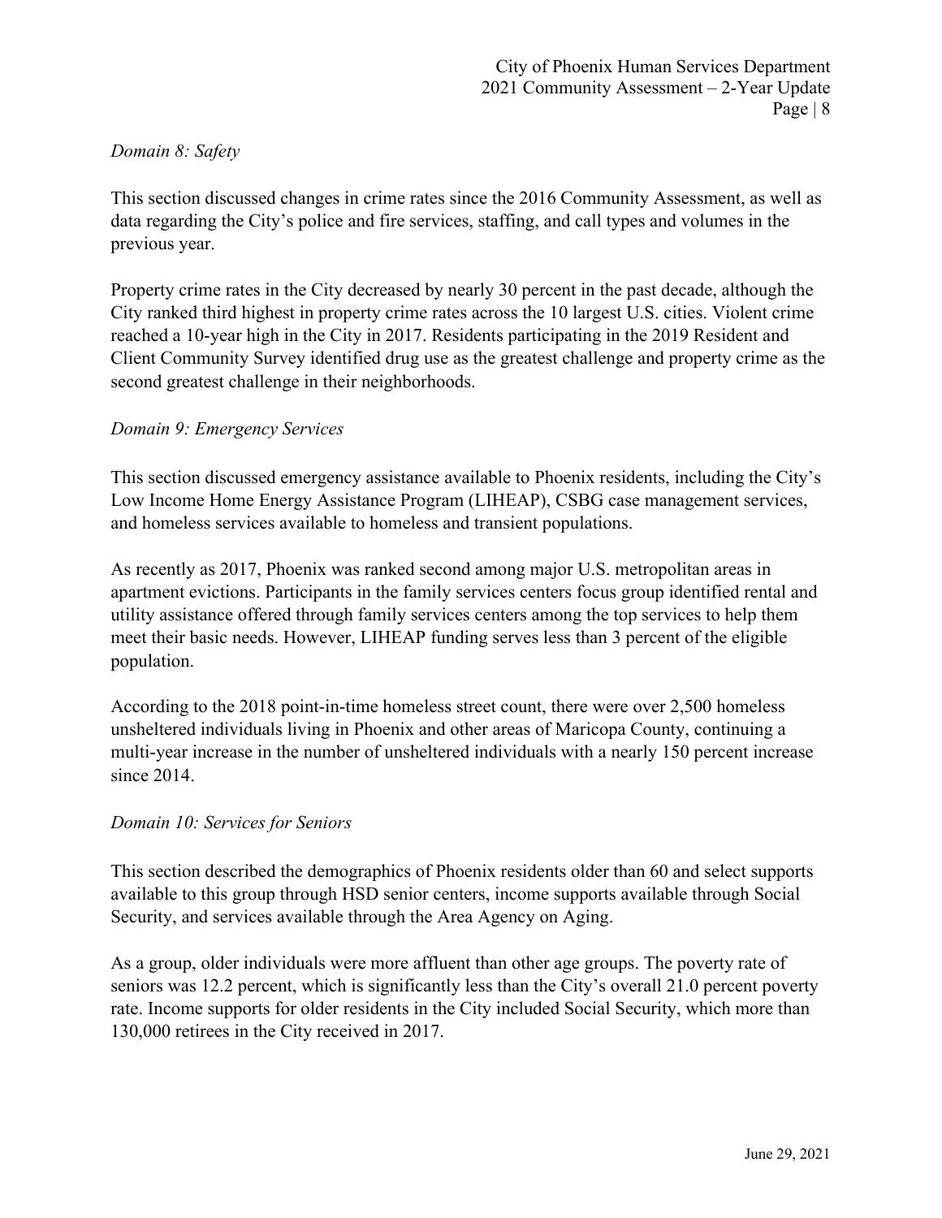*Domain 8: Safety*

This section discussed changes in crime rates since the 2016 Community Assessment, as well as data regarding the City's police and fire services, staffing, and call types and volumes in the previous year.

Property crime rates in the City decreased by nearly 30 percent in the past decade, although the City ranked third highest in property crime rates across the 10 largest U.S. cities. Violent crime reached a 10-year high in the City in 2017. Residents participating in the 2019 Resident and Client Community Survey identified drug use as the greatest challenge and property crime as the second greatest challenge in their neighborhoods.

*Domain 9: Emergency Services*

This section discussed emergency assistance available to Phoenix residents, including the City's Low Income Home Energy Assistance Program (LIHEAP), CSBG case management services, and homeless services available to homeless and transient populations.

As recently as 2017, Phoenix was ranked second among major U.S. metropolitan areas in apartment evictions. Participants in the family services centers focus group identified rental and utility assistance offered through family services centers among the top services to help them meet their basic needs. However, LIHEAP funding serves less than 3 percent of the eligible population.

According to the 2018 point-in-time homeless street count, there were over 2,500 homeless unsheltered individuals living in Phoenix and other areas of Maricopa County, continuing a multi-year increase in the number of unsheltered individuals with a nearly 150 percent increase since 2014.

*Domain 10: Services for Seniors*

This section described the demographics of Phoenix residents older than 60 and select supports available to this group through HSD senior centers, income supports available through Social Security, and services available through the Area Agency on Aging.

As a group, older individuals were more affluent than other age groups. The poverty rate of seniors was 12.2 percent, which is significantly less than the City's overall 21.0 percent poverty rate. Income supports for older residents in the City included Social Security, which more than 130,000 retirees in the City received in 2017.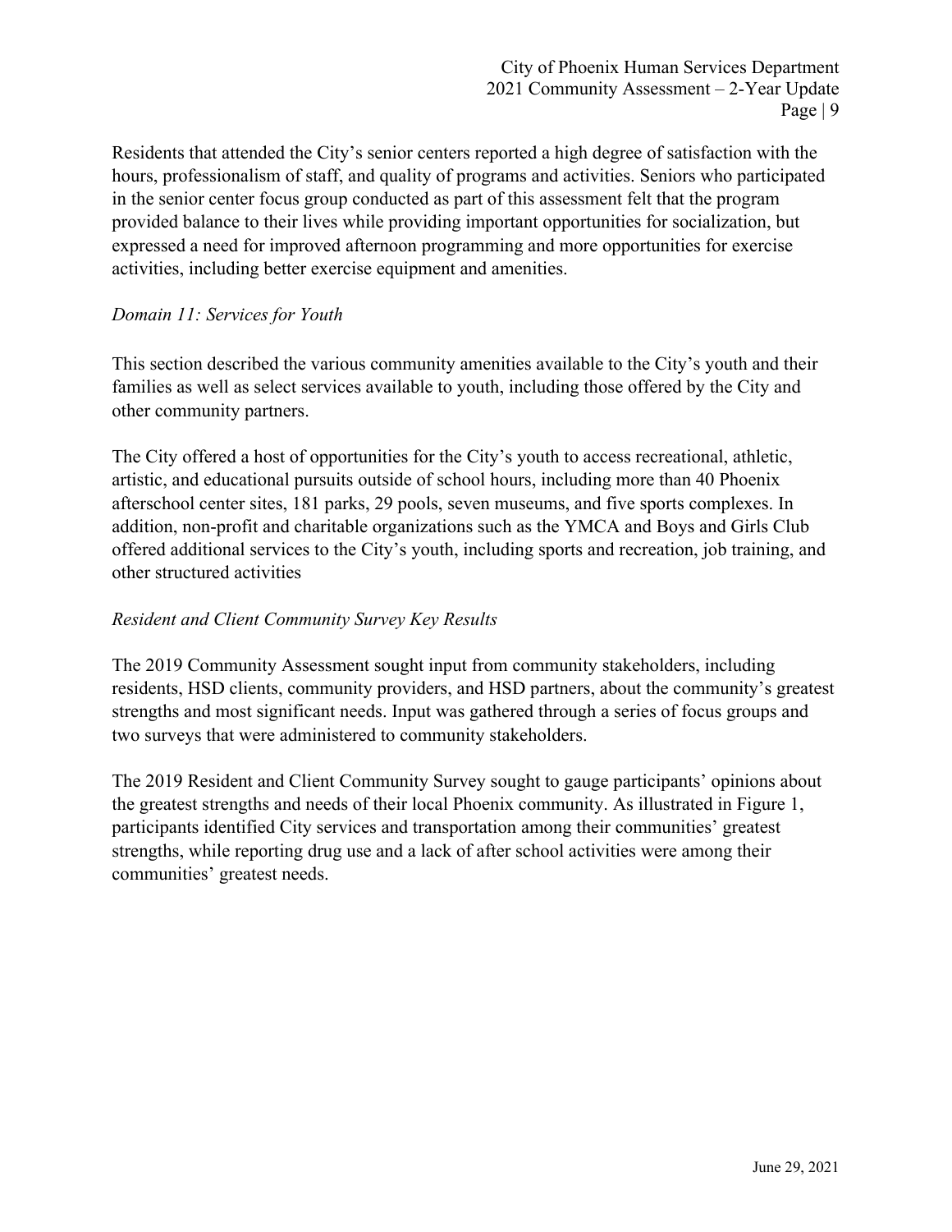Residents that attended the City's senior centers reported a high degree of satisfaction with the hours, professionalism of staff, and quality of programs and activities. Seniors who participated in the senior center focus group conducted as part of this assessment felt that the program provided balance to their lives while providing important opportunities for socialization, but expressed a need for improved afternoon programming and more opportunities for exercise activities, including better exercise equipment and amenities.

*Domain 11: Services for Youth*

This section described the various community amenities available to the City's youth and their families as well as select services available to youth, including those offered by the City and other community partners.

The City offered a host of opportunities for the City's youth to access recreational, athletic, artistic, and educational pursuits outside of school hours, including more than 40 Phoenix afterschool center sites, 181 parks, 29 pools, seven museums, and five sports complexes. In addition, non-profit and charitable organizations such as the YMCA and Boys and Girls Club offered additional services to the City's youth, including sports and recreation, job training, and other structured activities

*Resident and Client Community Survey Key Results*

The 2019 Community Assessment sought input from community stakeholders, including residents, HSD clients, community providers, and HSD partners, about the community's greatest strengths and most significant needs. Input was gathered through a series of focus groups and two surveys that were administered to community stakeholders.

The 2019 Resident and Client Community Survey sought to gauge participants' opinions about the greatest strengths and needs of their local Phoenix community. As illustrated in Figure 1, participants identified City services and transportation among their communities' greatest strengths, while reporting drug use and a lack of after school activities were among their communities' greatest needs.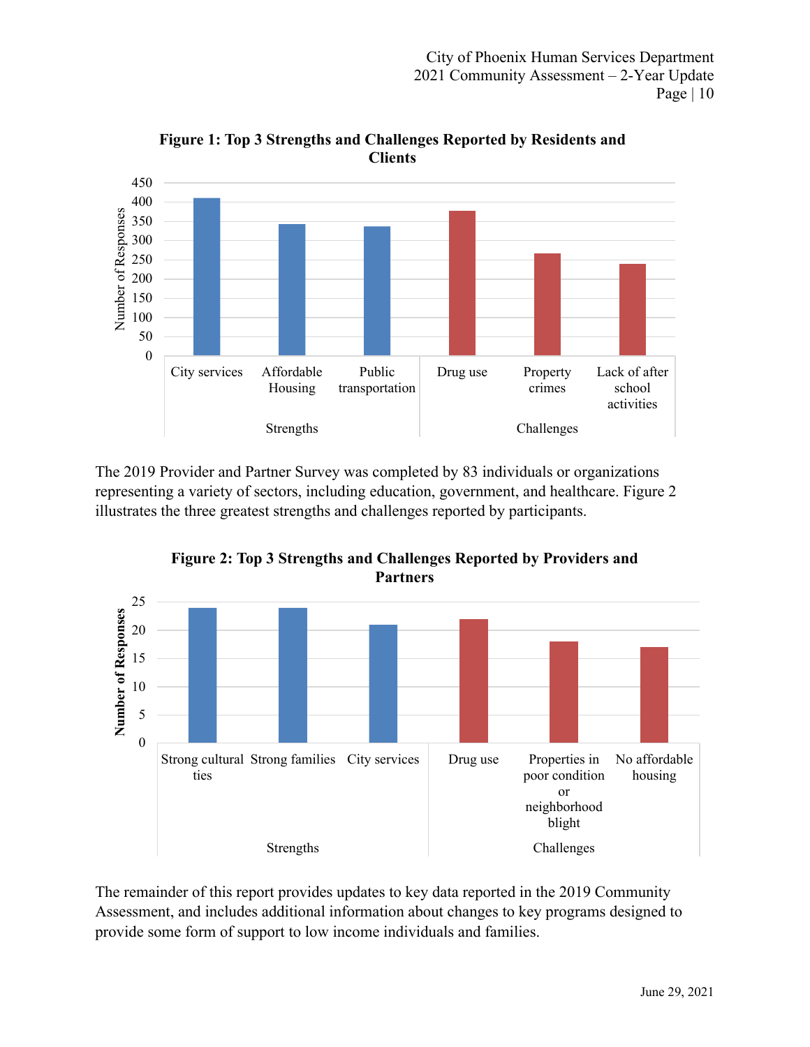**Figure 1: Top 3 Strengths and Challenges Reported by Residents and Clients**

| Category | Item | Number of Responses |
|---|---|---|
| Strengths | City services | ~410 |
| Strengths | Affordable Housing | ~343 |
| Strengths | Public transportation | ~337 |
| Challenges | Drug use | ~377 |
| Challenges | Property crimes | ~267 |
| Challenges | Lack of after school activities | ~240 |

The 2019 Provider and Partner Survey was completed by 83 individuals or organizations representing a variety of sectors, including education, government, and healthcare. Figure 2 illustrates the three greatest strengths and challenges reported by participants.

**Figure 2: Top 3 Strengths and Challenges Reported by Providers and Partners**

| Category | Item | Number of Responses |
|---|---|---|
| Strengths | Strong cultural ties | 24 |
| Strengths | Strong families | 24 |
| Strengths | City services | 21 |
| Challenges | Drug use | 22 |
| Challenges | Properties in poor condition or neighborhood blight | 18 |
| Challenges | No affordable housing | 17 |

The remainder of this report provides updates to key data reported in the 2019 Community Assessment, and includes additional information about changes to key programs designed to provide some form of support to low income individuals and families.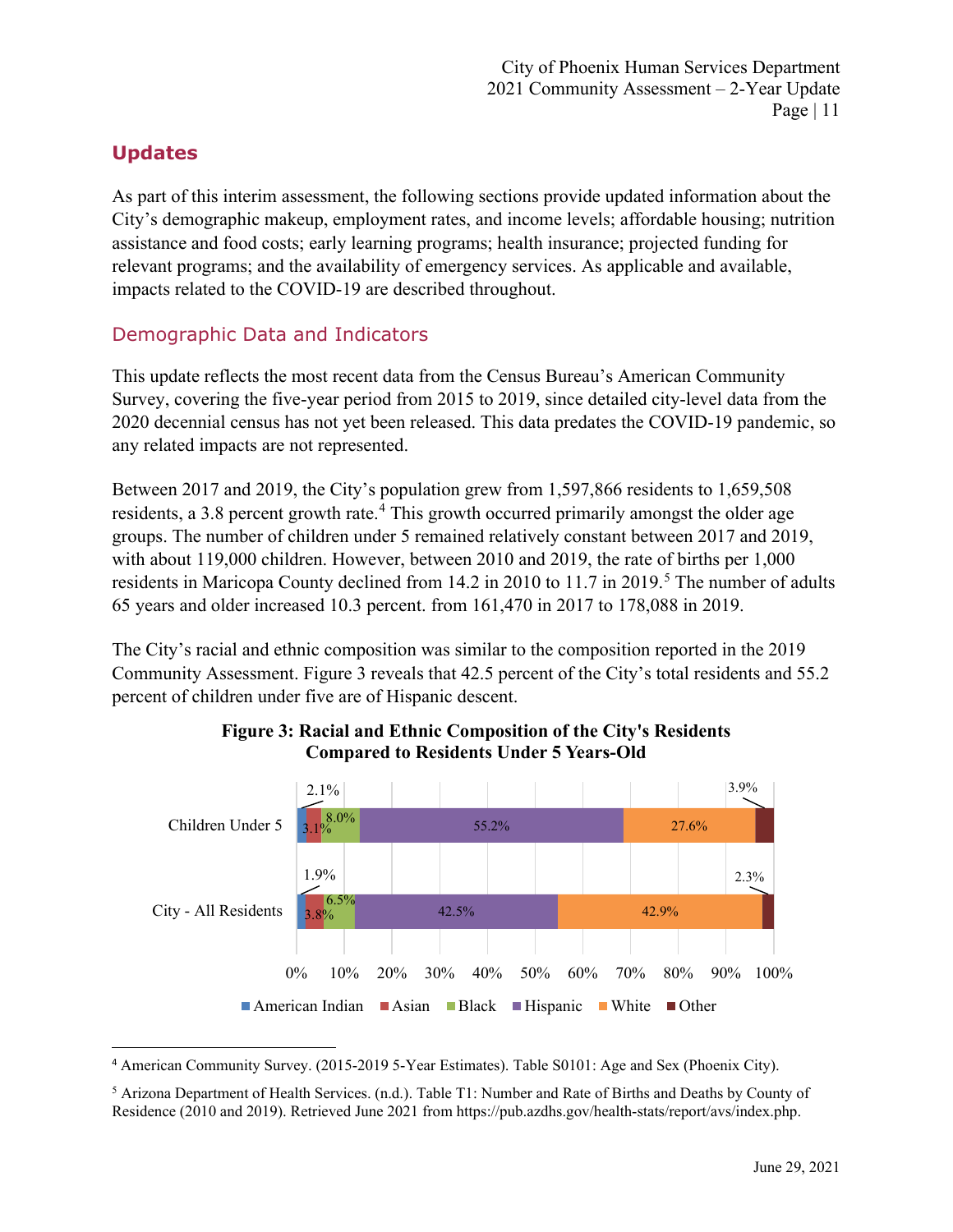## Updates

As part of this interim assessment, the following sections provide updated information about the City's demographic makeup, employment rates, and income levels; affordable housing; nutrition assistance and food costs; early learning programs; health insurance; projected funding for relevant programs; and the availability of emergency services. As applicable and available, impacts related to the COVID-19 are described throughout.

### Demographic Data and Indicators

This update reflects the most recent data from the Census Bureau's American Community Survey, covering the five-year period from 2015 to 2019, since detailed city-level data from the 2020 decennial census has not yet been released. This data predates the COVID-19 pandemic, so any related impacts are not represented.

Between 2017 and 2019, the City's population grew from 1,597,866 residents to 1,659,508 residents, a 3.8 percent growth rate.[4] This growth occurred primarily amongst the older age groups. The number of children under 5 remained relatively constant between 2017 and 2019, with about 119,000 children. However, between 2010 and 2019, the rate of births per 1,000 residents in Maricopa County declined from 14.2 in 2010 to 11.7 in 2019.[5] The number of adults 65 years and older increased 10.3 percent. from 161,470 in 2017 to 178,088 in 2019.

The City's racial and ethnic composition was similar to the composition reported in the 2019 Community Assessment. Figure 3 reveals that 42.5 percent of the City's total residents and 55.2 percent of children under five are of Hispanic descent.

**Figure 3: Racial and Ethnic Composition of the City's Residents Compared to Residents Under 5 Years-Old**

| | American Indian | Asian | Black | Hispanic | White | Other |
|---|---|---|---|---|---|---|
| Children Under 5 | 2.1% | 3.1% | 8.0% | 55.2% | 27.6% | 3.9% |
| City - All Residents | 1.9% | 3.8% | 6.5% | 42.5% | 42.9% | 2.3% |

[4] American Community Survey. (2015-2019 5-Year Estimates). Table S0101: Age and Sex (Phoenix City).

[5] Arizona Department of Health Services. (n.d.). Table T1: Number and Rate of Births and Deaths by County of Residence (2010 and 2019). Retrieved June 2021 from https://pub.azdhs.gov/health-stats/report/avs/index.php.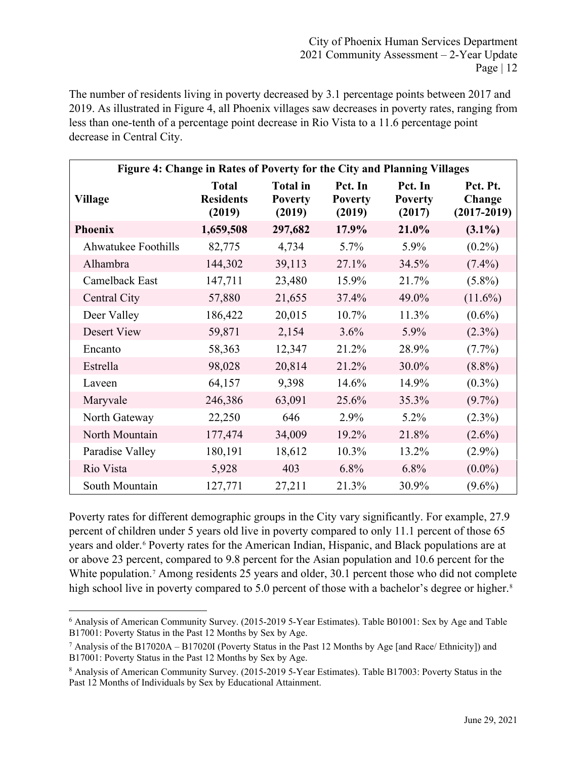The number of residents living in poverty decreased by 3.1 percentage points between 2017 and 2019. As illustrated in Figure 4, all Phoenix villages saw decreases in poverty rates, ranging from less than one-tenth of a percentage point decrease in Rio Vista to a 11.6 percentage point decrease in Central City.

**Figure 4: Change in Rates of Poverty for the City and Planning Villages**

| Village | Total Residents (2019) | Total in Poverty (2019) | Pct. In Poverty (2019) | Pct. In Poverty (2017) | Pct. Pt. Change (2017-2019) |
|---|---|---|---|---|---|
| **Phoenix** | **1,659,508** | **297,682** | **17.9%** | **21.0%** | **(3.1%)** |
| Ahwatukee Foothills | 82,775 | 4,734 | 5.7% | 5.9% | (0.2%) |
| Alhambra | 144,302 | 39,113 | 27.1% | 34.5% | (7.4%) |
| Camelback East | 147,711 | 23,480 | 15.9% | 21.7% | (5.8%) |
| Central City | 57,880 | 21,655 | 37.4% | 49.0% | (11.6%) |
| Deer Valley | 186,422 | 20,015 | 10.7% | 11.3% | (0.6%) |
| Desert View | 59,871 | 2,154 | 3.6% | 5.9% | (2.3%) |
| Encanto | 58,363 | 12,347 | 21.2% | 28.9% | (7.7%) |
| Estrella | 98,028 | 20,814 | 21.2% | 30.0% | (8.8%) |
| Laveen | 64,157 | 9,398 | 14.6% | 14.9% | (0.3%) |
| Maryvale | 246,386 | 63,091 | 25.6% | 35.3% | (9.7%) |
| North Gateway | 22,250 | 646 | 2.9% | 5.2% | (2.3%) |
| North Mountain | 177,474 | 34,009 | 19.2% | 21.8% | (2.6%) |
| Paradise Valley | 180,191 | 18,612 | 10.3% | 13.2% | (2.9%) |
| Rio Vista | 5,928 | 403 | 6.8% | 6.8% | (0.0%) |
| South Mountain | 127,771 | 27,211 | 21.3% | 30.9% | (9.6%) |

Poverty rates for different demographic groups in the City vary significantly. For example, 27.9 percent of children under 5 years old live in poverty compared to only 11.1 percent of those 65 years and older.[6] Poverty rates for the American Indian, Hispanic, and Black populations are at or above 23 percent, compared to 9.8 percent for the Asian population and 10.6 percent for the White population.[7] Among residents 25 years and older, 30.1 percent those who did not complete high school live in poverty compared to 5.0 percent of those with a bachelor's degree or higher.[8]

---

[6] Analysis of American Community Survey. (2015-2019 5-Year Estimates). Table B01001: Sex by Age and Table B17001: Poverty Status in the Past 12 Months by Sex by Age.

[7] Analysis of the B17020A – B17020I (Poverty Status in the Past 12 Months by Age [and Race/ Ethnicity]) and B17001: Poverty Status in the Past 12 Months by Sex by Age.

[8] Analysis of American Community Survey. (2015-2019 5-Year Estimates). Table B17003: Poverty Status in the Past 12 Months of Individuals by Sex by Educational Attainment.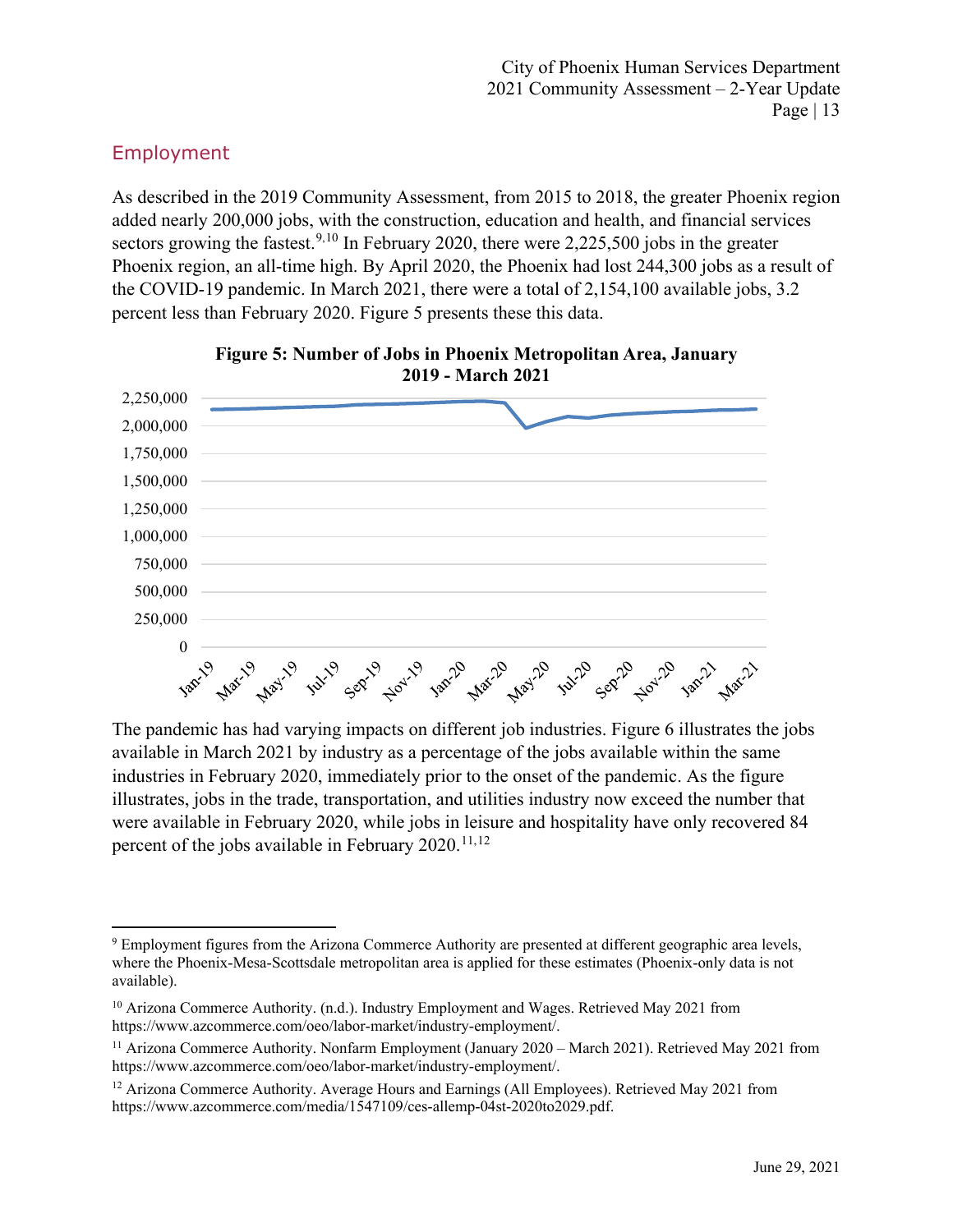## Employment

As described in the 2019 Community Assessment, from 2015 to 2018, the greater Phoenix region added nearly 200,000 jobs, with the construction, education and health, and financial services sectors growing the fastest.[9,10] In February 2020, there were 2,225,500 jobs in the greater Phoenix region, an all-time high. By April 2020, the Phoenix had lost 244,300 jobs as a result of the COVID-19 pandemic. In March 2021, there were a total of 2,154,100 available jobs, 3.2 percent less than February 2020. Figure 5 presents these this data.

**Figure 5: Number of Jobs in Phoenix Metropolitan Area, January 2019 - March 2021**

The pandemic has had varying impacts on different job industries. Figure 6 illustrates the jobs available in March 2021 by industry as a percentage of the jobs available within the same industries in February 2020, immediately prior to the onset of the pandemic. As the figure illustrates, jobs in the trade, transportation, and utilities industry now exceed the number that were available in February 2020, while jobs in leisure and hospitality have only recovered 84 percent of the jobs available in February 2020.[11,12]

---

[9] Employment figures from the Arizona Commerce Authority are presented at different geographic area levels, where the Phoenix-Mesa-Scottsdale metropolitan area is applied for these estimates (Phoenix-only data is not available).

[10] Arizona Commerce Authority. (n.d.). Industry Employment and Wages. Retrieved May 2021 from https://www.azcommerce.com/oeo/labor-market/industry-employment/.

[11] Arizona Commerce Authority. Nonfarm Employment (January 2020 – March 2021). Retrieved May 2021 from https://www.azcommerce.com/oeo/labor-market/industry-employment/.

[12] Arizona Commerce Authority. Average Hours and Earnings (All Employees). Retrieved May 2021 from https://www.azcommerce.com/media/1547109/ces-allemp-04st-2020to2029.pdf.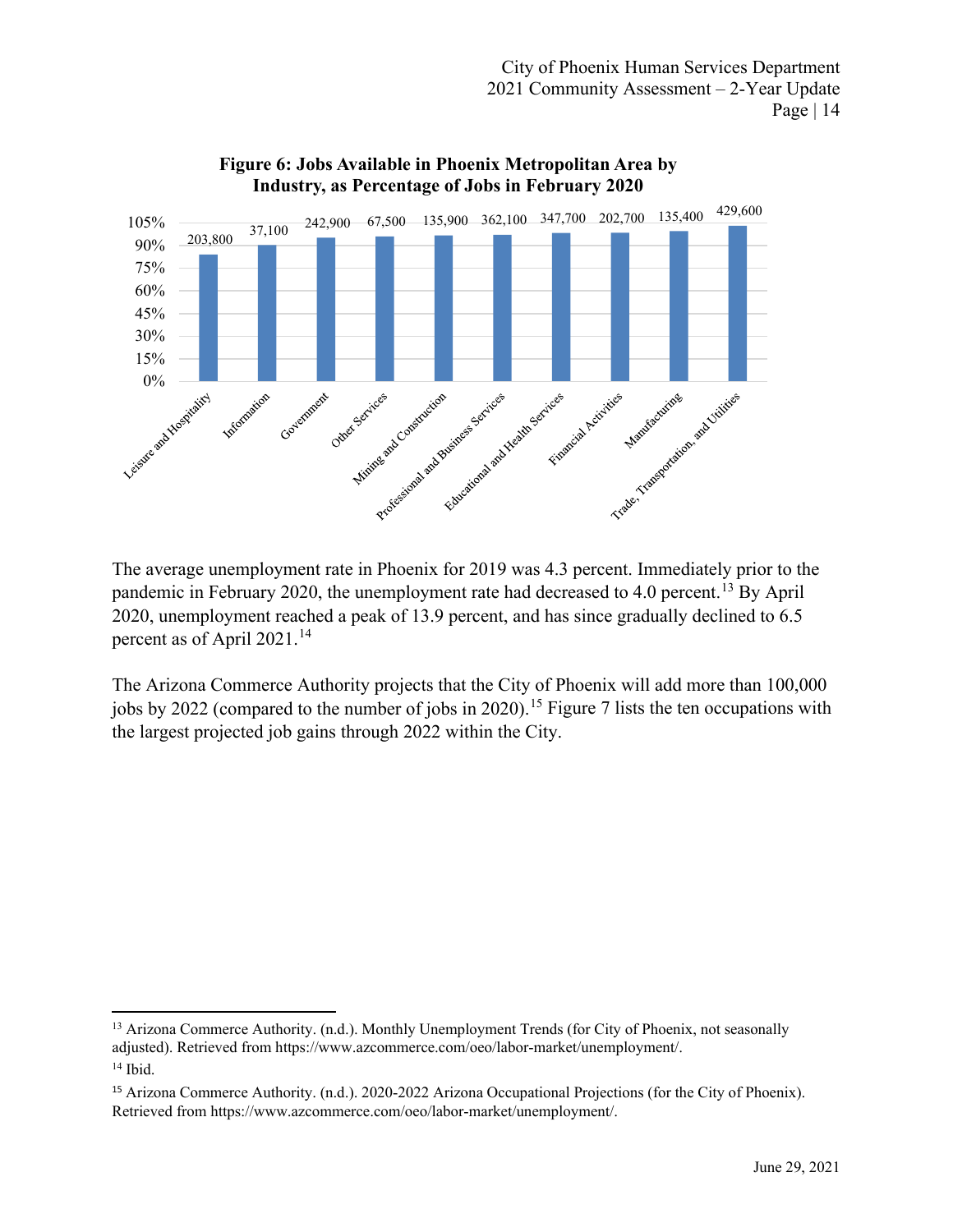**Figure 6: Jobs Available in Phoenix Metropolitan Area by Industry, as Percentage of Jobs in February 2020**

| Industry | Jobs |
| --- | --- |
| Leisure and Hospitality | 203,800 |
| Information | 37,100 |
| Government | 242,900 |
| Other Services | 67,500 |
| Mining and Construction | 135,900 |
| Professional and Business Services | 362,100 |
| Educational and Health Services | 347,700 |
| Financial Activities | 202,700 |
| Manufacturing | 135,400 |
| Trade, Transportation, and Utilities | 429,600 |

The average unemployment rate in Phoenix for 2019 was 4.3 percent. Immediately prior to the pandemic in February 2020, the unemployment rate had decreased to 4.0 percent.[13] By April 2020, unemployment reached a peak of 13.9 percent, and has since gradually declined to 6.5 percent as of April 2021.[14]

The Arizona Commerce Authority projects that the City of Phoenix will add more than 100,000 jobs by 2022 (compared to the number of jobs in 2020).[15] Figure 7 lists the ten occupations with the largest projected job gains through 2022 within the City.

---

[13] Arizona Commerce Authority. (n.d.). Monthly Unemployment Trends (for City of Phoenix, not seasonally adjusted). Retrieved from https://www.azcommerce.com/oeo/labor-market/unemployment/.

[14] Ibid.

[15] Arizona Commerce Authority. (n.d.). 2020-2022 Arizona Occupational Projections (for the City of Phoenix). Retrieved from https://www.azcommerce.com/oeo/labor-market/unemployment/.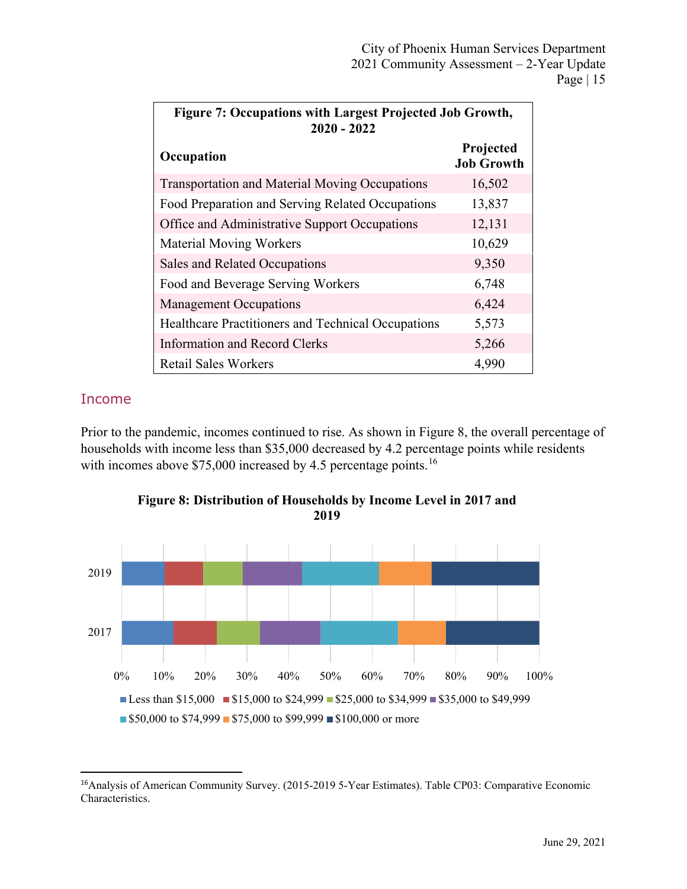**Figure 7: Occupations with Largest Projected Job Growth, 2020 - 2022**

| Occupation | Projected Job Growth |
|---|---|
| Transportation and Material Moving Occupations | 16,502 |
| Food Preparation and Serving Related Occupations | 13,837 |
| Office and Administrative Support Occupations | 12,131 |
| Material Moving Workers | 10,629 |
| Sales and Related Occupations | 9,350 |
| Food and Beverage Serving Workers | 6,748 |
| Management Occupations | 6,424 |
| Healthcare Practitioners and Technical Occupations | 5,573 |
| Information and Record Clerks | 5,266 |
| Retail Sales Workers | 4,990 |

## Income

Prior to the pandemic, incomes continued to rise. As shown in Figure 8, the overall percentage of households with income less than $35,000 decreased by 4.2 percentage points while residents with incomes above $75,000 increased by 4.5 percentage points.[16]

**Figure 8: Distribution of Households by Income Level in 2017 and 2019**

[16] Analysis of American Community Survey. (2015-2019 5-Year Estimates). Table CP03: Comparative Economic Characteristics.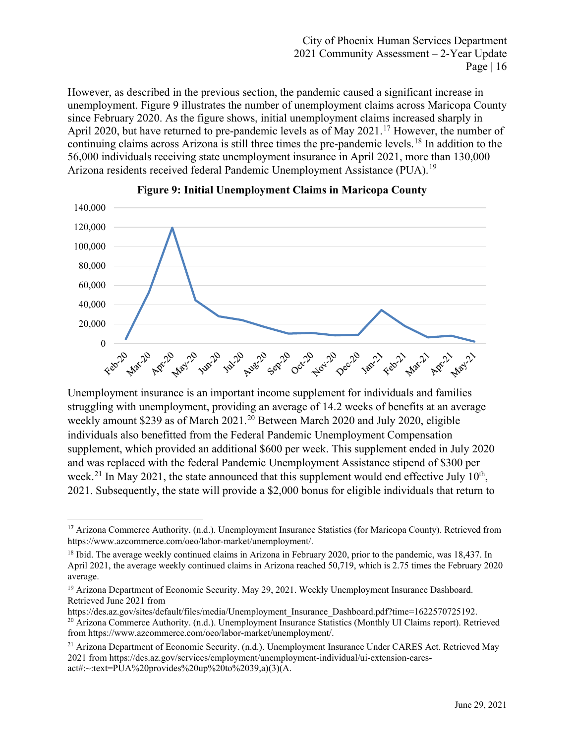However, as described in the previous section, the pandemic caused a significant increase in unemployment. Figure 9 illustrates the number of unemployment claims across Maricopa County since February 2020. As the figure shows, initial unemployment claims increased sharply in April 2020, but have returned to pre-pandemic levels as of May 2021.[17] However, the number of continuing claims across Arizona is still three times the pre-pandemic levels.[18] In addition to the 56,000 individuals receiving state unemployment insurance in April 2021, more than 130,000 Arizona residents received federal Pandemic Unemployment Assistance (PUA).[19]

**Figure 9: Initial Unemployment Claims in Maricopa County**

Unemployment insurance is an important income supplement for individuals and families struggling with unemployment, providing an average of 14.2 weeks of benefits at an average weekly amount $239 as of March 2021.[20] Between March 2020 and July 2020, eligible individuals also benefitted from the Federal Pandemic Unemployment Compensation supplement, which provided an additional $600 per week. This supplement ended in July 2020 and was replaced with the federal Pandemic Unemployment Assistance stipend of $300 per week.[21] In May 2021, the state announced that this supplement would end effective July 10th, 2021. Subsequently, the state will provide a $2,000 bonus for eligible individuals that return to

---

[17] Arizona Commerce Authority. (n.d.). Unemployment Insurance Statistics (for Maricopa County). Retrieved from https://www.azcommerce.com/oeo/labor-market/unemployment/.

[18] Ibid. The average weekly continued claims in Arizona in February 2020, prior to the pandemic, was 18,437. In April 2021, the average weekly continued claims in Arizona reached 50,719, which is 2.75 times the February 2020 average.

[19] Arizona Department of Economic Security. May 29, 2021. Weekly Unemployment Insurance Dashboard. Retrieved June 2021 from https://des.az.gov/sites/default/files/media/Unemployment_Insurance_Dashboard.pdf?time=1622570725192.

[20] Arizona Commerce Authority. (n.d.). Unemployment Insurance Statistics (Monthly UI Claims report). Retrieved from https://www.azcommerce.com/oeo/labor-market/unemployment/.

[21] Arizona Department of Economic Security. (n.d.). Unemployment Insurance Under CARES Act. Retrieved May 2021 from https://des.az.gov/services/employment/unemployment-individual/ui-extension-cares-act#:~:text=PUA%20provides%20up%20to%2039,a)(3)(A.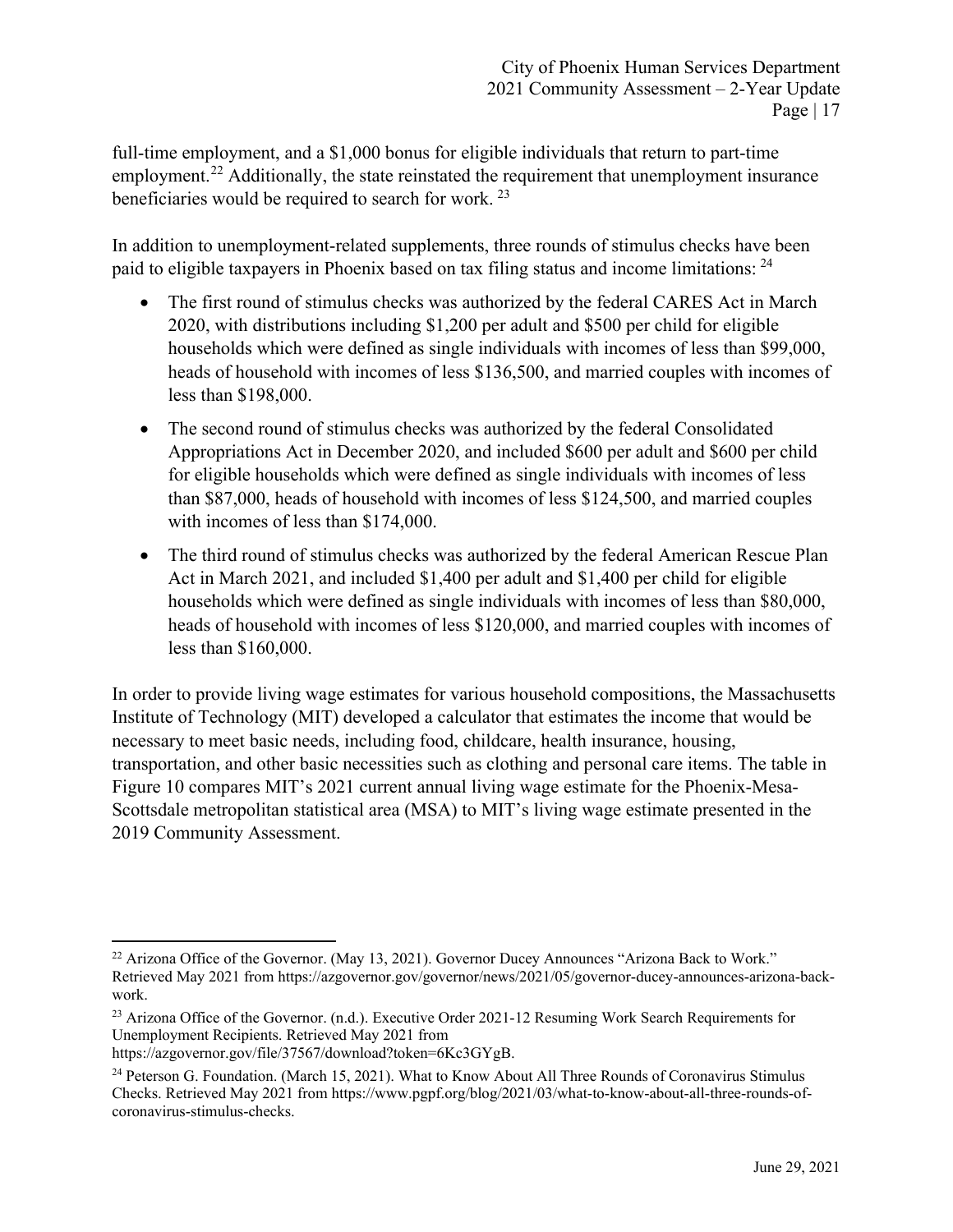full-time employment, and a $1,000 bonus for eligible individuals that return to part-time employment.[22] Additionally, the state reinstated the requirement that unemployment insurance beneficiaries would be required to search for work.[23]

In addition to unemployment-related supplements, three rounds of stimulus checks have been paid to eligible taxpayers in Phoenix based on tax filing status and income limitations:[24]

- The first round of stimulus checks was authorized by the federal CARES Act in March 2020, with distributions including $1,200 per adult and $500 per child for eligible households which were defined as single individuals with incomes of less than $99,000, heads of household with incomes of less $136,500, and married couples with incomes of less than $198,000.
- The second round of stimulus checks was authorized by the federal Consolidated Appropriations Act in December 2020, and included $600 per adult and $600 per child for eligible households which were defined as single individuals with incomes of less than $87,000, heads of household with incomes of less $124,500, and married couples with incomes of less than $174,000.
- The third round of stimulus checks was authorized by the federal American Rescue Plan Act in March 2021, and included $1,400 per adult and $1,400 per child for eligible households which were defined as single individuals with incomes of less than $80,000, heads of household with incomes of less $120,000, and married couples with incomes of less than $160,000.

In order to provide living wage estimates for various household compositions, the Massachusetts Institute of Technology (MIT) developed a calculator that estimates the income that would be necessary to meet basic needs, including food, childcare, health insurance, housing, transportation, and other basic necessities such as clothing and personal care items. The table in Figure 10 compares MIT's 2021 current annual living wage estimate for the Phoenix-Mesa-Scottsdale metropolitan statistical area (MSA) to MIT's living wage estimate presented in the 2019 Community Assessment.

---

[22] Arizona Office of the Governor. (May 13, 2021). Governor Ducey Announces "Arizona Back to Work." Retrieved May 2021 from https://azgovernor.gov/governor/news/2021/05/governor-ducey-announces-arizona-back-work.

[23] Arizona Office of the Governor. (n.d.). Executive Order 2021-12 Resuming Work Search Requirements for Unemployment Recipients. Retrieved May 2021 from https://azgovernor.gov/file/37567/download?token=6Kc3GYgB.

[24] Peterson G. Foundation. (March 15, 2021). What to Know About All Three Rounds of Coronavirus Stimulus Checks. Retrieved May 2021 from https://www.pgpf.org/blog/2021/03/what-to-know-about-all-three-rounds-of-coronavirus-stimulus-checks.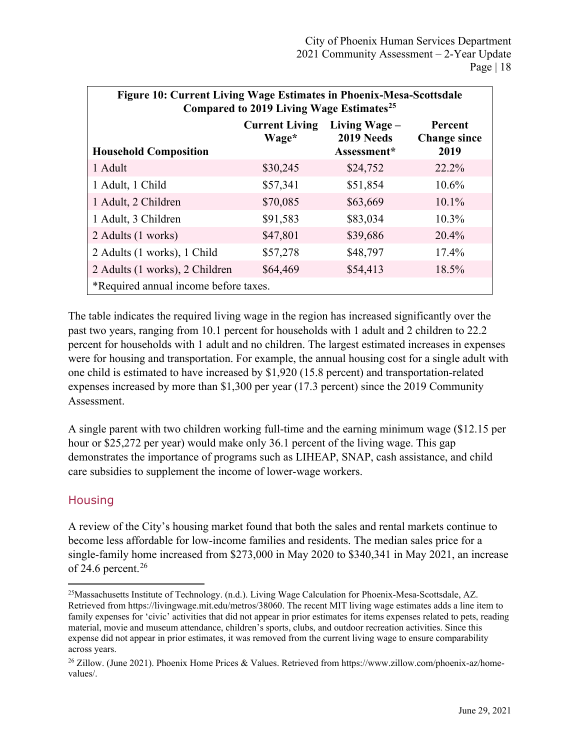**Figure 10: Current Living Wage Estimates in Phoenix-Mesa-Scottsdale Compared to 2019 Living Wage Estimates[25]**

| Household Composition | Current Living Wage* | Living Wage – 2019 Needs Assessment* | Percent Change since 2019 |
|---|---|---|---|
| 1 Adult | $30,245 | $24,752 | 22.2% |
| 1 Adult, 1 Child | $57,341 | $51,854 | 10.6% |
| 1 Adult, 2 Children | $70,085 | $63,669 | 10.1% |
| 1 Adult, 3 Children | $91,583 | $83,034 | 10.3% |
| 2 Adults (1 works) | $47,801 | $39,686 | 20.4% |
| 2 Adults (1 works), 1 Child | $57,278 | $48,797 | 17.4% |
| 2 Adults (1 works), 2 Children | $64,469 | $54,413 | 18.5% |

*Required annual income before taxes.

The table indicates the required living wage in the region has increased significantly over the past two years, ranging from 10.1 percent for households with 1 adult and 2 children to 22.2 percent for households with 1 adult and no children. The largest estimated increases in expenses were for housing and transportation. For example, the annual housing cost for a single adult with one child is estimated to have increased by $1,920 (15.8 percent) and transportation-related expenses increased by more than $1,300 per year (17.3 percent) since the 2019 Community Assessment.

A single parent with two children working full-time and the earning minimum wage ($12.15 per hour or $25,272 per year) would make only 36.1 percent of the living wage. This gap demonstrates the importance of programs such as LIHEAP, SNAP, cash assistance, and child care subsidies to supplement the income of lower-wage workers.

## Housing

A review of the City's housing market found that both the sales and rental markets continue to become less affordable for low-income families and residents. The median sales price for a single-family home increased from $273,000 in May 2020 to $340,341 in May 2021, an increase of 24.6 percent.[26]

---

[25] Massachusetts Institute of Technology. (n.d.). Living Wage Calculation for Phoenix-Mesa-Scottsdale, AZ. Retrieved from https://livingwage.mit.edu/metros/38060. The recent MIT living wage estimates adds a line item to family expenses for 'civic' activities that did not appear in prior estimates for items expenses related to pets, reading material, movie and museum attendance, children's sports, clubs, and outdoor recreation activities. Since this expense did not appear in prior estimates, it was removed from the current living wage to ensure comparability across years.

[26] Zillow. (June 2021). Phoenix Home Prices & Values. Retrieved from https://www.zillow.com/phoenix-az/home-values/.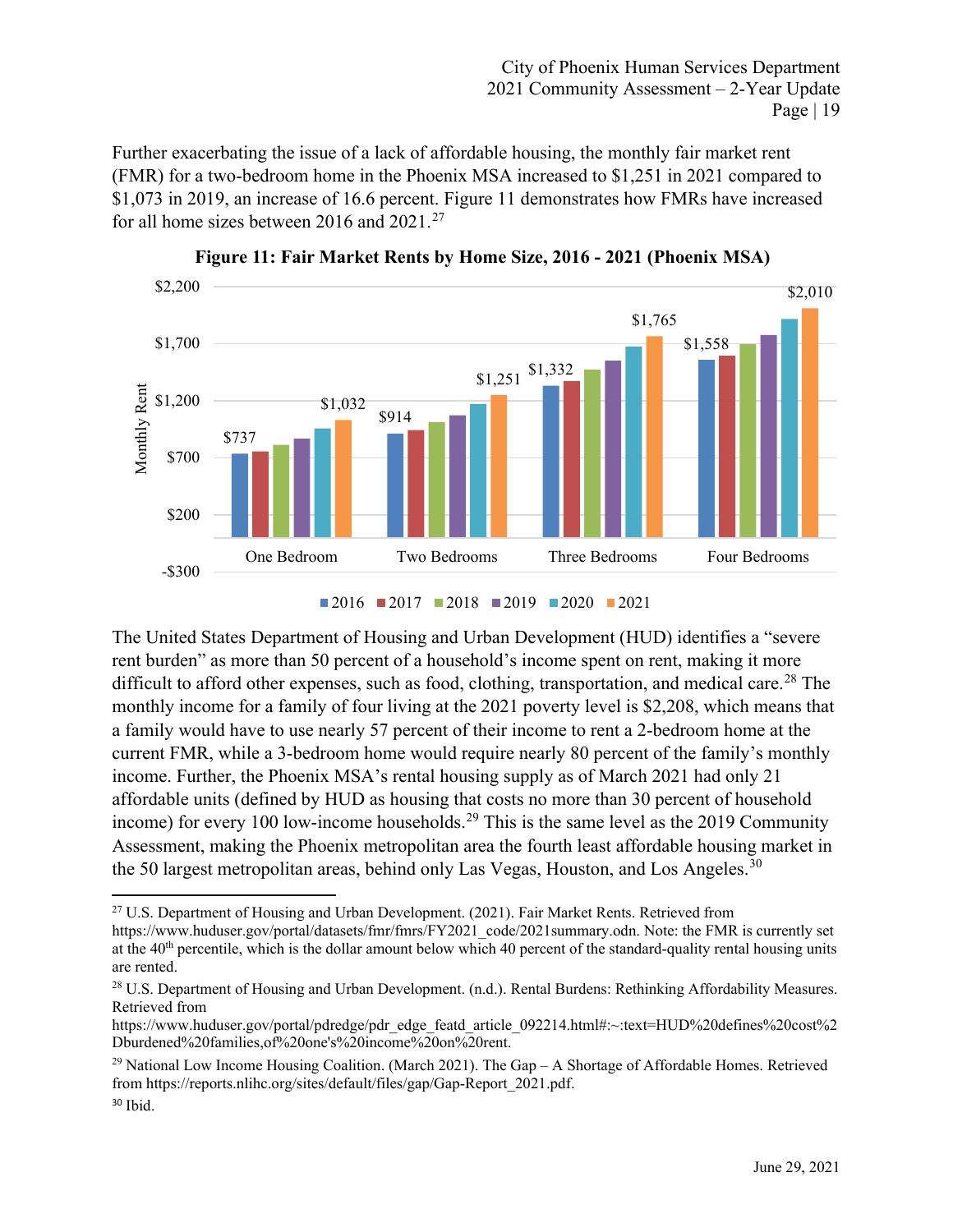Further exacerbating the issue of a lack of affordable housing, the monthly fair market rent (FMR) for a two-bedroom home in the Phoenix MSA increased to $1,251 in 2021 compared to $1,073 in 2019, an increase of 16.6 percent. Figure 11 demonstrates how FMRs have increased for all home sizes between 2016 and 2021.[27]

**Figure 11: Fair Market Rents by Home Size, 2016 - 2021 (Phoenix MSA)**

The United States Department of Housing and Urban Development (HUD) identifies a "severe rent burden" as more than 50 percent of a household's income spent on rent, making it more difficult to afford other expenses, such as food, clothing, transportation, and medical care.[28] The monthly income for a family of four living at the 2021 poverty level is $2,208, which means that a family would have to use nearly 57 percent of their income to rent a 2-bedroom home at the current FMR, while a 3-bedroom home would require nearly 80 percent of the family's monthly income. Further, the Phoenix MSA's rental housing supply as of March 2021 had only 21 affordable units (defined by HUD as housing that costs no more than 30 percent of household income) for every 100 low-income households.[29] This is the same level as the 2019 Community Assessment, making the Phoenix metropolitan area the fourth least affordable housing market in the 50 largest metropolitan areas, behind only Las Vegas, Houston, and Los Angeles.[30]

---

[27] U.S. Department of Housing and Urban Development. (2021). Fair Market Rents. Retrieved from https://www.huduser.gov/portal/datasets/fmr/fmrs/FY2021_code/2021summary.odn. Note: the FMR is currently set at the 40th percentile, which is the dollar amount below which 40 percent of the standard-quality rental housing units are rented.

[28] U.S. Department of Housing and Urban Development. (n.d.). Rental Burdens: Rethinking Affordability Measures. Retrieved from https://www.huduser.gov/portal/pdredge/pdr_edge_featd_article_092214.html#:~:text=HUD%20defines%20cost%2Dburdened%20families,of%20one's%20income%20on%20rent.

[29] National Low Income Housing Coalition. (March 2021). The Gap – A Shortage of Affordable Homes. Retrieved from https://reports.nlihc.org/sites/default/files/gap/Gap-Report_2021.pdf.

[30] Ibid.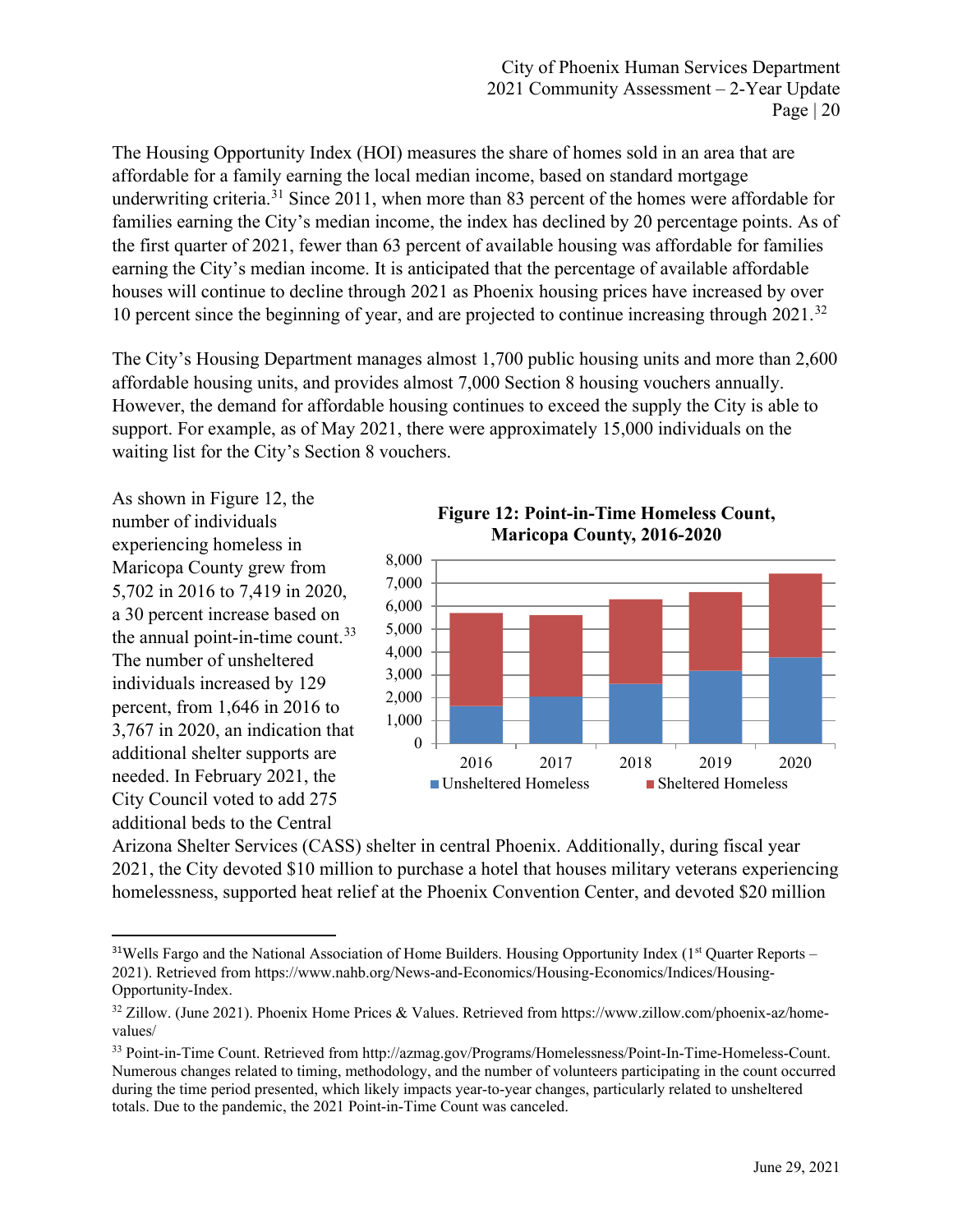The Housing Opportunity Index (HOI) measures the share of homes sold in an area that are affordable for a family earning the local median income, based on standard mortgage underwriting criteria.[31] Since 2011, when more than 83 percent of the homes were affordable for families earning the City's median income, the index has declined by 20 percentage points. As of the first quarter of 2021, fewer than 63 percent of available housing was affordable for families earning the City's median income. It is anticipated that the percentage of available affordable houses will continue to decline through 2021 as Phoenix housing prices have increased by over 10 percent since the beginning of year, and are projected to continue increasing through 2021.[32]

The City's Housing Department manages almost 1,700 public housing units and more than 2,600 affordable housing units, and provides almost 7,000 Section 8 housing vouchers annually. However, the demand for affordable housing continues to exceed the supply the City is able to support. For example, as of May 2021, there were approximately 15,000 individuals on the waiting list for the City's Section 8 vouchers.

As shown in Figure 12, the number of individuals experiencing homeless in Maricopa County grew from 5,702 in 2016 to 7,419 in 2020, a 30 percent increase based on the annual point-in-time count.[33] The number of unsheltered individuals increased by 129 percent, from 1,646 in 2016 to 3,767 in 2020, an indication that additional shelter supports are needed. In February 2021, the City Council voted to add 275 additional beds to the Central Arizona Shelter Services (CASS) shelter in central Phoenix. Additionally, during fiscal year 2021, the City devoted $10 million to purchase a hotel that houses military veterans experiencing homelessness, supported heat relief at the Phoenix Convention Center, and devoted $20 million

**Figure 12: Point-in-Time Homeless Count, Maricopa County, 2016-2020**

---

[31] Wells Fargo and the National Association of Home Builders. Housing Opportunity Index (1st Quarter Reports – 2021). Retrieved from https://www.nahb.org/News-and-Economics/Housing-Economics/Indices/Housing-Opportunity-Index.

[32] Zillow. (June 2021). Phoenix Home Prices & Values. Retrieved from https://www.zillow.com/phoenix-az/home-values/

[33] Point-in-Time Count. Retrieved from http://azmag.gov/Programs/Homelessness/Point-In-Time-Homeless-Count. Numerous changes related to timing, methodology, and the number of volunteers participating in the count occurred during the time period presented, which likely impacts year-to-year changes, particularly related to unsheltered totals. Due to the pandemic, the 2021 Point-in-Time Count was canceled.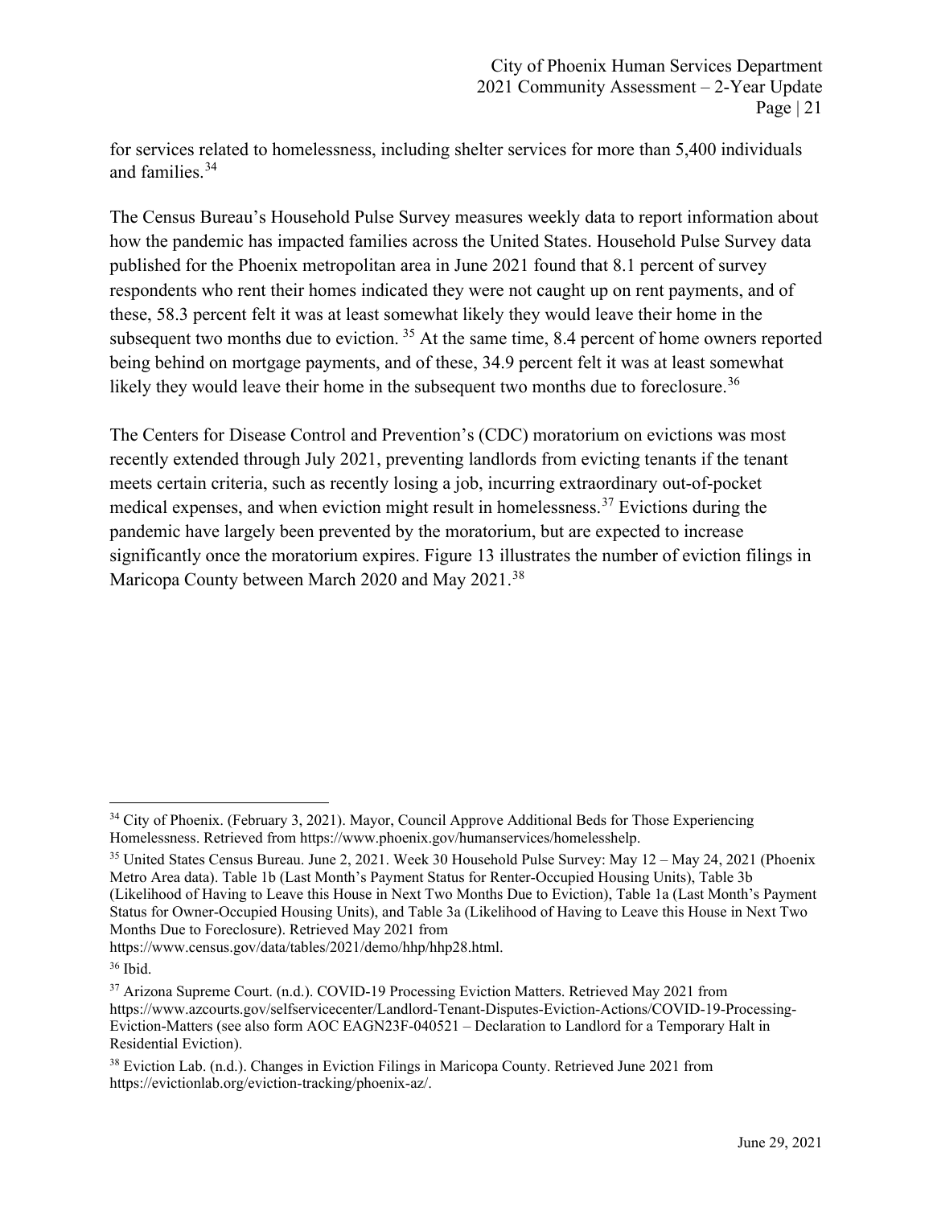for services related to homelessness, including shelter services for more than 5,400 individuals and families.[34]

The Census Bureau's Household Pulse Survey measures weekly data to report information about how the pandemic has impacted families across the United States. Household Pulse Survey data published for the Phoenix metropolitan area in June 2021 found that 8.1 percent of survey respondents who rent their homes indicated they were not caught up on rent payments, and of these, 58.3 percent felt it was at least somewhat likely they would leave their home in the subsequent two months due to eviction.[35] At the same time, 8.4 percent of home owners reported being behind on mortgage payments, and of these, 34.9 percent felt it was at least somewhat likely they would leave their home in the subsequent two months due to foreclosure.[36]

The Centers for Disease Control and Prevention's (CDC) moratorium on evictions was most recently extended through July 2021, preventing landlords from evicting tenants if the tenant meets certain criteria, such as recently losing a job, incurring extraordinary out-of-pocket medical expenses, and when eviction might result in homelessness.[37] Evictions during the pandemic have largely been prevented by the moratorium, but are expected to increase significantly once the moratorium expires. Figure 13 illustrates the number of eviction filings in Maricopa County between March 2020 and May 2021.[38]

---

[34] City of Phoenix. (February 3, 2021). Mayor, Council Approve Additional Beds for Those Experiencing Homelessness. Retrieved from https://www.phoenix.gov/humanservices/homelesshelp.

[35] United States Census Bureau. June 2, 2021. Week 30 Household Pulse Survey: May 12 – May 24, 2021 (Phoenix Metro Area data). Table 1b (Last Month's Payment Status for Renter-Occupied Housing Units), Table 3b (Likelihood of Having to Leave this House in Next Two Months Due to Eviction), Table 1a (Last Month's Payment Status for Owner-Occupied Housing Units), and Table 3a (Likelihood of Having to Leave this House in Next Two Months Due to Foreclosure). Retrieved May 2021 from https://www.census.gov/data/tables/2021/demo/hhp/hhp28.html.

[36] Ibid.

[37] Arizona Supreme Court. (n.d.). COVID-19 Processing Eviction Matters. Retrieved May 2021 from https://www.azcourts.gov/selfservicecenter/Landlord-Tenant-Disputes-Eviction-Actions/COVID-19-Processing-Eviction-Matters (see also form AOC EAGN23F-040521 – Declaration to Landlord for a Temporary Halt in Residential Eviction).

[38] Eviction Lab. (n.d.). Changes in Eviction Filings in Maricopa County. Retrieved June 2021 from https://evictionlab.org/eviction-tracking/phoenix-az/.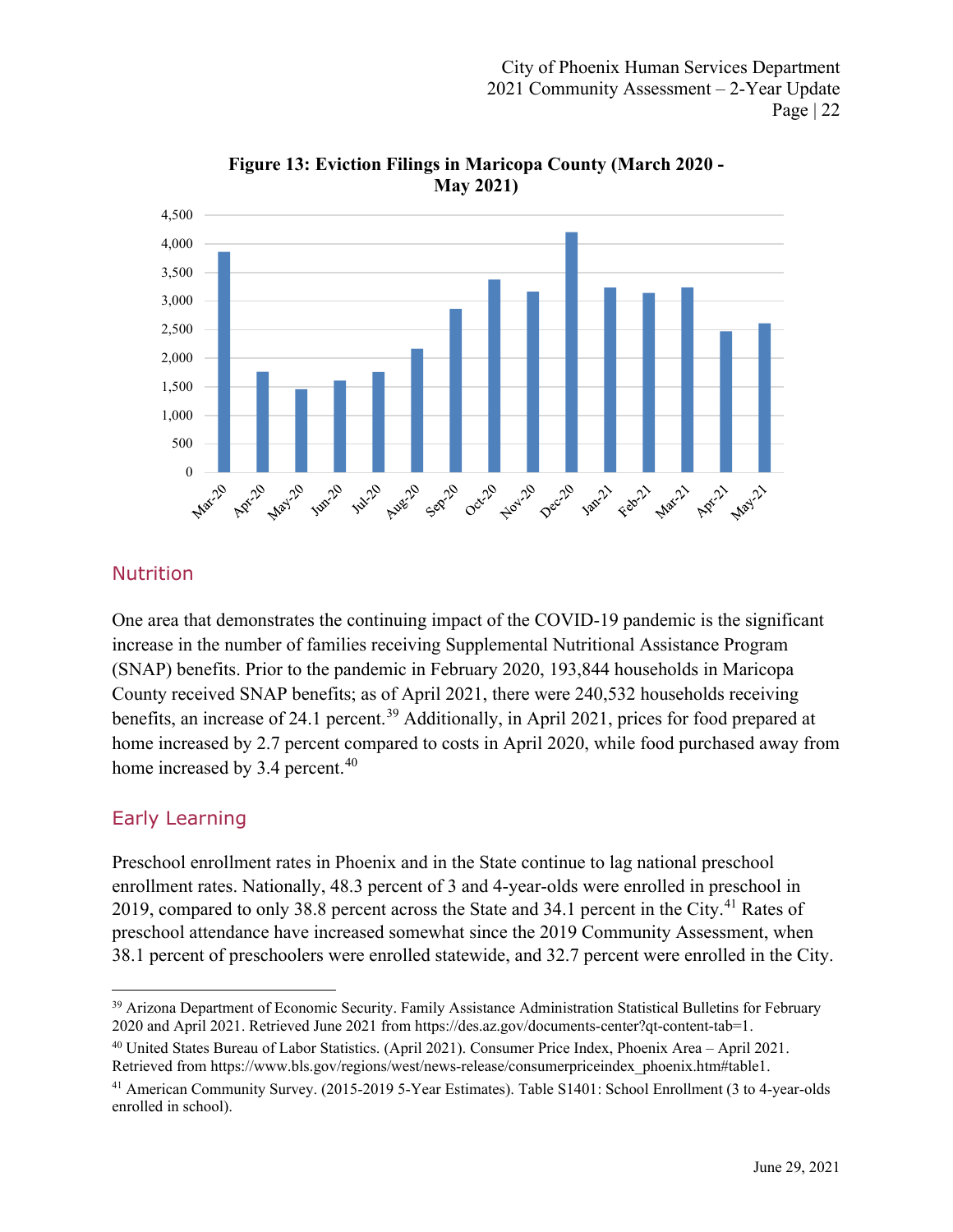**Figure 13: Eviction Filings in Maricopa County (March 2020 - May 2021)**

## Nutrition

One area that demonstrates the continuing impact of the COVID-19 pandemic is the significant increase in the number of families receiving Supplemental Nutritional Assistance Program (SNAP) benefits. Prior to the pandemic in February 2020, 193,844 households in Maricopa County received SNAP benefits; as of April 2021, there were 240,532 households receiving benefits, an increase of 24.1 percent.[39] Additionally, in April 2021, prices for food prepared at home increased by 2.7 percent compared to costs in April 2020, while food purchased away from home increased by 3.4 percent.[40]

## Early Learning

Preschool enrollment rates in Phoenix and in the State continue to lag national preschool enrollment rates. Nationally, 48.3 percent of 3 and 4-year-olds were enrolled in preschool in 2019, compared to only 38.8 percent across the State and 34.1 percent in the City.[41] Rates of preschool attendance have increased somewhat since the 2019 Community Assessment, when 38.1 percent of preschoolers were enrolled statewide, and 32.7 percent were enrolled in the City.

---

[39] Arizona Department of Economic Security. Family Assistance Administration Statistical Bulletins for February 2020 and April 2021. Retrieved June 2021 from https://des.az.gov/documents-center?qt-content-tab=1.

[40] United States Bureau of Labor Statistics. (April 2021). Consumer Price Index, Phoenix Area – April 2021. Retrieved from https://www.bls.gov/regions/west/news-release/consumerpriceindex_phoenix.htm#table1.

[41] American Community Survey. (2015-2019 5-Year Estimates). Table S1401: School Enrollment (3 to 4-year-olds enrolled in school).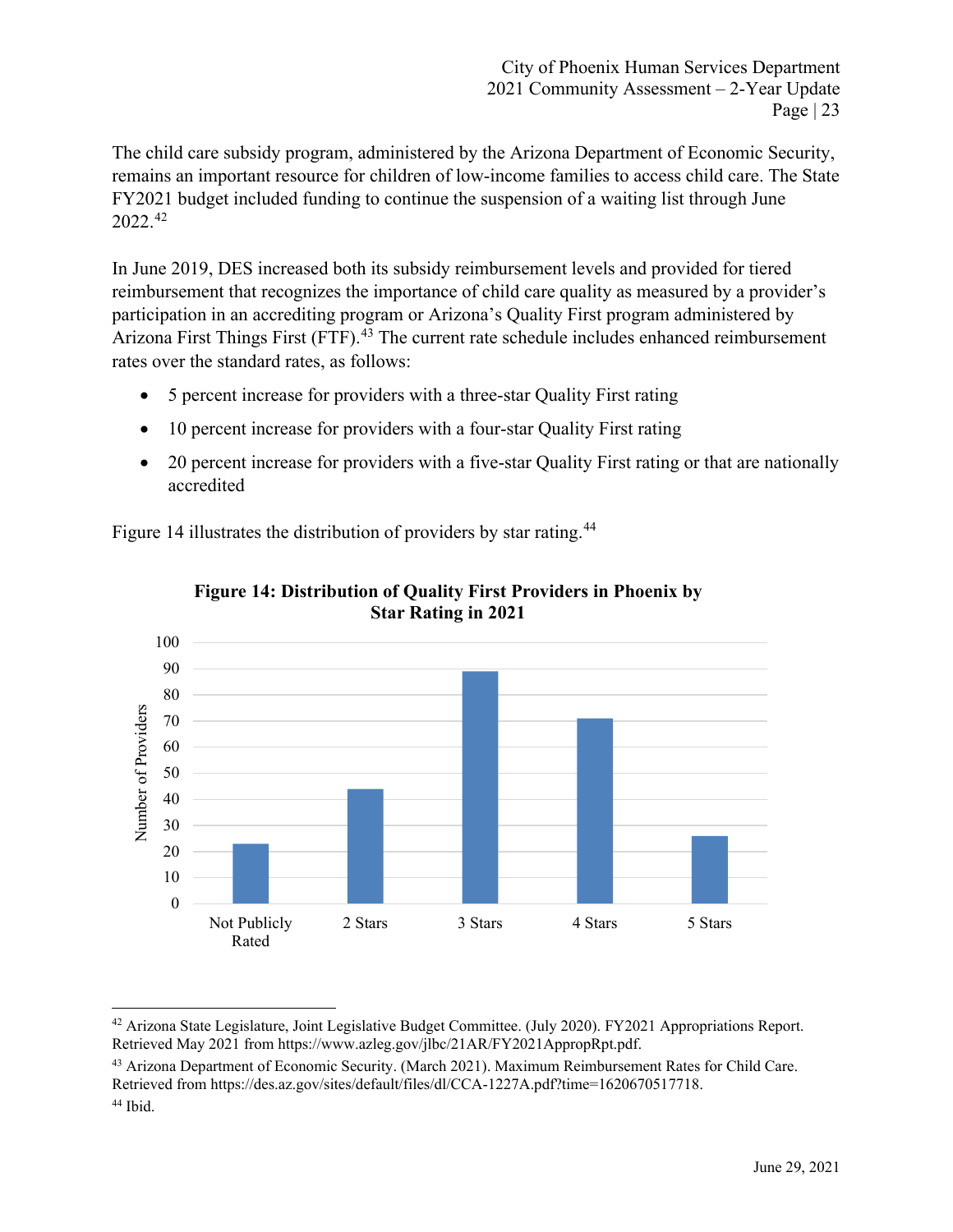The child care subsidy program, administered by the Arizona Department of Economic Security, remains an important resource for children of low-income families to access child care. The State FY2021 budget included funding to continue the suspension of a waiting list through June 2022.[42]

In June 2019, DES increased both its subsidy reimbursement levels and provided for tiered reimbursement that recognizes the importance of child care quality as measured by a provider's participation in an accrediting program or Arizona's Quality First program administered by Arizona First Things First (FTF).[43] The current rate schedule includes enhanced reimbursement rates over the standard rates, as follows:

- 5 percent increase for providers with a three-star Quality First rating
- 10 percent increase for providers with a four-star Quality First rating
- 20 percent increase for providers with a five-star Quality First rating or that are nationally accredited

Figure 14 illustrates the distribution of providers by star rating.[44]

**Figure 14: Distribution of Quality First Providers in Phoenix by Star Rating in 2021**

| Star Rating | Number of Providers |
|---|---|
| Not Publicly Rated | 23 |
| 2 Stars | 44 |
| 3 Stars | 89 |
| 4 Stars | 71 |
| 5 Stars | 26 |

---

[42] Arizona State Legislature, Joint Legislative Budget Committee. (July 2020). FY2021 Appropriations Report. Retrieved May 2021 from https://www.azleg.gov/jlbc/21AR/FY2021AppropRpt.pdf.

[43] Arizona Department of Economic Security. (March 2021). Maximum Reimbursement Rates for Child Care. Retrieved from https://des.az.gov/sites/default/files/dl/CCA-1227A.pdf?time=1620670517718.

[44] Ibid.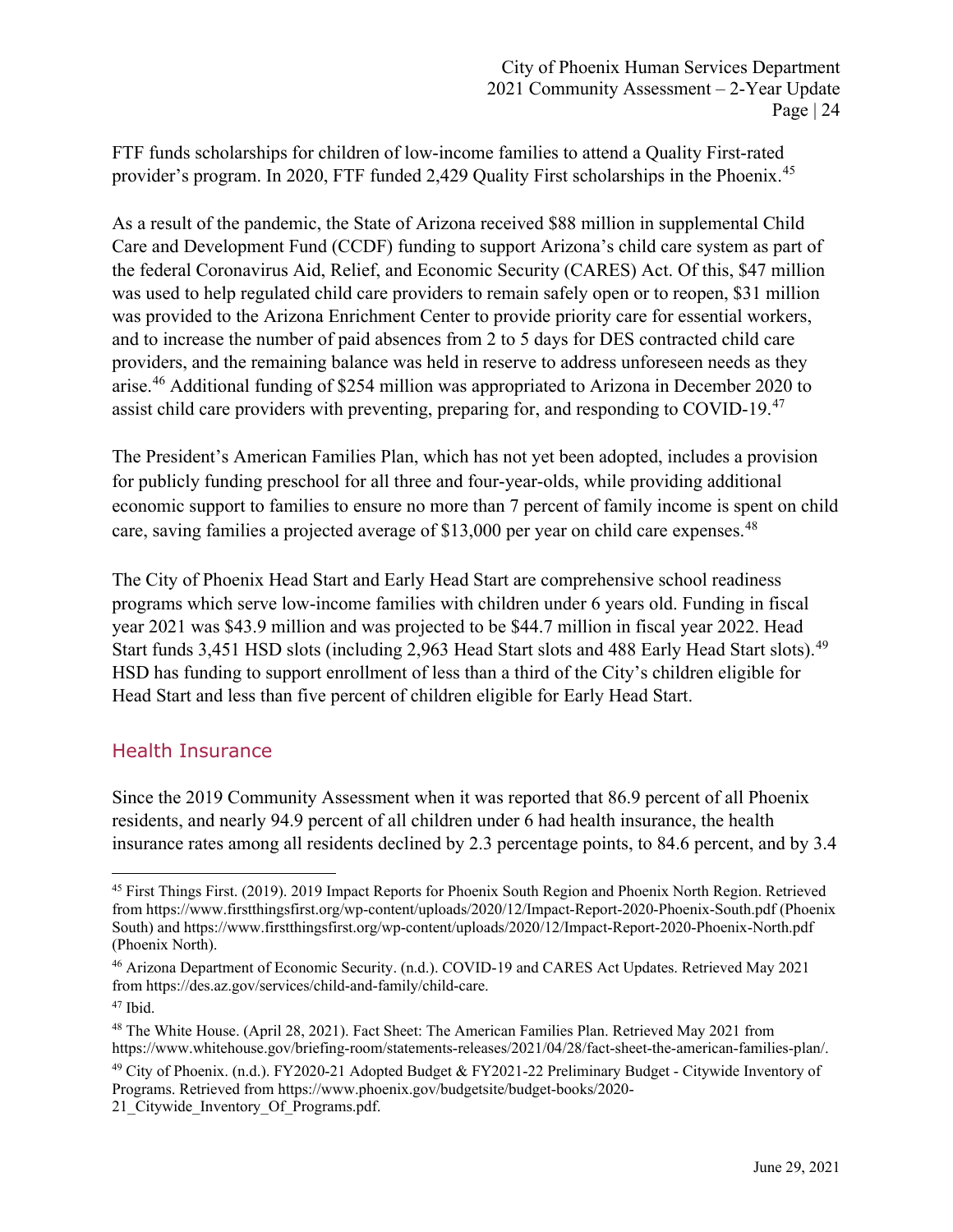FTF funds scholarships for children of low-income families to attend a Quality First-rated provider's program. In 2020, FTF funded 2,429 Quality First scholarships in the Phoenix.[45]

As a result of the pandemic, the State of Arizona received $88 million in supplemental Child Care and Development Fund (CCDF) funding to support Arizona's child care system as part of the federal Coronavirus Aid, Relief, and Economic Security (CARES) Act. Of this, $47 million was used to help regulated child care providers to remain safely open or to reopen, $31 million was provided to the Arizona Enrichment Center to provide priority care for essential workers, and to increase the number of paid absences from 2 to 5 days for DES contracted child care providers, and the remaining balance was held in reserve to address unforeseen needs as they arise.[46] Additional funding of $254 million was appropriated to Arizona in December 2020 to assist child care providers with preventing, preparing for, and responding to COVID-19.[47]

The President's American Families Plan, which has not yet been adopted, includes a provision for publicly funding preschool for all three and four-year-olds, while providing additional economic support to families to ensure no more than 7 percent of family income is spent on child care, saving families a projected average of $13,000 per year on child care expenses.[48]

The City of Phoenix Head Start and Early Head Start are comprehensive school readiness programs which serve low-income families with children under 6 years old. Funding in fiscal year 2021 was $43.9 million and was projected to be $44.7 million in fiscal year 2022. Head Start funds 3,451 HSD slots (including 2,963 Head Start slots and 488 Early Head Start slots).[49] HSD has funding to support enrollment of less than a third of the City's children eligible for Head Start and less than five percent of children eligible for Early Head Start.

## Health Insurance

Since the 2019 Community Assessment when it was reported that 86.9 percent of all Phoenix residents, and nearly 94.9 percent of all children under 6 had health insurance, the health insurance rates among all residents declined by 2.3 percentage points, to 84.6 percent, and by 3.4

---

[45] First Things First. (2019). 2019 Impact Reports for Phoenix South Region and Phoenix North Region. Retrieved from https://www.firstthingsfirst.org/wp-content/uploads/2020/12/Impact-Report-2020-Phoenix-South.pdf (Phoenix South) and https://www.firstthingsfirst.org/wp-content/uploads/2020/12/Impact-Report-2020-Phoenix-North.pdf (Phoenix North).

[46] Arizona Department of Economic Security. (n.d.). COVID-19 and CARES Act Updates. Retrieved May 2021 from https://des.az.gov/services/child-and-family/child-care.

[47] Ibid.

[48] The White House. (April 28, 2021). Fact Sheet: The American Families Plan. Retrieved May 2021 from https://www.whitehouse.gov/briefing-room/statements-releases/2021/04/28/fact-sheet-the-american-families-plan/.

[49] City of Phoenix. (n.d.). FY2020-21 Adopted Budget & FY2021-22 Preliminary Budget - Citywide Inventory of Programs. Retrieved from https://www.phoenix.gov/budgetsite/budget-books/2020-21_Citywide_Inventory_Of_Programs.pdf.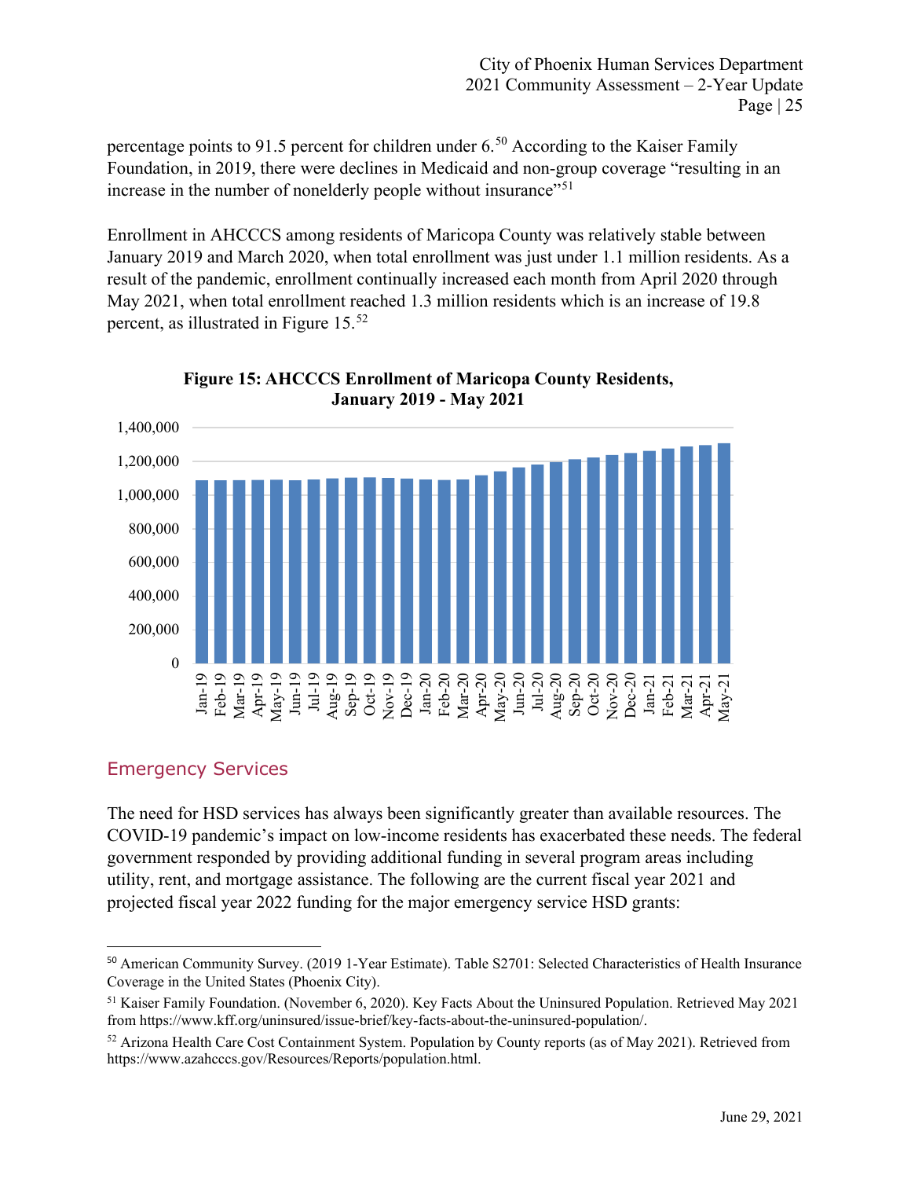percentage points to 91.5 percent for children under 6.[50] According to the Kaiser Family Foundation, in 2019, there were declines in Medicaid and non-group coverage "resulting in an increase in the number of nonelderly people without insurance"[51]

Enrollment in AHCCCS among residents of Maricopa County was relatively stable between January 2019 and March 2020, when total enrollment was just under 1.1 million residents. As a result of the pandemic, enrollment continually increased each month from April 2020 through May 2021, when total enrollment reached 1.3 million residents which is an increase of 19.8 percent, as illustrated in Figure 15.[52]

**Figure 15: AHCCCS Enrollment of Maricopa County Residents, January 2019 - May 2021**

## Emergency Services

The need for HSD services has always been significantly greater than available resources. The COVID-19 pandemic's impact on low-income residents has exacerbated these needs. The federal government responded by providing additional funding in several program areas including utility, rent, and mortgage assistance. The following are the current fiscal year 2021 and projected fiscal year 2022 funding for the major emergency service HSD grants:

---

[50] American Community Survey. (2019 1-Year Estimate). Table S2701: Selected Characteristics of Health Insurance Coverage in the United States (Phoenix City).

[51] Kaiser Family Foundation. (November 6, 2020). Key Facts About the Uninsured Population. Retrieved May 2021 from https://www.kff.org/uninsured/issue-brief/key-facts-about-the-uninsured-population/.

[52] Arizona Health Care Cost Containment System. Population by County reports (as of May 2021). Retrieved from https://www.azahcccs.gov/Resources/Reports/population.html.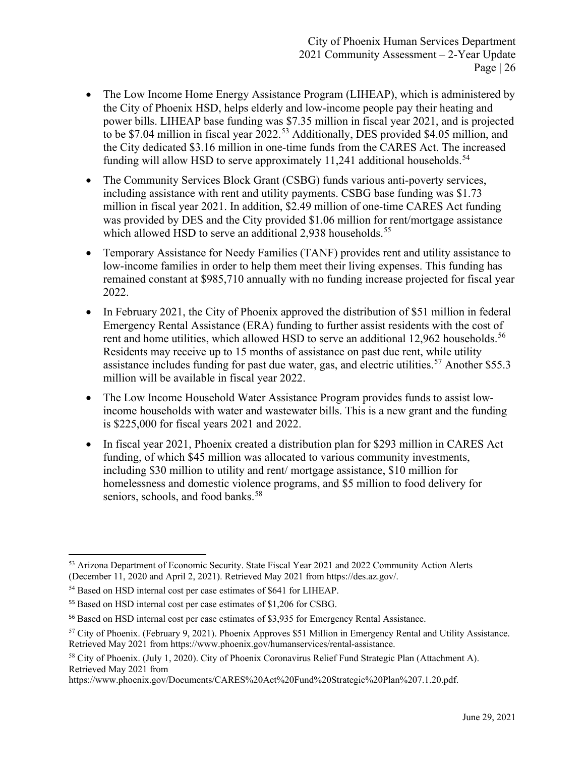- The Low Income Home Energy Assistance Program (LIHEAP), which is administered by the City of Phoenix HSD, helps elderly and low-income people pay their heating and power bills. LIHEAP base funding was $7.35 million in fiscal year 2021, and is projected to be $7.04 million in fiscal year 2022.[53] Additionally, DES provided $4.05 million, and the City dedicated $3.16 million in one-time funds from the CARES Act. The increased funding will allow HSD to serve approximately 11,241 additional households.[54]
- The Community Services Block Grant (CSBG) funds various anti-poverty services, including assistance with rent and utility payments. CSBG base funding was $1.73 million in fiscal year 2021. In addition, $2.49 million of one-time CARES Act funding was provided by DES and the City provided $1.06 million for rent/mortgage assistance which allowed HSD to serve an additional 2,938 households.[55]
- Temporary Assistance for Needy Families (TANF) provides rent and utility assistance to low-income families in order to help them meet their living expenses. This funding has remained constant at $985,710 annually with no funding increase projected for fiscal year 2022.
- In February 2021, the City of Phoenix approved the distribution of $51 million in federal Emergency Rental Assistance (ERA) funding to further assist residents with the cost of rent and home utilities, which allowed HSD to serve an additional 12,962 households.[56] Residents may receive up to 15 months of assistance on past due rent, while utility assistance includes funding for past due water, gas, and electric utilities.[57] Another $55.3 million will be available in fiscal year 2022.
- The Low Income Household Water Assistance Program provides funds to assist low-income households with water and wastewater bills. This is a new grant and the funding is $225,000 for fiscal years 2021 and 2022.
- In fiscal year 2021, Phoenix created a distribution plan for $293 million in CARES Act funding, of which $45 million was allocated to various community investments, including $30 million to utility and rent/ mortgage assistance, $10 million for homelessness and domestic violence programs, and $5 million to food delivery for seniors, schools, and food banks.[58]

---

[53] Arizona Department of Economic Security. State Fiscal Year 2021 and 2022 Community Action Alerts (December 11, 2020 and April 2, 2021). Retrieved May 2021 from https://des.az.gov/.

[54] Based on HSD internal cost per case estimates of $641 for LIHEAP.

[55] Based on HSD internal cost per case estimates of $1,206 for CSBG.

[56] Based on HSD internal cost per case estimates of $3,935 for Emergency Rental Assistance.

[57] City of Phoenix. (February 9, 2021). Phoenix Approves $51 Million in Emergency Rental and Utility Assistance. Retrieved May 2021 from https://www.phoenix.gov/humanservices/rental-assistance.

[58] City of Phoenix. (July 1, 2020). City of Phoenix Coronavirus Relief Fund Strategic Plan (Attachment A). Retrieved May 2021 from https://www.phoenix.gov/Documents/CARES%20Act%20Fund%20Strategic%20Plan%207.1.20.pdf.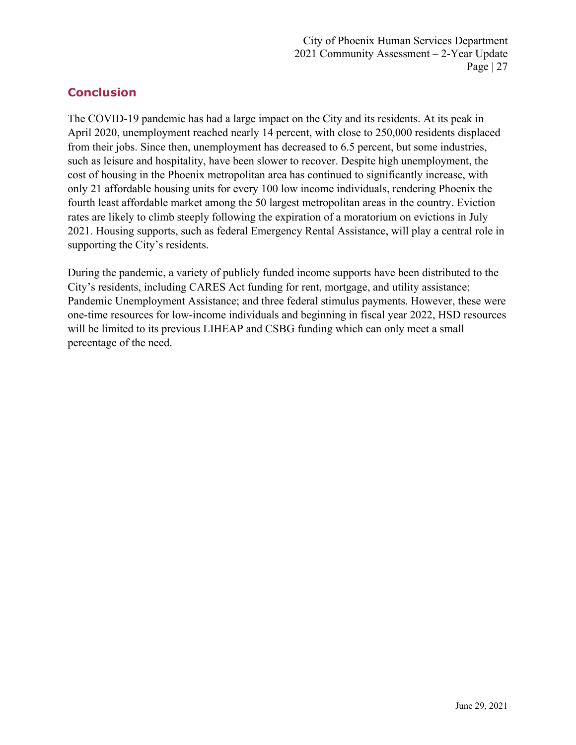## Conclusion

The COVID-19 pandemic has had a large impact on the City and its residents. At its peak in April 2020, unemployment reached nearly 14 percent, with close to 250,000 residents displaced from their jobs. Since then, unemployment has decreased to 6.5 percent, but some industries, such as leisure and hospitality, have been slower to recover. Despite high unemployment, the cost of housing in the Phoenix metropolitan area has continued to significantly increase, with only 21 affordable housing units for every 100 low income individuals, rendering Phoenix the fourth least affordable market among the 50 largest metropolitan areas in the country. Eviction rates are likely to climb steeply following the expiration of a moratorium on evictions in July 2021. Housing supports, such as federal Emergency Rental Assistance, will play a central role in supporting the City's residents.

During the pandemic, a variety of publicly funded income supports have been distributed to the City's residents, including CARES Act funding for rent, mortgage, and utility assistance; Pandemic Unemployment Assistance; and three federal stimulus payments. However, these were one-time resources for low-income individuals and beginning in fiscal year 2022, HSD resources will be limited to its previous LIHEAP and CSBG funding which can only meet a small percentage of the need.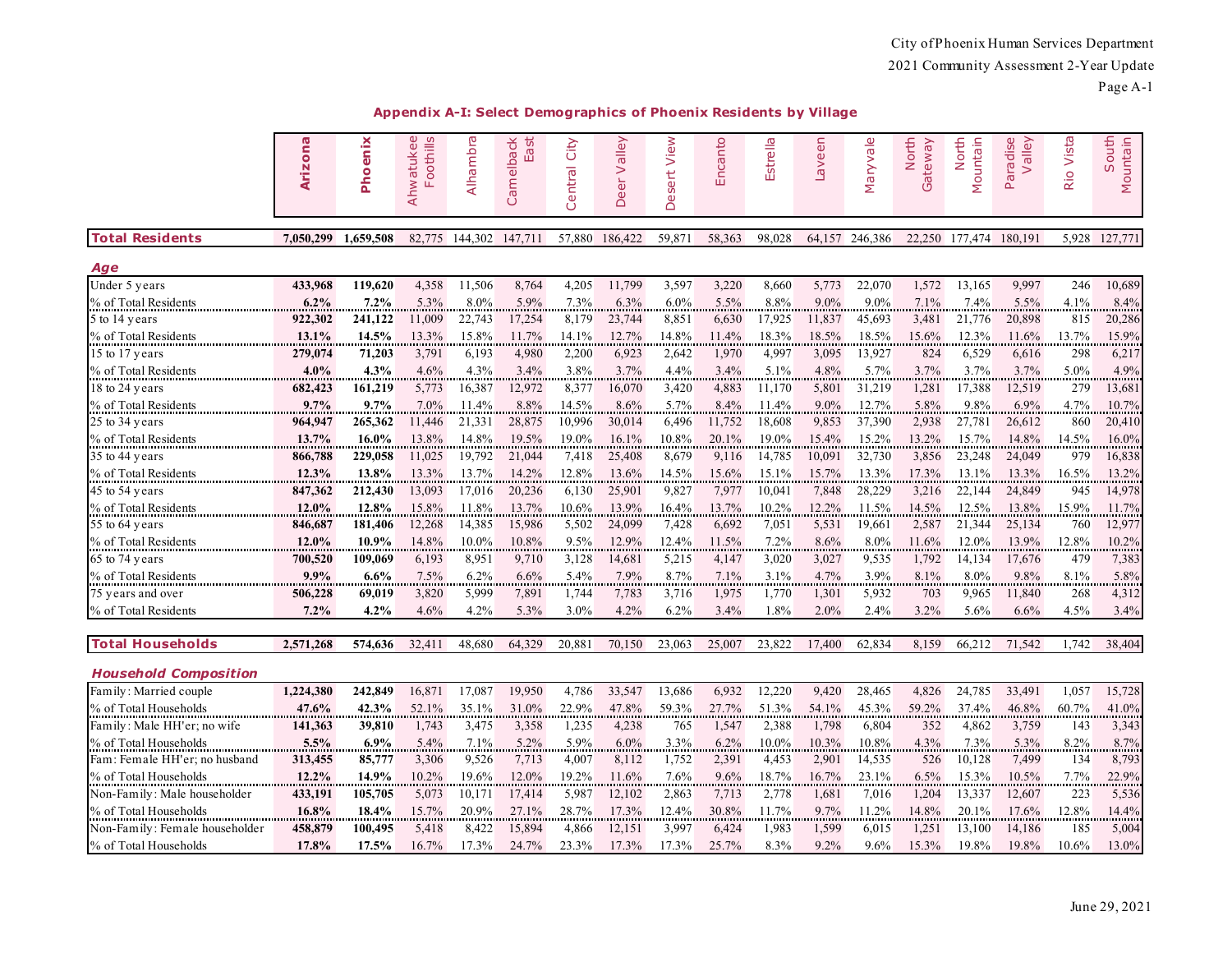## Appendix A-I: Select Demographics of Phoenix Residents by Village

| | Arizona | Phoenix | Ahwatukee Foothills | Alhambra | Camelback East | Central City | Deer Valley | Desert View | Encanto | Estrella | Laveen | Maryvale | North Gateway | North Mountain | Paradise Valley | Rio Vista | South Mountain |
|---|---|---|---|---|---|---|---|---|---|---|---|---|---|---|---|---|---|
| **Total Residents** | **7,050,299** | **1,659,508** | 82,775 | 144,302 | 147,711 | 57,880 | 186,422 | 59,871 | 58,363 | 98,028 | 64,157 | 246,386 | 22,250 | 177,474 | 180,191 | 5,928 | 127,771 |
| ***Age*** | | | | | | | | | | | | | | | | | |
| Under 5 years | **433,968** | **119,620** | 4,358 | 11,506 | 8,764 | 4,205 | 11,799 | 3,597 | 3,220 | 8,660 | 5,773 | 22,070 | 1,572 | 13,165 | 9,997 | 246 | 10,689 |
| % of Total Residents | **6.2%** | **7.2%** | 5.3% | 8.0% | 5.9% | 7.3% | 6.3% | 6.0% | 5.5% | 8.8% | 9.0% | 9.0% | 7.1% | 7.4% | 5.5% | 4.1% | 8.4% |
| 5 to 14 years | **922,302** | **241,122** | 11,009 | 22,743 | 17,254 | 8,179 | 23,744 | 8,851 | 6,630 | 17,925 | 11,837 | 45,693 | 3,481 | 21,776 | 20,898 | 815 | 20,286 |
| % of Total Residents | **13.1%** | **14.5%** | 13.3% | 15.8% | 11.7% | 14.1% | 12.7% | 14.8% | 11.4% | 18.3% | 18.5% | 18.5% | 15.6% | 12.3% | 11.6% | 13.7% | 15.9% |
| 15 to 17 years | **279,074** | **71,203** | 3,791 | 6,193 | 4,980 | 2,200 | 6,923 | 2,642 | 1,970 | 4,997 | 3,095 | 13,927 | 824 | 6,529 | 6,616 | 298 | 6,217 |
| % of Total Residents | **4.0%** | **4.3%** | 4.6% | 4.3% | 3.4% | 3.8% | 3.7% | 4.4% | 3.4% | 5.1% | 4.8% | 5.7% | 3.7% | 3.7% | 3.7% | 5.0% | 4.9% |
| 18 to 24 years | **682,423** | **161,219** | 5,773 | 16,387 | 12,972 | 8,377 | 16,070 | 3,420 | 4,883 | 11,170 | 5,801 | 31,219 | 1,281 | 17,388 | 12,519 | 279 | 13,681 |
| % of Total Residents | **9.7%** | **9.7%** | 7.0% | 11.4% | 8.8% | 14.5% | 8.6% | 5.7% | 8.4% | 11.4% | 9.0% | 12.7% | 5.8% | 9.8% | 6.9% | 4.7% | 10.7% |
| 25 to 34 years | **964,947** | **265,362** | 11,446 | 21,331 | 28,875 | 10,996 | 30,014 | 6,496 | 11,752 | 18,608 | 9,853 | 37,390 | 2,938 | 27,781 | 26,612 | 860 | 20,410 |
| % of Total Residents | **13.7%** | **16.0%** | 13.8% | 14.8% | 19.5% | 19.0% | 16.1% | 10.8% | 20.1% | 19.0% | 15.4% | 15.2% | 13.2% | 15.7% | 14.8% | 14.5% | 16.0% |
| 35 to 44 years | **866,788** | **229,058** | 11,025 | 19,792 | 21,044 | 7,418 | 25,408 | 8,679 | 9,116 | 14,785 | 10,091 | 32,730 | 3,856 | 23,248 | 24,049 | 979 | 16,838 |
| % of Total Residents | **12.3%** | **13.8%** | 13.3% | 13.7% | 14.2% | 12.8% | 13.6% | 14.5% | 15.6% | 15.1% | 15.7% | 13.3% | 17.3% | 13.1% | 13.3% | 16.5% | 13.2% |
| 45 to 54 years | **847,362** | **212,430** | 13,093 | 17,016 | 20,236 | 6,130 | 25,901 | 9,827 | 7,977 | 10,041 | 7,848 | 28,229 | 3,216 | 22,144 | 24,849 | 945 | 14,978 |
| % of Total Residents | **12.0%** | **12.8%** | 15.8% | 11.8% | 13.7% | 10.6% | 13.9% | 16.4% | 13.7% | 10.2% | 12.2% | 11.5% | 14.5% | 12.5% | 13.8% | 15.9% | 11.7% |
| 55 to 64 years | **846,687** | **181,406** | 12,268 | 14,385 | 15,986 | 5,502 | 24,099 | 7,428 | 6,692 | 7,051 | 5,531 | 19,661 | 2,587 | 21,344 | 25,134 | 760 | 12,977 |
| % of Total Residents | **12.0%** | **10.9%** | 14.8% | 10.0% | 10.8% | 9.5% | 12.9% | 12.4% | 11.5% | 7.2% | 8.6% | 8.0% | 11.6% | 12.0% | 13.9% | 12.8% | 10.2% |
| 65 to 74 years | **700,520** | **109,069** | 6,193 | 8,951 | 9,710 | 3,128 | 14,681 | 5,215 | 4,147 | 3,020 | 3,027 | 9,535 | 1,792 | 14,134 | 17,676 | 479 | 7,383 |
| % of Total Residents | **9.9%** | **6.6%** | 7.5% | 6.2% | 6.6% | 5.4% | 7.9% | 8.7% | 7.1% | 3.1% | 4.7% | 3.9% | 8.1% | 8.0% | 9.8% | 8.1% | 5.8% |
| 75 years and over | **506,228** | **69,019** | 3,820 | 5,999 | 7,891 | 1,744 | 7,783 | 3,716 | 1,975 | 1,770 | 1,301 | 5,932 | 703 | 9,965 | 11,840 | 268 | 4,312 |
| % of Total Residents | **7.2%** | **4.2%** | 4.6% | 4.2% | 5.3% | 3.0% | 4.2% | 6.2% | 3.4% | 1.8% | 2.0% | 2.4% | 3.2% | 5.6% | 6.6% | 4.5% | 3.4% |
| **Total Households** | **2,571,268** | **574,636** | 32,411 | 48,680 | 64,329 | 20,881 | 70,150 | 23,063 | 25,007 | 23,822 | 17,400 | 62,834 | 8,159 | 66,212 | 71,542 | 1,742 | 38,404 |
| ***Household Composition*** | | | | | | | | | | | | | | | | | |
| Family: Married couple | **1,224,380** | **242,849** | 16,871 | 17,087 | 19,950 | 4,786 | 33,547 | 13,686 | 6,932 | 12,220 | 9,420 | 28,465 | 4,826 | 24,785 | 33,491 | 1,057 | 15,728 |
| % of Total Households | **47.6%** | **42.3%** | 52.1% | 35.1% | 31.0% | 22.9% | 47.8% | 59.3% | 27.7% | 51.3% | 54.1% | 45.3% | 59.2% | 37.4% | 46.8% | 60.7% | 41.0% |
| Family: Male HH'er; no wife | **141,363** | **39,810** | 1,743 | 3,475 | 3,358 | 1,235 | 4,238 | 765 | 1,547 | 2,388 | 1,798 | 6,804 | 352 | 4,862 | 3,759 | 143 | 3,343 |
| % of Total Households | **5.5%** | **6.9%** | 5.4% | 7.1% | 5.2% | 5.9% | 6.0% | 3.3% | 6.2% | 10.0% | 10.3% | 10.8% | 4.3% | 7.3% | 5.3% | 8.2% | 8.7% |
| Fam: Female HH'er; no husband | **313,455** | **85,777** | 3,306 | 9,526 | 7,713 | 4,007 | 8,112 | 1,752 | 2,391 | 4,453 | 2,901 | 14,535 | 526 | 10,128 | 7,499 | 134 | 8,793 |
| % of Total Households | **12.2%** | **14.9%** | 10.2% | 19.6% | 12.0% | 19.2% | 11.6% | 7.6% | 9.6% | 18.7% | 16.7% | 23.1% | 6.5% | 15.3% | 10.5% | 7.7% | 22.9% |
| Non-Family: Male householder | **433,191** | **105,705** | 5,073 | 10,171 | 17,414 | 5,987 | 12,102 | 2,863 | 7,713 | 2,778 | 1,681 | 7,016 | 1,204 | 13,337 | 12,607 | 223 | 5,536 |
| % of Total Households | **16.8%** | **18.4%** | 15.7% | 20.9% | 27.1% | 28.7% | 17.3% | 12.4% | 30.8% | 11.7% | 9.7% | 11.2% | 14.8% | 20.1% | 17.6% | 12.8% | 14.4% |
| Non-Family: Female householder | **458,879** | **100,495** | 5,418 | 8,422 | 15,894 | 4,866 | 12,151 | 3,997 | 6,424 | 1,983 | 1,599 | 6,015 | 1,251 | 13,100 | 14,186 | 185 | 5,004 |
| % of Total Households | **17.8%** | **17.5%** | 16.7% | 17.3% | 24.7% | 23.3% | 17.3% | 17.3% | 25.7% | 8.3% | 9.2% | 9.6% | 15.3% | 19.8% | 19.8% | 10.6% | 13.0% |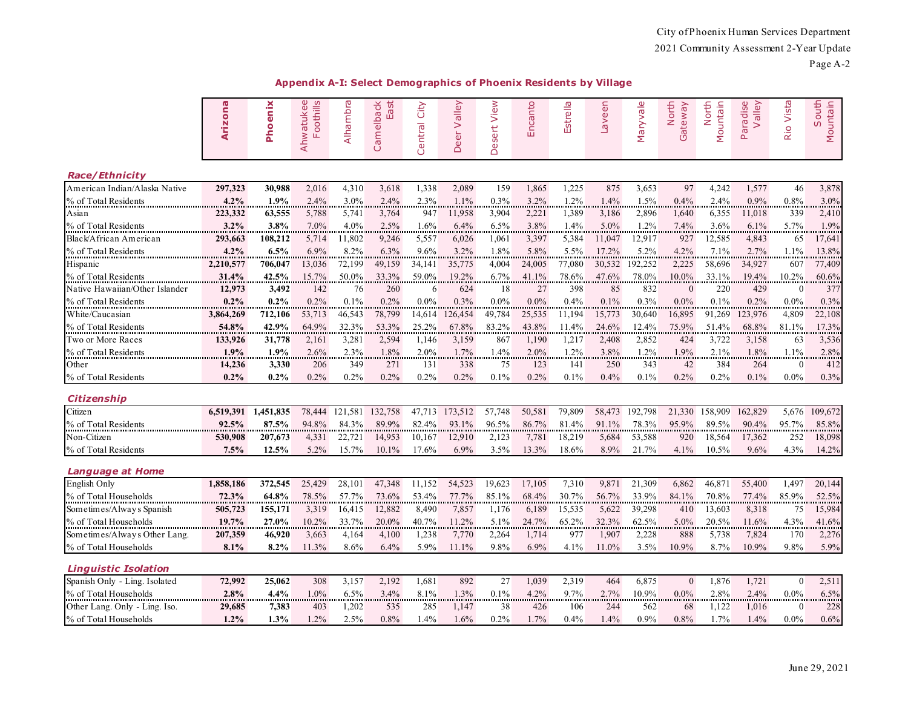## Appendix A-I: Select Demographics of Phoenix Residents by Village

| | Arizona | Phoenix | Ahwatukee Foothills | Alhambra | Camelback East | Central City | Deer Valley | Desert View | Encanto | Estrella | Laveen | Maryvale | North Gateway | North Mountain | Paradise Valley | Rio Vista | South Mountain |
|---|---|---|---|---|---|---|---|---|---|---|---|---|---|---|---|---|---|
| ***Race/Ethnicity*** | | | | | | | | | | | | | | | | | |
| American Indian/Alaska Native | **297,323** | **30,988** | 2,016 | 4,310 | 3,618 | 1,338 | 2,089 | 159 | 1,865 | 1,225 | 875 | 3,653 | 97 | 4,242 | 1,577 | 46 | 3,878 |
| % of Total Residents | **4.2%** | **1.9%** | 2.4% | 3.0% | 2.4% | 2.3% | 1.1% | 0.3% | 3.2% | 1.2% | 1.4% | 1.5% | 0.4% | 2.4% | 0.9% | 0.8% | 3.0% |
| Asian | **223,332** | **63,555** | 5,788 | 5,741 | 3,764 | 947 | 11,958 | 3,904 | 2,221 | 1,389 | 3,186 | 2,896 | 1,640 | 6,355 | 11,018 | 339 | 2,410 |
| % of Total Residents | **3.2%** | **3.8%** | 7.0% | 4.0% | 2.5% | 1.6% | 6.4% | 6.5% | 3.8% | 1.4% | 5.0% | 1.2% | 7.4% | 3.6% | 6.1% | 5.7% | 1.9% |
| Black/African American | **293,663** | **108,212** | 5,714 | 11,802 | 9,246 | 5,557 | 6,026 | 1,061 | 3,397 | 5,384 | 11,047 | 12,917 | 927 | 12,585 | 4,843 | 65 | 17,641 |
| % of Total Residents | **4.2%** | **6.5%** | 6.9% | 8.2% | 6.3% | 9.6% | 3.2% | 1.8% | 5.8% | 5.5% | 17.2% | 5.2% | 4.2% | 7.1% | 2.7% | 1.1% | 13.8% |
| Hispanic | **2,210,577** | **706,047** | 13,036 | 72,199 | 49,159 | 34,141 | 35,775 | 4,004 | 24,005 | 77,080 | 30,532 | 192,252 | 2,225 | 58,696 | 34,927 | 607 | 77,409 |
| % of Total Residents | **31.4%** | **42.5%** | 15.7% | 50.0% | 33.3% | 59.0% | 19.2% | 6.7% | 41.1% | 78.6% | 47.6% | 78.0% | 10.0% | 33.1% | 19.4% | 10.2% | 60.6% |
| Native Hawaiian/Other Islander | **12,973** | **3,492** | 142 | 76 | 260 | 6 | 624 | 18 | 27 | 398 | 85 | 832 | 0 | 220 | 429 | 0 | 377 |
| % of Total Residents | **0.2%** | **0.2%** | 0.2% | 0.1% | 0.2% | 0.0% | 0.3% | 0.0% | 0.0% | 0.4% | 0.1% | 0.3% | 0.0% | 0.1% | 0.2% | 0.0% | 0.3% |
| White/Caucasian | **3,864,269** | **712,106** | 53,713 | 46,543 | 78,799 | 14,614 | 126,454 | 49,784 | 25,535 | 11,194 | 15,773 | 30,640 | 16,895 | 91,269 | 123,976 | 4,809 | 22,108 |
| % of Total Residents | **54.8%** | **42.9%** | 64.9% | 32.3% | 53.3% | 25.2% | 67.8% | 83.2% | 43.8% | 11.4% | 24.6% | 12.4% | 75.9% | 51.4% | 68.8% | 81.1% | 17.3% |
| Two or More Races | **133,926** | **31,778** | 2,161 | 3,281 | 2,594 | 1,146 | 3,159 | 867 | 1,190 | 1,217 | 2,408 | 2,852 | 424 | 3,722 | 3,158 | 63 | 3,536 |
| % of Total Residents | **1.9%** | **1.9%** | 2.6% | 2.3% | 1.8% | 2.0% | 1.7% | 1.4% | 2.0% | 1.2% | 3.8% | 1.2% | 1.9% | 2.1% | 1.8% | 1.1% | 2.8% |
| Other | **14,236** | **3,330** | 206 | 349 | 271 | 131 | 338 | 75 | 123 | 141 | 250 | 343 | 42 | 384 | 264 | 0 | 412 |
| % of Total Residents | **0.2%** | **0.2%** | 0.2% | 0.2% | 0.2% | 0.2% | 0.2% | 0.1% | 0.2% | 0.1% | 0.4% | 0.1% | 0.2% | 0.2% | 0.1% | 0.0% | 0.3% |
| ***Citizenship*** | | | | | | | | | | | | | | | | | |
| Citizen | **6,519,391** | **1,451,835** | 78,444 | 121,581 | 132,758 | 47,713 | 173,512 | 57,748 | 50,581 | 79,809 | 58,473 | 192,798 | 21,330 | 158,909 | 162,829 | 5,676 | 109,672 |
| % of Total Residents | **92.5%** | **87.5%** | 94.8% | 84.3% | 89.9% | 82.4% | 93.1% | 96.5% | 86.7% | 81.4% | 91.1% | 78.3% | 95.9% | 89.5% | 90.4% | 95.7% | 85.8% |
| Non-Citizen | **530,908** | **207,673** | 4,331 | 22,721 | 14,953 | 10,167 | 12,910 | 2,123 | 7,781 | 18,219 | 5,684 | 53,588 | 920 | 18,564 | 17,362 | 252 | 18,098 |
| % of Total Residents | **7.5%** | **12.5%** | 5.2% | 15.7% | 10.1% | 17.6% | 6.9% | 3.5% | 13.3% | 18.6% | 8.9% | 21.7% | 4.1% | 10.5% | 9.6% | 4.3% | 14.2% |
| ***Language at Home*** | | | | | | | | | | | | | | | | | |
| English Only | **1,858,186** | **372,545** | 25,429 | 28,101 | 47,348 | 11,152 | 54,523 | 19,623 | 17,105 | 7,310 | 9,871 | 21,309 | 6,862 | 46,871 | 55,400 | 1,497 | 20,144 |
| % of Total Households | **72.3%** | **64.8%** | 78.5% | 57.7% | 73.6% | 53.4% | 77.7% | 85.1% | 68.4% | 30.7% | 56.7% | 33.9% | 84.1% | 70.8% | 77.4% | 85.9% | 52.5% |
| Sometimes/Always Spanish | **505,723** | **155,171** | 3,319 | 16,415 | 12,882 | 8,490 | 7,857 | 1,176 | 6,189 | 15,535 | 5,622 | 39,298 | 410 | 13,603 | 8,318 | 75 | 15,984 |
| % of Total Households | **19.7%** | **27.0%** | 10.2% | 33.7% | 20.0% | 40.7% | 11.2% | 5.1% | 24.7% | 65.2% | 32.3% | 62.5% | 5.0% | 20.5% | 11.6% | 4.3% | 41.6% |
| Sometimes/Always Other Lang. | **207,359** | **46,920** | 3,663 | 4,164 | 4,100 | 1,238 | 7,770 | 2,264 | 1,714 | 977 | 1,907 | 2,228 | 888 | 5,738 | 7,824 | 170 | 2,276 |
| % of Total Households | **8.1%** | **8.2%** | 11.3% | 8.6% | 6.4% | 5.9% | 11.1% | 9.8% | 6.9% | 4.1% | 11.0% | 3.5% | 10.9% | 8.7% | 10.9% | 9.8% | 5.9% |
| ***Linguistic Isolation*** | | | | | | | | | | | | | | | | | |
| Spanish Only - Ling. Isolated | **72,992** | **25,062** | 308 | 3,157 | 2,192 | 1,681 | 892 | 27 | 1,039 | 2,319 | 464 | 6,875 | 0 | 1,876 | 1,721 | 0 | 2,511 |
| % of Total Households | **2.8%** | **4.4%** | 1.0% | 6.5% | 3.4% | 8.1% | 1.3% | 0.1% | 4.2% | 9.7% | 2.7% | 10.9% | 0.0% | 2.8% | 2.4% | 0.0% | 6.5% |
| Other Lang. Only - Ling. Iso. | **29,685** | **7,383** | 403 | 1,202 | 535 | 285 | 1,147 | 38 | 426 | 106 | 244 | 562 | 68 | 1,122 | 1,016 | 0 | 228 |
| % of Total Households | **1.2%** | **1.3%** | 1.2% | 2.5% | 0.8% | 1.4% | 1.6% | 0.2% | 1.7% | 0.4% | 1.4% | 0.9% | 0.8% | 1.7% | 1.4% | 0.0% | 0.6% |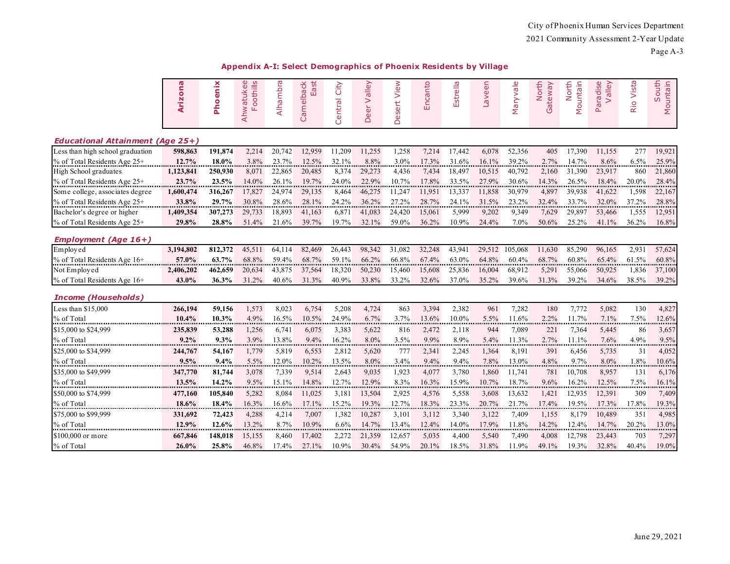## Appendix A-I: Select Demographics of Phoenix Residents by Village

| | Arizona | Phoenix | Ahwatukee Foothills | Alhambra | Camelback East | Central City | Deer Valley | Desert View | Encanto | Estrella | Laveen | Maryvale | North Gateway | North Mountain | Paradise Valley | Rio Vista | South Mountain |
|---|---|---|---|---|---|---|---|---|---|---|---|---|---|---|---|---|---|
| ***Educational Attainment (Age 25+)*** | | | | | | | | | | | | | | | | | |
| Less than high school graduation | **598,863** | **191,874** | 2,214 | 20,742 | 12,959 | 11,209 | 11,255 | 1,258 | 7,214 | 17,442 | 6,078 | 52,356 | 405 | 17,390 | 11,155 | 277 | 19,921 |
| % of Total Residents Age 25+ | **12.7%** | **18.0%** | 3.8% | 23.7% | 12.5% | 32.1% | 8.8% | 3.0% | 17.3% | 31.6% | 16.1% | 39.2% | 2.7% | 14.7% | 8.6% | 6.5% | 25.9% |
| High School graduates | **1,123,841** | **250,930** | 8,071 | 22,865 | 20,485 | 8,374 | 29,273 | 4,436 | 7,434 | 18,497 | 10,515 | 40,792 | 2,160 | 31,390 | 23,917 | 860 | 21,860 |
| % of Total Residents Age 25+ | **23.7%** | **23.5%** | 14.0% | 26.1% | 19.7% | 24.0% | 22.9% | 10.7% | 17.8% | 33.5% | 27.9% | 30.6% | 14.3% | 26.5% | 18.4% | 20.0% | 28.4% |
| Some college, associates degree | **1,600,474** | **316,267** | 17,827 | 24,974 | 29,135 | 8,464 | 46,275 | 11,247 | 11,951 | 13,337 | 11,858 | 30,979 | 4,897 | 39,938 | 41,622 | 1,598 | 22,167 |
| % of Total Residents Age 25+ | **33.8%** | **29.7%** | 30.8% | 28.6% | 28.1% | 24.2% | 36.2% | 27.2% | 28.7% | 24.1% | 31.5% | 23.2% | 32.4% | 33.7% | 32.0% | 37.2% | 28.8% |
| Bachelor's degree or higher | **1,409,354** | **307,273** | 29,733 | 18,893 | 41,163 | 6,871 | 41,083 | 24,420 | 15,061 | 5,999 | 9,202 | 9,349 | 7,629 | 29,897 | 53,466 | 1,555 | 12,951 |
| % of Total Residents Age 25+ | **29.8%** | **28.8%** | 51.4% | 21.6% | 39.7% | 19.7% | 32.1% | 59.0% | 36.2% | 10.9% | 24.4% | 7.0% | 50.6% | 25.2% | 41.1% | 36.2% | 16.8% |
| ***Employment (Age 16+)*** | | | | | | | | | | | | | | | | | |
| Employed | **3,194,802** | **812,372** | 45,511 | 64,114 | 82,469 | 26,443 | 98,342 | 31,082 | 32,248 | 43,941 | 29,512 | 105,068 | 11,630 | 85,290 | 96,165 | 2,931 | 57,624 |
| % of Total Residents Age 16+ | **57.0%** | **63.7%** | 68.8% | 59.4% | 68.7% | 59.1% | 66.2% | 66.8% | 67.4% | 63.0% | 64.8% | 60.4% | 68.7% | 60.8% | 65.4% | 61.5% | 60.8% |
| Not Employed | **2,406,202** | **462,659** | 20,634 | 43,875 | 37,564 | 18,320 | 50,230 | 15,460 | 15,608 | 25,836 | 16,004 | 68,912 | 5,291 | 55,066 | 50,925 | 1,836 | 37,100 |
| % of Total Residents Age 16+ | **43.0%** | **36.3%** | 31.2% | 40.6% | 31.3% | 40.9% | 33.8% | 33.2% | 32.6% | 37.0% | 35.2% | 39.6% | 31.3% | 39.2% | 34.6% | 38.5% | 39.2% |
| ***Income (Households)*** | | | | | | | | | | | | | | | | | |
| Less than $15,000 | **266,194** | **59,156** | 1,573 | 8,023 | 6,754 | 5,208 | 4,724 | 863 | 3,394 | 2,382 | 961 | 7,282 | 180 | 7,772 | 5,082 | 130 | 4,827 |
| % of Total | **10.4%** | **10.3%** | 4.9% | 16.5% | 10.5% | 24.9% | 6.7% | 3.7% | 13.6% | 10.0% | 5.5% | 11.6% | 2.2% | 11.7% | 7.1% | 7.5% | 12.6% |
| $15,000 to $24,999 | **235,839** | **53,288** | 1,256 | 6,741 | 6,075 | 3,383 | 5,622 | 816 | 2,472 | 2,118 | 944 | 7,089 | 221 | 7,364 | 5,445 | 86 | 3,657 |
| % of Total | **9.2%** | **9.3%** | 3.9% | 13.8% | 9.4% | 16.2% | 8.0% | 3.5% | 9.9% | 8.9% | 5.4% | 11.3% | 2.7% | 11.1% | 7.6% | 4.9% | 9.5% |
| $25,000 to $34,999 | **244,767** | **54,167** | 1,779 | 5,819 | 6,553 | 2,812 | 5,620 | 777 | 2,341 | 2,245 | 1,364 | 8,191 | 391 | 6,456 | 5,735 | 31 | 4,052 |
| % of Total | **9.5%** | **9.4%** | 5.5% | 12.0% | 10.2% | 13.5% | 8.0% | 3.4% | 9.4% | 9.4% | 7.8% | 13.0% | 4.8% | 9.7% | 8.0% | 1.8% | 10.6% |
| $35,000 to $49,999 | **347,770** | **81,744** | 3,078 | 7,339 | 9,514 | 2,643 | 9,035 | 1,923 | 4,077 | 3,780 | 1,860 | 11,741 | 781 | 10,708 | 8,957 | 131 | 6,176 |
| % of Total | **13.5%** | **14.2%** | 9.5% | 15.1% | 14.8% | 12.7% | 12.9% | 8.3% | 16.3% | 15.9% | 10.7% | 18.7% | 9.6% | 16.2% | 12.5% | 7.5% | 16.1% |
| $50,000 to $74,999 | **477,160** | **105,840** | 5,282 | 8,084 | 11,025 | 3,181 | 13,504 | 2,925 | 4,576 | 5,558 | 3,608 | 13,632 | 1,421 | 12,935 | 12,391 | 309 | 7,409 |
| % of Total | **18.6%** | **18.4%** | 16.3% | 16.6% | 17.1% | 15.2% | 19.3% | 12.7% | 18.3% | 23.3% | 20.7% | 21.7% | 17.4% | 19.5% | 17.3% | 17.8% | 19.3% |
| $75,000 to $99,999 | **331,692** | **72,423** | 4,288 | 4,214 | 7,007 | 1,382 | 10,287 | 3,101 | 3,112 | 3,340 | 3,122 | 7,409 | 1,155 | 8,179 | 10,489 | 351 | 4,985 |
| % of Total | **12.9%** | **12.6%** | 13.2% | 8.7% | 10.9% | 6.6% | 14.7% | 13.4% | 12.4% | 14.0% | 17.9% | 11.8% | 14.2% | 12.4% | 14.7% | 20.2% | 13.0% |
| $100,000 or more | **667,846** | **148,018** | 15,155 | 8,460 | 17,402 | 2,272 | 21,359 | 12,657 | 5,035 | 4,400 | 5,540 | 7,490 | 4,008 | 12,798 | 23,443 | 703 | 7,297 |
| % of Total | **26.0%** | **25.8%** | 46.8% | 17.4% | 27.1% | 10.9% | 30.4% | 54.9% | 20.1% | 18.5% | 31.8% | 11.9% | 49.1% | 19.3% | 32.8% | 40.4% | 19.0% |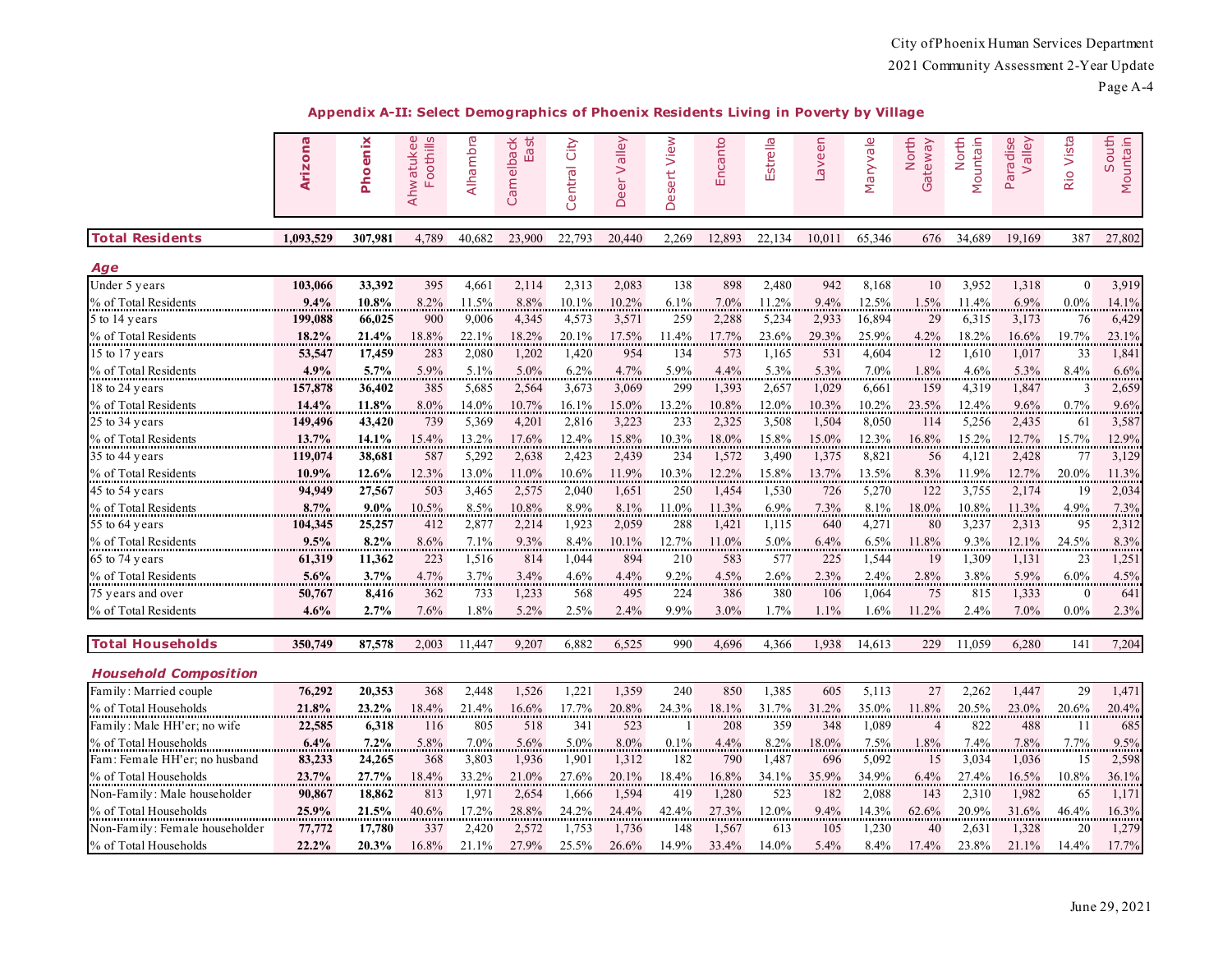## Appendix A-II: Select Demographics of Phoenix Residents Living in Poverty by Village

| | Arizona | Phoenix | Ahwatukee Foothills | Alhambra | Camelback East | Central City | Deer Valley | Desert View | Encanto | Estrella | Laveen | Maryvale | North Gateway | North Mountain | Paradise Valley | Rio Vista | South Mountain |
|---|---|---|---|---|---|---|---|---|---|---|---|---|---|---|---|---|---|
| **Total Residents** | **1,093,529** | **307,981** | 4,789 | 40,682 | 23,900 | 22,793 | 20,440 | 2,269 | 12,893 | 22,134 | 10,011 | 65,346 | 676 | 34,689 | 19,169 | 387 | 27,802 |
| ***Age*** | | | | | | | | | | | | | | | | | |
| Under 5 years | **103,066** | **33,392** | 395 | 4,661 | 2,114 | 2,313 | 2,083 | 138 | 898 | 2,480 | 942 | 8,168 | 10 | 3,952 | 1,318 | 0 | 3,919 |
| % of Total Residents | **9.4%** | **10.8%** | 8.2% | 11.5% | 8.8% | 10.1% | 10.2% | 6.1% | 7.0% | 11.2% | 9.4% | 12.5% | 1.5% | 11.4% | 6.9% | 0.0% | 14.1% |
| 5 to 14 years | **199,088** | **66,025** | 900 | 9,006 | 4,345 | 4,573 | 3,571 | 259 | 2,288 | 5,234 | 2,933 | 16,894 | 29 | 6,315 | 3,173 | 76 | 6,429 |
| % of Total Residents | **18.2%** | **21.4%** | 18.8% | 22.1% | 18.2% | 20.1% | 17.5% | 11.4% | 17.7% | 23.6% | 29.3% | 25.9% | 4.2% | 18.2% | 16.6% | 19.7% | 23.1% |
| 15 to 17 years | **53,547** | **17,459** | 283 | 2,080 | 1,202 | 1,420 | 954 | 134 | 573 | 1,165 | 531 | 4,604 | 12 | 1,610 | 1,017 | 33 | 1,841 |
| % of Total Residents | **4.9%** | **5.7%** | 5.9% | 5.1% | 5.0% | 6.2% | 4.7% | 5.9% | 4.4% | 5.3% | 5.3% | 7.0% | 1.8% | 4.6% | 5.3% | 8.4% | 6.6% |
| 18 to 24 years | **157,878** | **36,402** | 385 | 5,685 | 2,564 | 3,673 | 3,069 | 299 | 1,393 | 2,657 | 1,029 | 6,661 | 159 | 4,319 | 1,847 | 3 | 2,659 |
| % of Total Residents | **14.4%** | **11.8%** | 8.0% | 14.0% | 10.7% | 16.1% | 15.0% | 13.2% | 10.8% | 12.0% | 10.3% | 10.2% | 23.5% | 12.4% | 9.6% | 0.7% | 9.6% |
| 25 to 34 years | **149,496** | **43,420** | 739 | 5,369 | 4,201 | 2,816 | 3,223 | 233 | 2,325 | 3,508 | 1,504 | 8,050 | 114 | 5,256 | 2,435 | 61 | 3,587 |
| % of Total Residents | **13.7%** | **14.1%** | 15.4% | 13.2% | 17.6% | 12.4% | 15.8% | 10.3% | 18.0% | 15.8% | 15.0% | 12.3% | 16.8% | 15.2% | 12.7% | 15.7% | 12.9% |
| 35 to 44 years | **119,074** | **38,681** | 587 | 5,292 | 2,638 | 2,423 | 2,439 | 234 | 1,572 | 3,490 | 1,375 | 8,821 | 56 | 4,121 | 2,428 | 77 | 3,129 |
| % of Total Residents | **10.9%** | **12.6%** | 12.3% | 13.0% | 11.0% | 10.6% | 11.9% | 10.3% | 12.2% | 15.8% | 13.7% | 13.5% | 8.3% | 11.9% | 12.7% | 20.0% | 11.3% |
| 45 to 54 years | **94,949** | **27,567** | 503 | 3,465 | 2,575 | 2,040 | 1,651 | 250 | 1,454 | 1,530 | 726 | 5,270 | 122 | 3,755 | 2,174 | 19 | 2,034 |
| % of Total Residents | **8.7%** | **9.0%** | 10.5% | 8.5% | 10.8% | 8.9% | 8.1% | 11.0% | 11.3% | 6.9% | 7.3% | 8.1% | 18.0% | 10.8% | 11.3% | 4.9% | 7.3% |
| 55 to 64 years | **104,345** | **25,257** | 412 | 2,877 | 2,214 | 1,923 | 2,059 | 288 | 1,421 | 1,115 | 640 | 4,271 | 80 | 3,237 | 2,313 | 95 | 2,312 |
| % of Total Residents | **9.5%** | **8.2%** | 8.6% | 7.1% | 9.3% | 8.4% | 10.1% | 12.7% | 11.0% | 5.0% | 6.4% | 6.5% | 11.8% | 9.3% | 12.1% | 24.5% | 8.3% |
| 65 to 74 years | **61,319** | **11,362** | 223 | 1,516 | 814 | 1,044 | 894 | 210 | 583 | 577 | 225 | 1,544 | 19 | 1,309 | 1,131 | 23 | 1,251 |
| % of Total Residents | **5.6%** | **3.7%** | 4.7% | 3.7% | 3.4% | 4.6% | 4.4% | 9.2% | 4.5% | 2.6% | 2.3% | 2.4% | 2.8% | 3.8% | 5.9% | 6.0% | 4.5% |
| 75 years and over | **50,767** | **8,416** | 362 | 733 | 1,233 | 568 | 495 | 224 | 386 | 380 | 106 | 1,064 | 75 | 815 | 1,333 | 0 | 641 |
| % of Total Residents | **4.6%** | **2.7%** | 7.6% | 1.8% | 5.2% | 2.5% | 2.4% | 9.9% | 3.0% | 1.7% | 1.1% | 1.6% | 11.2% | 2.4% | 7.0% | 0.0% | 2.3% |
| **Total Households** | **350,749** | **87,578** | 2,003 | 11,447 | 9,207 | 6,882 | 6,525 | 990 | 4,696 | 4,366 | 1,938 | 14,613 | 229 | 11,059 | 6,280 | 141 | 7,204 |
| ***Household Composition*** | | | | | | | | | | | | | | | | | |
| Family: Married couple | **76,292** | **20,353** | 368 | 2,448 | 1,526 | 1,221 | 1,359 | 240 | 850 | 1,385 | 605 | 5,113 | 27 | 2,262 | 1,447 | 29 | 1,471 |
| % of Total Households | **21.8%** | **23.2%** | 18.4% | 21.4% | 16.6% | 17.7% | 20.8% | 24.3% | 18.1% | 31.7% | 31.2% | 35.0% | 11.8% | 20.5% | 23.0% | 20.6% | 20.4% |
| Family: Male HH'er; no wife | **22,585** | **6,318** | 116 | 805 | 518 | 341 | 523 | 1 | 208 | 359 | 348 | 1,089 | 4 | 822 | 488 | 11 | 685 |
| % of Total Households | **6.4%** | **7.2%** | 5.8% | 7.0% | 5.6% | 5.0% | 8.0% | 0.1% | 4.4% | 8.2% | 18.0% | 7.5% | 1.8% | 7.4% | 7.8% | 7.7% | 9.5% |
| Fam: Female HH'er; no husband | **83,233** | **24,265** | 368 | 3,803 | 1,936 | 1,901 | 1,312 | 182 | 790 | 1,487 | 696 | 5,092 | 15 | 3,034 | 1,036 | 15 | 2,598 |
| % of Total Households | **23.7%** | **27.7%** | 18.4% | 33.2% | 21.0% | 27.6% | 20.1% | 18.4% | 16.8% | 34.1% | 35.9% | 34.9% | 6.4% | 27.4% | 16.5% | 10.8% | 36.1% |
| Non-Family: Male householder | **90,867** | **18,862** | 813 | 1,971 | 2,654 | 1,666 | 1,594 | 419 | 1,280 | 523 | 182 | 2,088 | 143 | 2,310 | 1,982 | 65 | 1,171 |
| % of Total Households | **25.9%** | **21.5%** | 40.6% | 17.2% | 28.8% | 24.2% | 24.4% | 42.4% | 27.3% | 12.0% | 9.4% | 14.3% | 62.6% | 20.9% | 31.6% | 46.4% | 16.3% |
| Non-Family: Female householder | **77,772** | **17,780** | 337 | 2,420 | 2,572 | 1,753 | 1,736 | 148 | 1,567 | 613 | 105 | 1,230 | 40 | 2,631 | 1,328 | 20 | 1,279 |
| % of Total Households | **22.2%** | **20.3%** | 16.8% | 21.1% | 27.9% | 25.5% | 26.6% | 14.9% | 33.4% | 14.0% | 5.4% | 8.4% | 17.4% | 23.8% | 21.1% | 14.4% | 17.7% |

June 29, 2021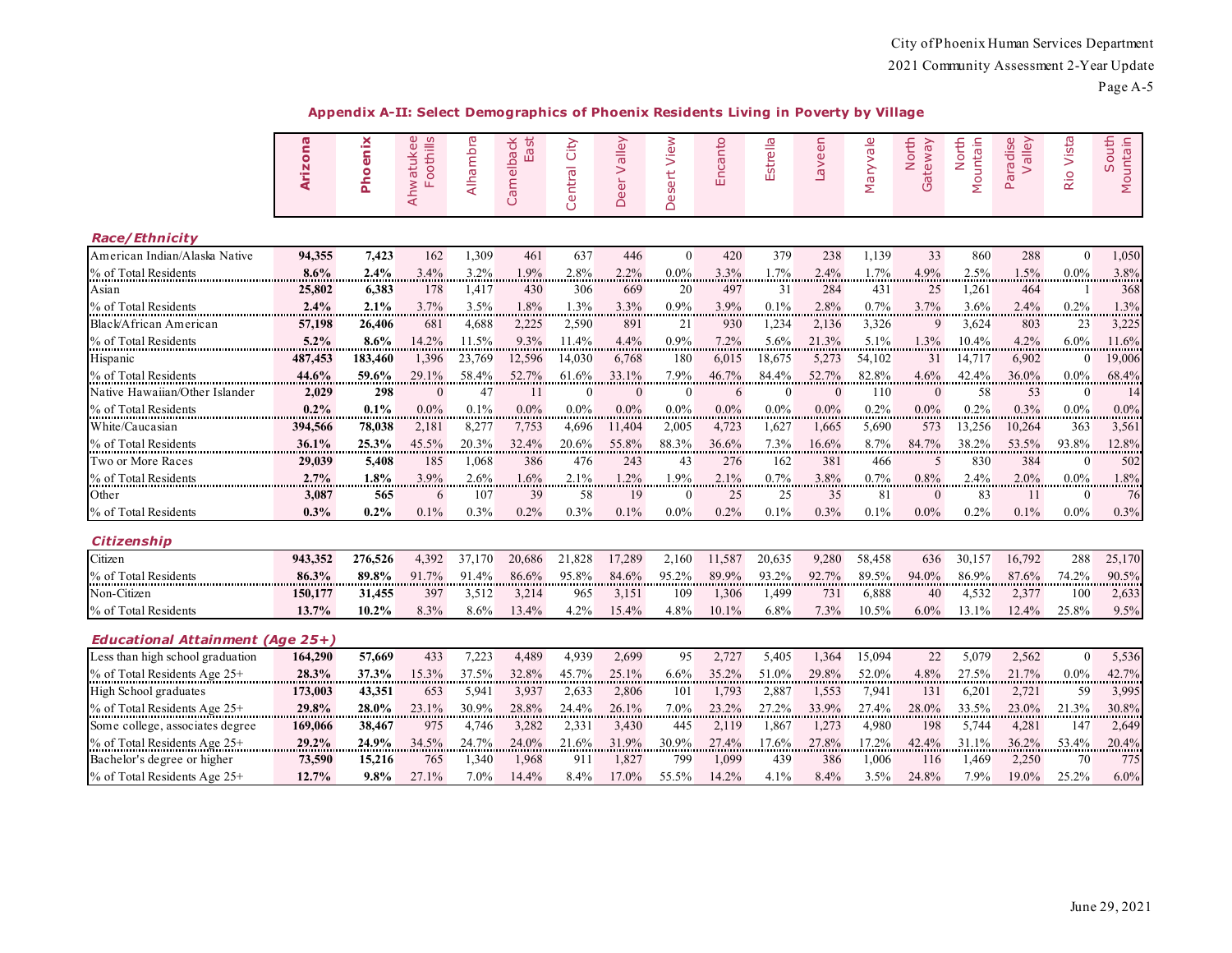## Appendix A-II: Select Demographics of Phoenix Residents Living in Poverty by Village

| | Arizona | Phoenix | Ahwatukee Foothills | Alhambra | Camelback East | Central City | Deer Valley | Desert View | Encanto | Estrella | Laveen | Maryvale | North Gateway | North Mountain | Paradise Valley | Rio Vista | South Mountain |
|---|---|---|---|---|---|---|---|---|---|---|---|---|---|---|---|---|---|
| ***Race/Ethnicity*** | | | | | | | | | | | | | | | | | |
| American Indian/Alaska Native | **94,355** | **7,423** | 162 | 1,309 | 461 | 637 | 446 | 0 | 420 | 379 | 238 | 1,139 | 33 | 860 | 288 | 0 | 1,050 |
| % of Total Residents | **8.6%** | **2.4%** | 3.4% | 3.2% | 1.9% | 2.8% | 2.2% | 0.0% | 3.3% | 1.7% | 2.4% | 1.7% | 4.9% | 2.5% | 1.5% | 0.0% | 3.8% |
| Asian | **25,802** | **6,383** | 178 | 1,417 | 430 | 306 | 669 | 20 | 497 | 31 | 284 | 431 | 25 | 1,261 | 464 | 1 | 368 |
| % of Total Residents | **2.4%** | **2.1%** | 3.7% | 3.5% | 1.8% | 1.3% | 3.3% | 0.9% | 3.9% | 0.1% | 2.8% | 0.7% | 3.7% | 3.6% | 2.4% | 0.2% | 1.3% |
| Black/African American | **57,198** | **26,406** | 681 | 4,688 | 2,225 | 2,590 | 891 | 21 | 930 | 1,234 | 2,136 | 3,326 | 9 | 3,624 | 803 | 23 | 3,225 |
| % of Total Residents | **5.2%** | **8.6%** | 14.2% | 11.5% | 9.3% | 11.4% | 4.4% | 0.9% | 7.2% | 5.6% | 21.3% | 5.1% | 1.3% | 10.4% | 4.2% | 6.0% | 11.6% |
| Hispanic | **487,453** | **183,460** | 1,396 | 23,769 | 12,596 | 14,030 | 6,768 | 180 | 6,015 | 18,675 | 5,273 | 54,102 | 31 | 14,717 | 6,902 | 0 | 19,006 |
| % of Total Residents | **44.6%** | **59.6%** | 29.1% | 58.4% | 52.7% | 61.6% | 33.1% | 7.9% | 46.7% | 84.4% | 52.7% | 82.8% | 4.6% | 42.4% | 36.0% | 0.0% | 68.4% |
| Native Hawaiian/Other Islander | **2,029** | **298** | 0 | 47 | 11 | 0 | 0 | 0 | 6 | 0 | 0 | 110 | 0 | 58 | 53 | 0 | 14 |
| % of Total Residents | **0.2%** | **0.1%** | 0.0% | 0.1% | 0.0% | 0.0% | 0.0% | 0.0% | 0.0% | 0.0% | 0.0% | 0.2% | 0.0% | 0.2% | 0.3% | 0.0% | 0.0% |
| White/Caucasian | **394,566** | **78,038** | 2,181 | 8,277 | 7,753 | 4,696 | 11,404 | 2,005 | 4,723 | 1,627 | 1,665 | 5,690 | 573 | 13,256 | 10,264 | 363 | 3,561 |
| % of Total Residents | **36.1%** | **25.3%** | 45.5% | 20.3% | 32.4% | 20.6% | 55.8% | 88.3% | 36.6% | 7.3% | 16.6% | 8.7% | 84.7% | 38.2% | 53.5% | 93.8% | 12.8% |
| Two or More Races | **29,039** | **5,408** | 185 | 1,068 | 386 | 476 | 243 | 43 | 276 | 162 | 381 | 466 | 5 | 830 | 384 | 0 | 502 |
| % of Total Residents | **2.7%** | **1.8%** | 3.9% | 2.6% | 1.6% | 2.1% | 1.2% | 1.9% | 2.1% | 0.7% | 3.8% | 0.7% | 0.8% | 2.4% | 2.0% | 0.0% | 1.8% |
| Other | **3,087** | **565** | 6 | 107 | 39 | 58 | 19 | 0 | 25 | 25 | 35 | 81 | 0 | 83 | 11 | 0 | 76 |
| % of Total Residents | **0.3%** | **0.2%** | 0.1% | 0.3% | 0.2% | 0.3% | 0.1% | 0.0% | 0.2% | 0.1% | 0.3% | 0.1% | 0.0% | 0.2% | 0.1% | 0.0% | 0.3% |
| ***Citizenship*** | | | | | | | | | | | | | | | | | |
| Citizen | **943,352** | **276,526** | 4,392 | 37,170 | 20,686 | 21,828 | 17,289 | 2,160 | 11,587 | 20,635 | 9,280 | 58,458 | 636 | 30,157 | 16,792 | 288 | 25,170 |
| % of Total Residents | **86.3%** | **89.8%** | 91.7% | 91.4% | 86.6% | 95.8% | 84.6% | 95.2% | 89.9% | 93.2% | 92.7% | 89.5% | 94.0% | 86.9% | 87.6% | 74.2% | 90.5% |
| Non-Citizen | **150,177** | **31,455** | 397 | 3,512 | 3,214 | 965 | 3,151 | 109 | 1,306 | 1,499 | 731 | 6,888 | 40 | 4,532 | 2,377 | 100 | 2,633 |
| % of Total Residents | **13.7%** | **10.2%** | 8.3% | 8.6% | 13.4% | 4.2% | 15.4% | 4.8% | 10.1% | 6.8% | 7.3% | 10.5% | 6.0% | 13.1% | 12.4% | 25.8% | 9.5% |
| ***Educational Attainment (Age 25+)*** | | | | | | | | | | | | | | | | | |
| Less than high school graduation | **164,290** | **57,669** | 433 | 7,223 | 4,489 | 4,939 | 2,699 | 95 | 2,727 | 5,405 | 1,364 | 15,094 | 22 | 5,079 | 2,562 | 0 | 5,536 |
| % of Total Residents Age 25+ | **28.3%** | **37.3%** | 15.3% | 37.5% | 32.8% | 45.7% | 25.1% | 6.6% | 35.2% | 51.0% | 29.8% | 52.0% | 4.8% | 27.5% | 21.7% | 0.0% | 42.7% |
| High School graduates | **173,003** | **43,351** | 653 | 5,941 | 3,937 | 2,633 | 2,806 | 101 | 1,793 | 2,887 | 1,553 | 7,941 | 131 | 6,201 | 2,721 | 59 | 3,995 |
| % of Total Residents Age 25+ | **29.8%** | **28.0%** | 23.1% | 30.9% | 28.8% | 24.4% | 26.1% | 7.0% | 23.2% | 27.2% | 33.9% | 27.4% | 28.0% | 33.5% | 23.0% | 21.3% | 30.8% |
| Some college, associates degree | **169,066** | **38,467** | 975 | 4,746 | 3,282 | 2,331 | 3,430 | 445 | 2,119 | 1,867 | 1,273 | 4,980 | 198 | 5,744 | 4,281 | 147 | 2,649 |
| % of Total Residents Age 25+ | **29.2%** | **24.9%** | 34.5% | 24.7% | 24.0% | 21.6% | 31.9% | 30.9% | 27.4% | 17.6% | 27.8% | 17.2% | 42.4% | 31.1% | 36.2% | 53.4% | 20.4% |
| Bachelor's degree or higher | **73,590** | **15,216** | 765 | 1,340 | 1,968 | 911 | 1,827 | 799 | 1,099 | 439 | 386 | 1,006 | 116 | 1,469 | 2,250 | 70 | 775 |
| % of Total Residents Age 25+ | **12.7%** | **9.8%** | 27.1% | 7.0% | 14.4% | 8.4% | 17.0% | 55.5% | 14.2% | 4.1% | 8.4% | 3.5% | 24.8% | 7.9% | 19.0% | 25.2% | 6.0% |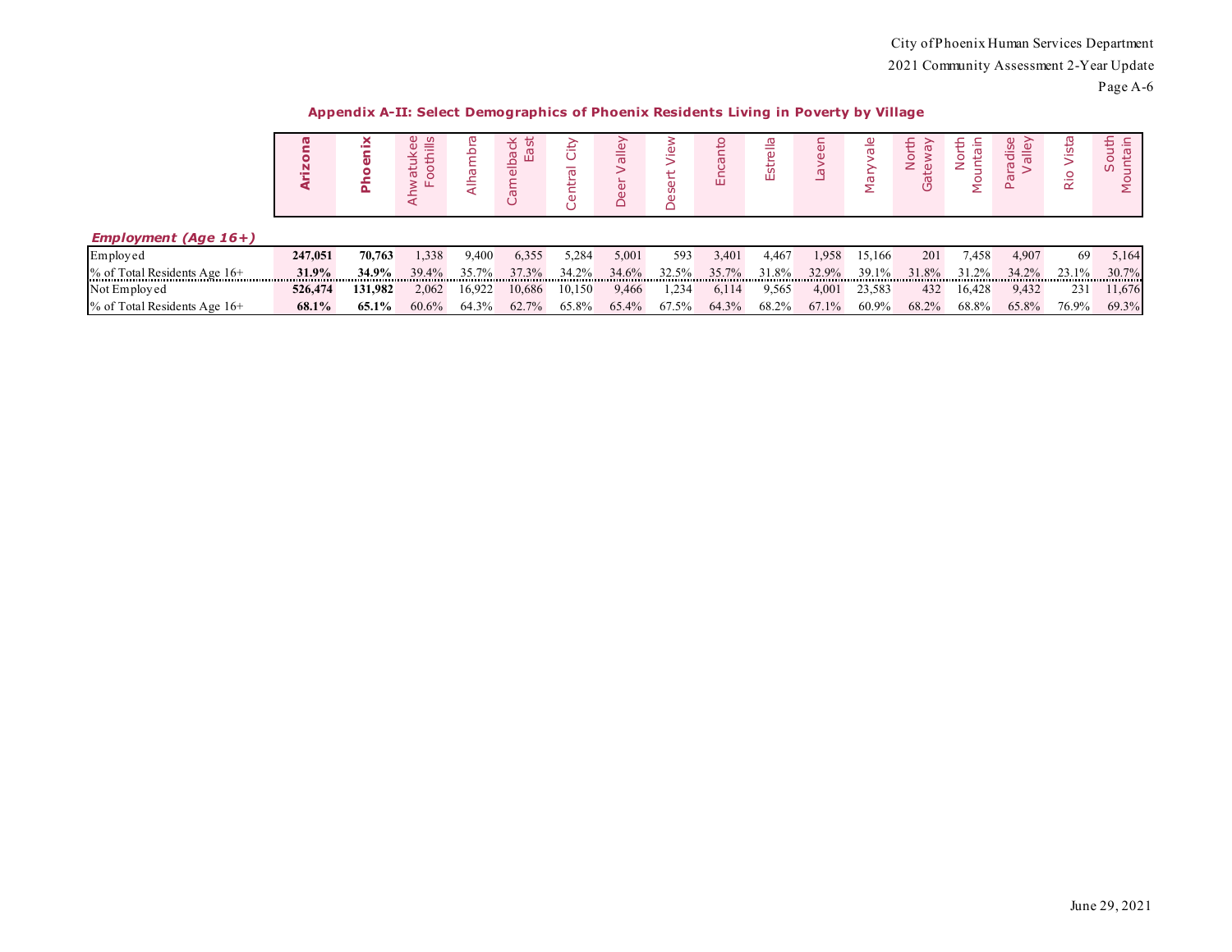## Appendix A-II: Select Demographics of Phoenix Residents Living in Poverty by Village

| | **Arizona** | **Phoenix** | Ahwatukee Foothills | Alhambra | Camelback East | Central City | Deer Valley | Desert View | Encanto | Estrella | Laveen | Maryvale | North Gateway | North Mountain | Paradise Valley | Rio Vista | South Mountain |
|---|---|---|---|---|---|---|---|---|---|---|---|---|---|---|---|---|---|
| ***Employment (Age 16+)*** | | | | | | | | | | | | | | | | | |
| Employed | **247,051** | **70,763** | 1,338 | 9,400 | 6,355 | 5,284 | 5,001 | 593 | 3,401 | 4,467 | 1,958 | 15,166 | 201 | 7,458 | 4,907 | 69 | 5,164 |
| % of Total Residents Age 16+ | **31.9%** | **34.9%** | 39.4% | 35.7% | 37.3% | 34.2% | 34.6% | 32.5% | 35.7% | 31.8% | 32.9% | 39.1% | 31.8% | 31.2% | 34.2% | 23.1% | 30.7% |
| Not Employed | **526,474** | **131,982** | 2,062 | 16,922 | 10,686 | 10,150 | 9,466 | 1,234 | 6,114 | 9,565 | 4,001 | 23,583 | 432 | 16,428 | 9,432 | 231 | 11,676 |
| % of Total Residents Age 16+ | **68.1%** | **65.1%** | 60.6% | 64.3% | 62.7% | 65.8% | 65.4% | 67.5% | 64.3% | 68.2% | 67.1% | 60.9% | 68.2% | 68.8% | 65.8% | 76.9% | 69.3% |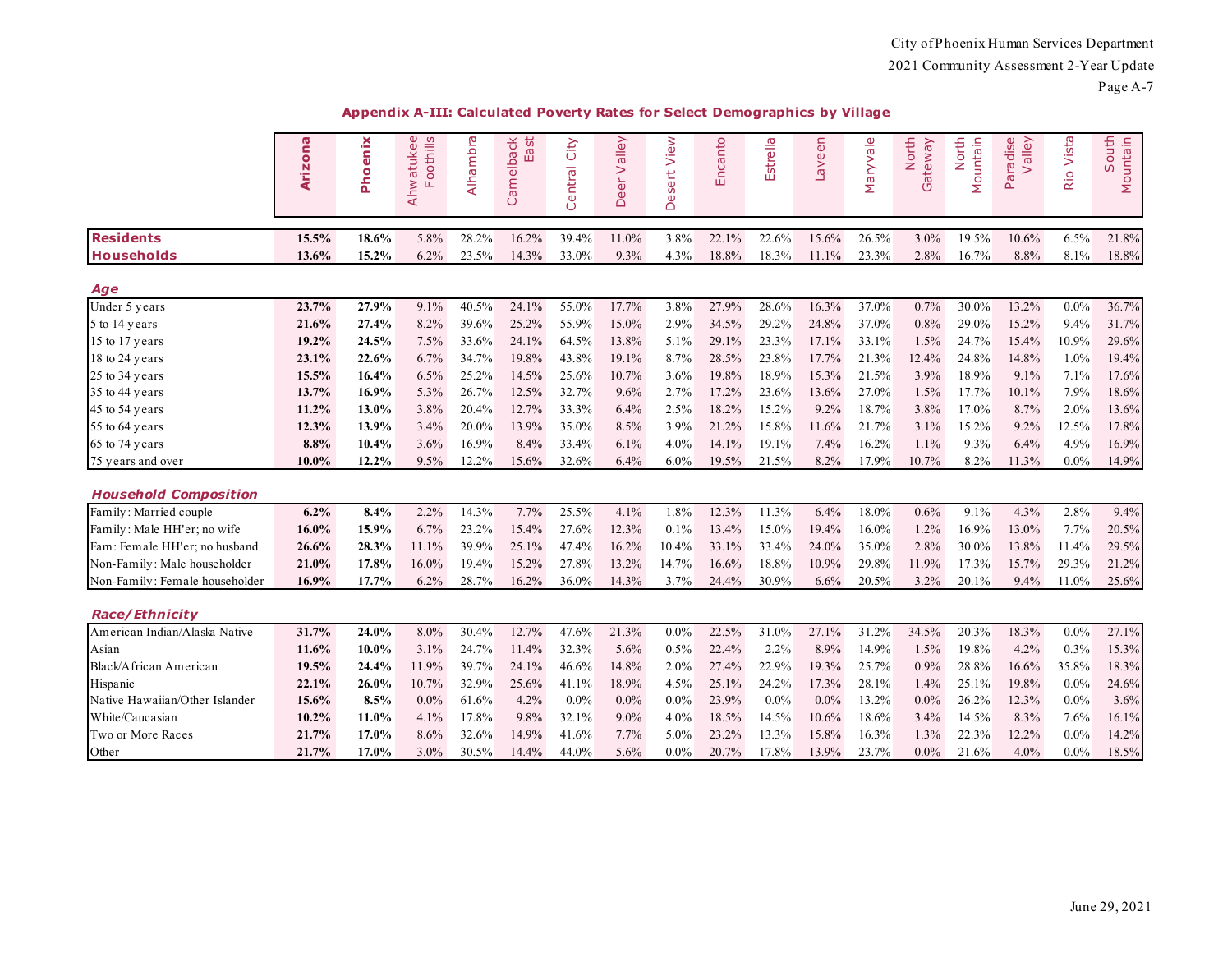## Appendix A-III: Calculated Poverty Rates for Select Demographics by Village

| | Arizona | Phoenix | Ahwatukee Foothills | Alhambra | Camelback East | Central City | Deer Valley | Desert View | Encanto | Estrella | Laveen | Maryvale | North Gateway | North Mountain | Paradise Valley | Rio Vista | South Mountain |
|---|---|---|---|---|---|---|---|---|---|---|---|---|---|---|---|---|---|
| **Residents** | **15.5%** | **18.6%** | 5.8% | 28.2% | 16.2% | 39.4% | 11.0% | 3.8% | 22.1% | 22.6% | 15.6% | 26.5% | 3.0% | 19.5% | 10.6% | 6.5% | 21.8% |
| **Households** | **13.6%** | **15.2%** | 6.2% | 23.5% | 14.3% | 33.0% | 9.3% | 4.3% | 18.8% | 18.3% | 11.1% | 23.3% | 2.8% | 16.7% | 8.8% | 8.1% | 18.8% |
| ***Age*** | | | | | | | | | | | | | | | | | |
| Under 5 years | **23.7%** | **27.9%** | 9.1% | 40.5% | 24.1% | 55.0% | 17.7% | 3.8% | 27.9% | 28.6% | 16.3% | 37.0% | 0.7% | 30.0% | 13.2% | 0.0% | 36.7% |
| 5 to 14 years | **21.6%** | **27.4%** | 8.2% | 39.6% | 25.2% | 55.9% | 15.0% | 2.9% | 34.5% | 29.2% | 24.8% | 37.0% | 0.8% | 29.0% | 15.2% | 9.4% | 31.7% |
| 15 to 17 years | **19.2%** | **24.5%** | 7.5% | 33.6% | 24.1% | 64.5% | 13.8% | 5.1% | 29.1% | 23.3% | 17.1% | 33.1% | 1.5% | 24.7% | 15.4% | 10.9% | 29.6% |
| 18 to 24 years | **23.1%** | **22.6%** | 6.7% | 34.7% | 19.8% | 43.8% | 19.1% | 8.7% | 28.5% | 23.8% | 17.7% | 21.3% | 12.4% | 24.8% | 14.8% | 1.0% | 19.4% |
| 25 to 34 years | **15.5%** | **16.4%** | 6.5% | 25.2% | 14.5% | 25.6% | 10.7% | 3.6% | 19.8% | 18.9% | 15.3% | 21.5% | 3.9% | 18.9% | 9.1% | 7.1% | 17.6% |
| 35 to 44 years | **13.7%** | **16.9%** | 5.3% | 26.7% | 12.5% | 32.7% | 9.6% | 2.7% | 17.2% | 23.6% | 13.6% | 27.0% | 1.5% | 17.7% | 10.1% | 7.9% | 18.6% |
| 45 to 54 years | **11.2%** | **13.0%** | 3.8% | 20.4% | 12.7% | 33.3% | 6.4% | 2.5% | 18.2% | 15.2% | 9.2% | 18.7% | 3.8% | 17.0% | 8.7% | 2.0% | 13.6% |
| 55 to 64 years | **12.3%** | **13.9%** | 3.4% | 20.0% | 13.9% | 35.0% | 8.5% | 3.9% | 21.2% | 15.8% | 11.6% | 21.7% | 3.1% | 15.2% | 9.2% | 12.5% | 17.8% |
| 65 to 74 years | **8.8%** | **10.4%** | 3.6% | 16.9% | 8.4% | 33.4% | 6.1% | 4.0% | 14.1% | 19.1% | 7.4% | 16.2% | 1.1% | 9.3% | 6.4% | 4.9% | 16.9% |
| 75 years and over | **10.0%** | **12.2%** | 9.5% | 12.2% | 15.6% | 32.6% | 6.4% | 6.0% | 19.5% | 21.5% | 8.2% | 17.9% | 10.7% | 8.2% | 11.3% | 0.0% | 14.9% |
| ***Household Composition*** | | | | | | | | | | | | | | | | | |
| Family: Married couple | **6.2%** | **8.4%** | 2.2% | 14.3% | 7.7% | 25.5% | 4.1% | 1.8% | 12.3% | 11.3% | 6.4% | 18.0% | 0.6% | 9.1% | 4.3% | 2.8% | 9.4% |
| Family: Male HH'er; no wife | **16.0%** | **15.9%** | 6.7% | 23.2% | 15.4% | 27.6% | 12.3% | 0.1% | 13.4% | 15.0% | 19.4% | 16.0% | 1.2% | 16.9% | 13.0% | 7.7% | 20.5% |
| Fam: Female HH'er; no husband | **26.6%** | **28.3%** | 11.1% | 39.9% | 25.1% | 47.4% | 16.2% | 10.4% | 33.1% | 33.4% | 24.0% | 35.0% | 2.8% | 30.0% | 13.8% | 11.4% | 29.5% |
| Non-Family: Male householder | **21.0%** | **17.8%** | 16.0% | 19.4% | 15.2% | 27.8% | 13.2% | 14.7% | 16.6% | 18.8% | 10.9% | 29.8% | 11.9% | 17.3% | 15.7% | 29.3% | 21.2% |
| Non-Family: Female householder | **16.9%** | **17.7%** | 6.2% | 28.7% | 16.2% | 36.0% | 14.3% | 3.7% | 24.4% | 30.9% | 6.6% | 20.5% | 3.2% | 20.1% | 9.4% | 11.0% | 25.6% |
| ***Race/Ethnicity*** | | | | | | | | | | | | | | | | | |
| American Indian/Alaska Native | **31.7%** | **24.0%** | 8.0% | 30.4% | 12.7% | 47.6% | 21.3% | 0.0% | 22.5% | 31.0% | 27.1% | 31.2% | 34.5% | 20.3% | 18.3% | 0.0% | 27.1% |
| Asian | **11.6%** | **10.0%** | 3.1% | 24.7% | 11.4% | 32.3% | 5.6% | 0.5% | 22.4% | 2.2% | 8.9% | 14.9% | 1.5% | 19.8% | 4.2% | 0.3% | 15.3% |
| Black/African American | **19.5%** | **24.4%** | 11.9% | 39.7% | 24.1% | 46.6% | 14.8% | 2.0% | 27.4% | 22.9% | 19.3% | 25.7% | 0.9% | 28.8% | 16.6% | 35.8% | 18.3% |
| Hispanic | **22.1%** | **26.0%** | 10.7% | 32.9% | 25.6% | 41.1% | 18.9% | 4.5% | 25.1% | 24.2% | 17.3% | 28.1% | 1.4% | 25.1% | 19.8% | 0.0% | 24.6% |
| Native Hawaiian/Other Islander | **15.6%** | **8.5%** | 0.0% | 61.6% | 4.2% | 0.0% | 0.0% | 0.0% | 23.9% | 0.0% | 0.0% | 13.2% | 0.0% | 26.2% | 12.3% | 0.0% | 3.6% |
| White/Caucasian | **10.2%** | **11.0%** | 4.1% | 17.8% | 9.8% | 32.1% | 9.0% | 4.0% | 18.5% | 14.5% | 10.6% | 18.6% | 3.4% | 14.5% | 8.3% | 7.6% | 16.1% |
| Two or More Races | **21.7%** | **17.0%** | 8.6% | 32.6% | 14.9% | 41.6% | 7.7% | 5.0% | 23.2% | 13.3% | 15.8% | 16.3% | 1.3% | 22.3% | 12.2% | 0.0% | 14.2% |
| Other | **21.7%** | **17.0%** | 3.0% | 30.5% | 14.4% | 44.0% | 5.6% | 0.0% | 20.7% | 17.8% | 13.9% | 23.7% | 0.0% | 21.6% | 4.0% | 0.0% | 18.5% |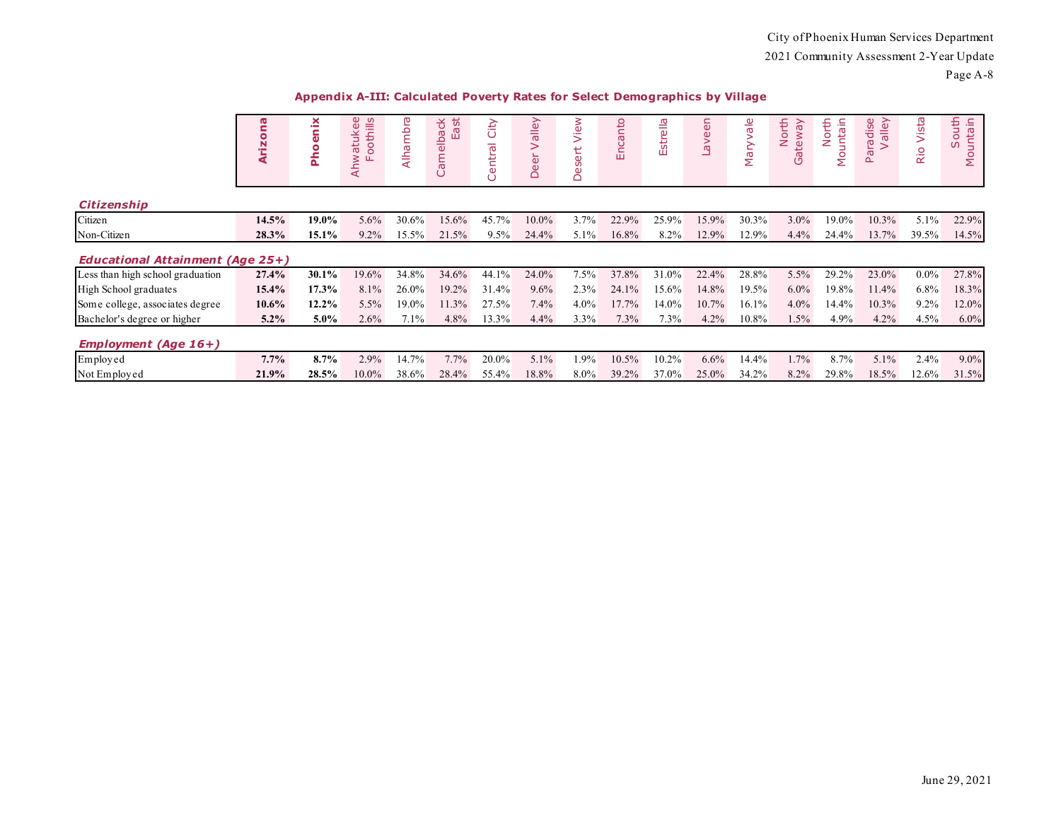## Appendix A-III: Calculated Poverty Rates for Select Demographics by Village

| | Arizona | Phoenix | Ahwatukee Foothills | Alhambra | Camelback East | Central City | Deer Valley | Desert View | Encanto | Estrella | Laveen | Maryvale | North Gateway | North Mountain | Paradise Valley | Rio Vista | South Mountain |
|---|---|---|---|---|---|---|---|---|---|---|---|---|---|---|---|---|---|
| ***Citizenship*** | | | | | | | | | | | | | | | | | |
| Citizen | **14.5%** | **19.0%** | 5.6% | 30.6% | 15.6% | 45.7% | 10.0% | 3.7% | 22.9% | 25.9% | 15.9% | 30.3% | 3.0% | 19.0% | 10.3% | 5.1% | 22.9% |
| Non-Citizen | **28.3%** | **15.1%** | 9.2% | 15.5% | 21.5% | 9.5% | 24.4% | 5.1% | 16.8% | 8.2% | 12.9% | 12.9% | 4.4% | 24.4% | 13.7% | 39.5% | 14.5% |
| ***Educational Attainment (Age 25+)*** | | | | | | | | | | | | | | | | | |
| Less than high school graduation | **27.4%** | **30.1%** | 19.6% | 34.8% | 34.6% | 44.1% | 24.0% | 7.5% | 37.8% | 31.0% | 22.4% | 28.8% | 5.5% | 29.2% | 23.0% | 0.0% | 27.8% |
| High School graduates | **15.4%** | **17.3%** | 8.1% | 26.0% | 19.2% | 31.4% | 9.6% | 2.3% | 24.1% | 15.6% | 14.8% | 19.5% | 6.0% | 19.8% | 11.4% | 6.8% | 18.3% |
| Some college, associates degree | **10.6%** | **12.2%** | 5.5% | 19.0% | 11.3% | 27.5% | 7.4% | 4.0% | 17.7% | 14.0% | 10.7% | 16.1% | 4.0% | 14.4% | 10.3% | 9.2% | 12.0% |
| Bachelor's degree or higher | **5.2%** | **5.0%** | 2.6% | 7.1% | 4.8% | 13.3% | 4.4% | 3.3% | 7.3% | 7.3% | 4.2% | 10.8% | 1.5% | 4.9% | 4.2% | 4.5% | 6.0% |
| ***Employment (Age 16+)*** | | | | | | | | | | | | | | | | | |
| Employed | **7.7%** | **8.7%** | 2.9% | 14.7% | 7.7% | 20.0% | 5.1% | 1.9% | 10.5% | 10.2% | 6.6% | 14.4% | 1.7% | 8.7% | 5.1% | 2.4% | 9.0% |
| Not Employed | **21.9%** | **28.5%** | 10.0% | 38.6% | 28.4% | 55.4% | 18.8% | 8.0% | 39.2% | 37.0% | 25.0% | 34.2% | 8.2% | 29.8% | 18.5% | 12.6% | 31.5% |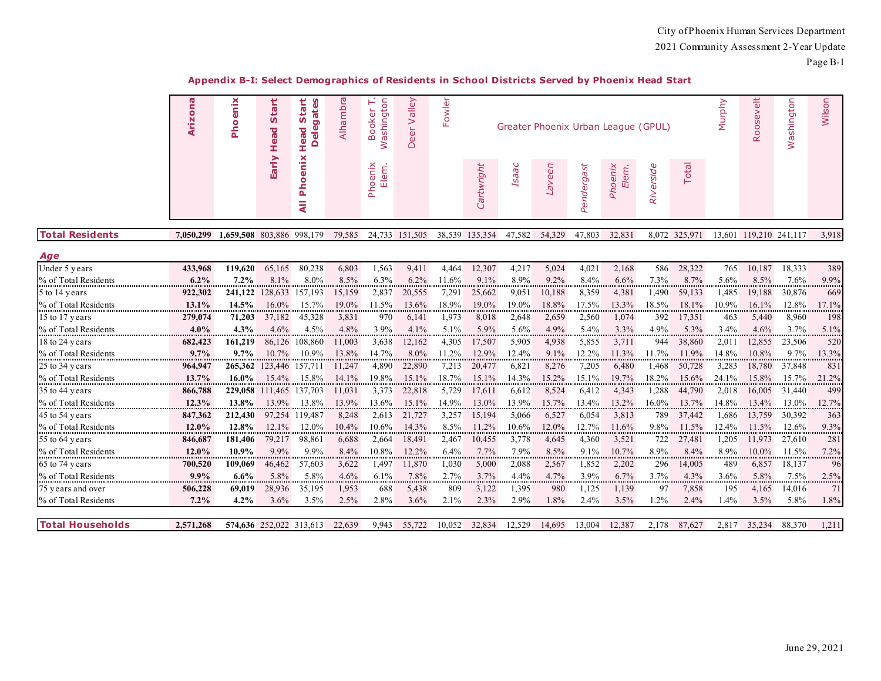## Appendix B-I: Select Demographics of Residents in School Districts Served by Phoenix Head Start

| | Arizona | Phoenix | Early Head Start | All Phoenix Head Start Delegates | Alhambra | Booker T. Washington | Deer Valley | Fowler | Greater Phoenix Urban League (GPUL) | | | | | | | Murphy | Roosevelt | Washington | Wilson |
|---|---|---|---|---|---|---|---|---|---|---|---|---|---|---|---|---|---|---|---|
| | | | | | | Phoenix Elem. | | | *Cartwright* | *Isaac* | *Laveen* | *Pendergast* | *Phoenix Elem.* | *Riverside* | Total | | | | |
| **Total Residents** | **7,050,299** | **1,659,508** | 803,886 | 998,179 | 79,585 | 24,733 | 151,505 | 38,539 | 135,354 | 47,582 | 54,329 | 47,803 | 32,831 | 8,072 | 325,971 | 13,601 | 119,210 | 241,117 | 3,918 |
| ***Age*** | | | | | | | | | | | | | | | | | | | |
| Under 5 years | **433,968** | **119,620** | 65,165 | 80,238 | 6,803 | 1,563 | 9,411 | 4,464 | 12,307 | 4,217 | 5,024 | 4,021 | 2,168 | 586 | 28,322 | 765 | 10,187 | 18,333 | 389 |
| % of Total Residents | **6.2%** | **7.2%** | 8.1% | 8.0% | 8.5% | 6.3% | 6.2% | 11.6% | 9.1% | 8.9% | 9.2% | 8.4% | 6.6% | 7.3% | 8.7% | 5.6% | 8.5% | 7.6% | 9.9% |
| 5 to 14 years | **922,302** | **241,122** | 128,633 | 157,193 | 15,159 | 2,837 | 20,555 | 7,291 | 25,662 | 9,051 | 10,188 | 8,359 | 4,381 | 1,490 | 59,133 | 1,485 | 19,188 | 30,876 | 669 |
| % of Total Residents | **13.1%** | **14.5%** | 16.0% | 15.7% | 19.0% | 11.5% | 13.6% | 18.9% | 19.0% | 19.0% | 18.8% | 17.5% | 13.3% | 18.5% | 18.1% | 10.9% | 16.1% | 12.8% | 17.1% |
| 15 to 17 years | **279,074** | **71,203** | 37,182 | 45,328 | 3,831 | 970 | 6,141 | 1,973 | 8,018 | 2,648 | 2,659 | 2,560 | 1,074 | 392 | 17,351 | 463 | 5,440 | 8,960 | 198 |
| % of Total Residents | **4.0%** | **4.3%** | 4.6% | 4.5% | 4.8% | 3.9% | 4.1% | 5.1% | 5.9% | 5.6% | 4.9% | 5.4% | 3.3% | 4.9% | 5.3% | 3.4% | 4.6% | 3.7% | 5.1% |
| 18 to 24 years | **682,423** | **161,219** | 86,126 | 108,860 | 11,003 | 3,638 | 12,162 | 4,305 | 17,507 | 5,905 | 4,938 | 5,855 | 3,711 | 944 | 38,860 | 2,011 | 12,855 | 23,506 | 520 |
| % of Total Residents | **9.7%** | **9.7%** | 10.7% | 10.9% | 13.8% | 14.7% | 8.0% | 11.2% | 12.9% | 12.4% | 9.1% | 12.2% | 11.3% | 11.7% | 11.9% | 14.8% | 10.8% | 9.7% | 13.3% |
| 25 to 34 years | **964,947** | **265,362** | 123,446 | 157,711 | 11,247 | 4,890 | 22,890 | 7,213 | 20,477 | 6,821 | 8,276 | 7,205 | 6,480 | 1,468 | 50,728 | 3,283 | 18,780 | 37,848 | 831 |
| % of Total Residents | **13.7%** | **16.0%** | 15.4% | 15.8% | 14.1% | 19.8% | 15.1% | 18.7% | 15.1% | 14.3% | 15.2% | 15.1% | 19.7% | 18.2% | 15.6% | 24.1% | 15.8% | 15.7% | 21.2% |
| 35 to 44 years | **866,788** | **229,058** | 111,465 | 137,703 | 11,031 | 3,373 | 22,818 | 5,729 | 17,611 | 6,612 | 8,524 | 6,412 | 4,343 | 1,288 | 44,790 | 2,018 | 16,005 | 31,440 | 499 |
| % of Total Residents | **12.3%** | **13.8%** | 13.9% | 13.8% | 13.9% | 13.6% | 15.1% | 14.9% | 13.0% | 13.9% | 15.7% | 13.4% | 13.2% | 16.0% | 13.7% | 14.8% | 13.4% | 13.0% | 12.7% |
| 45 to 54 years | **847,362** | **212,430** | 97,254 | 119,487 | 8,248 | 2,613 | 21,727 | 3,257 | 15,194 | 5,066 | 6,527 | 6,054 | 3,813 | 789 | 37,442 | 1,686 | 13,759 | 30,392 | 363 |
| % of Total Residents | **12.0%** | **12.8%** | 12.1% | 12.0% | 10.4% | 10.6% | 14.3% | 8.5% | 11.2% | 10.6% | 12.0% | 12.7% | 11.6% | 9.8% | 11.5% | 12.4% | 11.5% | 12.6% | 9.3% |
| 55 to 64 years | **846,687** | **181,406** | 79,217 | 98,861 | 6,688 | 2,664 | 18,491 | 2,467 | 10,455 | 3,778 | 4,645 | 4,360 | 3,521 | 722 | 27,481 | 1,205 | 11,973 | 27,610 | 281 |
| % of Total Residents | **12.0%** | **10.9%** | 9.9% | 9.9% | 8.4% | 10.8% | 12.2% | 6.4% | 7.7% | 7.9% | 8.5% | 9.1% | 10.7% | 8.9% | 8.4% | 8.9% | 10.0% | 11.5% | 7.2% |
| 65 to 74 years | **700,520** | **109,069** | 46,462 | 57,603 | 3,622 | 1,497 | 11,870 | 1,030 | 5,000 | 2,088 | 2,567 | 1,852 | 2,202 | 296 | 14,005 | 489 | 6,857 | 18,137 | 96 |
| % of Total Residents | **9.9%** | **6.6%** | 5.8% | 5.8% | 4.6% | 6.1% | 7.8% | 2.7% | 3.7% | 4.4% | 4.7% | 3.9% | 6.7% | 3.7% | 4.3% | 3.6% | 5.8% | 7.5% | 2.5% |
| 75 years and over | **506,228** | **69,019** | 28,936 | 35,195 | 1,953 | 688 | 5,438 | 809 | 3,122 | 1,395 | 980 | 1,125 | 1,139 | 97 | 7,858 | 195 | 4,165 | 14,016 | 71 |
| % of Total Residents | **7.2%** | **4.2%** | 3.6% | 3.5% | 2.5% | 2.8% | 3.6% | 2.1% | 2.3% | 2.9% | 1.8% | 2.4% | 3.5% | 1.2% | 2.4% | 1.4% | 3.5% | 5.8% | 1.8% |
| **Total Households** | **2,571,268** | **574,636** | 252,022 | 313,613 | 22,639 | 9,943 | 55,722 | 10,052 | 32,834 | 12,529 | 14,695 | 13,004 | 12,387 | 2,178 | 87,627 | 2,817 | 35,234 | 88,370 | 1,211 |

June 29, 2021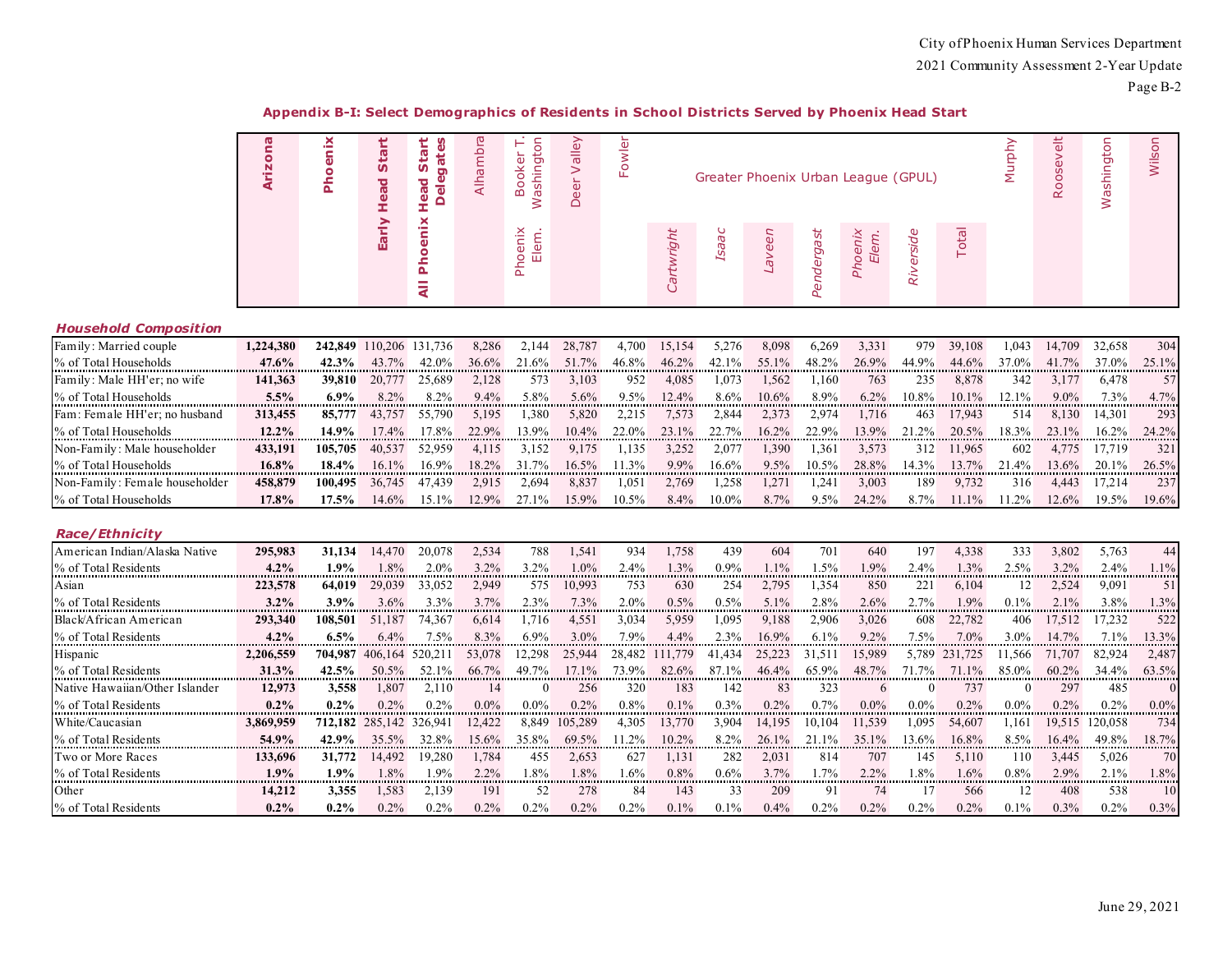City of Phoenix Human Services Department

2021 Community Assessment 2-Year Update

## Appendix B-I: Select Demographics of Residents in School Districts Served by Phoenix Head Start

| | Arizona | Phoenix | Early Head Start | All Phoenix Head Start Delegates | Alhambra | Booker T. Washington | Deer Valley | Fowler | Greater Phoenix Urban League (GPUL) | | | | | | | Murphy | Roosevelt | Washington | Wilson |
|---|---|---|---|---|---|---|---|---|---|---|---|---|---|---|---|---|---|---|---|
| | | | | | | Phoenix Elem. | | | Cartwright | Isaac | Laveen | Pendergast | Phoenix Elem. | Riverside | Total | | | | |
| ***Household Composition*** | | | | | | | | | | | | | | | | | | | |
| Family: Married couple | **1,224,380** | **242,849** | 110,206 | 131,736 | 8,286 | 2,144 | 28,787 | 4,700 | 15,154 | 5,276 | 8,098 | 6,269 | 3,331 | 979 | 39,108 | 1,043 | 14,709 | 32,658 | 304 |
| % of Total Households | **47.6%** | **42.3%** | 43.7% | 42.0% | 36.6% | 21.6% | 51.7% | 46.8% | 46.2% | 42.1% | 55.1% | 48.2% | 26.9% | 44.9% | 44.6% | 37.0% | 41.7% | 37.0% | 25.1% |
| Family: Male HH'er; no wife | **141,363** | **39,810** | 20,777 | 25,689 | 2,128 | 573 | 3,103 | 952 | 4,085 | 1,073 | 1,562 | 1,160 | 763 | 235 | 8,878 | 342 | 3,177 | 6,478 | 57 |
| % of Total Households | **5.5%** | **6.9%** | 8.2% | 8.2% | 9.4% | 5.8% | 5.6% | 9.5% | 12.4% | 8.6% | 10.6% | 8.9% | 6.2% | 10.8% | 10.1% | 12.1% | 9.0% | 7.3% | 4.7% |
| Fam: Female HH'er; no husband | **313,455** | **85,777** | 43,757 | 55,790 | 5,195 | 1,380 | 5,820 | 2,215 | 7,573 | 2,844 | 2,373 | 2,974 | 1,716 | 463 | 17,943 | 514 | 8,130 | 14,301 | 293 |
| % of Total Households | **12.2%** | **14.9%** | 17.4% | 17.8% | 22.9% | 13.9% | 10.4% | 22.0% | 23.1% | 22.7% | 16.2% | 22.9% | 13.9% | 21.2% | 20.5% | 18.3% | 23.1% | 16.2% | 24.2% |
| Non-Family: Male householder | **433,191** | **105,705** | 40,537 | 52,959 | 4,115 | 3,152 | 9,175 | 1,135 | 3,252 | 2,077 | 1,390 | 1,361 | 3,573 | 312 | 11,965 | 602 | 4,775 | 17,719 | 321 |
| % of Total Households | **16.8%** | **18.4%** | 16.1% | 16.9% | 18.2% | 31.7% | 16.5% | 11.3% | 9.9% | 16.6% | 9.5% | 10.5% | 28.8% | 14.3% | 13.7% | 21.4% | 13.6% | 20.1% | 26.5% |
| Non-Family: Female householder | **458,879** | **100,495** | 36,745 | 47,439 | 2,915 | 2,694 | 8,837 | 1,051 | 2,769 | 1,258 | 1,271 | 1,241 | 3,003 | 189 | 9,732 | 316 | 4,443 | 17,214 | 237 |
| % of Total Households | **17.8%** | **17.5%** | 14.6% | 15.1% | 12.9% | 27.1% | 15.9% | 10.5% | 8.4% | 10.0% | 8.7% | 9.5% | 24.2% | 8.7% | 11.1% | 11.2% | 12.6% | 19.5% | 19.6% |
| ***Race/Ethnicity*** | | | | | | | | | | | | | | | | | | | |
| American Indian/Alaska Native | **295,983** | **31,134** | 14,470 | 20,078 | 2,534 | 788 | 1,541 | 934 | 1,758 | 439 | 604 | 701 | 640 | 197 | 4,338 | 333 | 3,802 | 5,763 | 44 |
| % of Total Residents | **4.2%** | **1.9%** | 1.8% | 2.0% | 3.2% | 3.2% | 1.0% | 2.4% | 1.3% | 0.9% | 1.1% | 1.5% | 1.9% | 2.4% | 1.3% | 2.5% | 3.2% | 2.4% | 1.1% |
| Asian | **223,578** | **64,019** | 29,039 | 33,052 | 2,949 | 575 | 10,993 | 753 | 630 | 254 | 2,795 | 1,354 | 850 | 221 | 6,104 | 12 | 2,524 | 9,091 | 51 |
| % of Total Residents | **3.2%** | **3.9%** | 3.6% | 3.3% | 3.7% | 2.3% | 7.3% | 2.0% | 0.5% | 0.5% | 5.1% | 2.8% | 2.6% | 2.7% | 1.9% | 0.1% | 2.1% | 3.8% | 1.3% |
| Black/African American | **293,340** | **108,501** | 51,187 | 74,367 | 6,614 | 1,716 | 4,551 | 3,034 | 5,959 | 1,095 | 9,188 | 2,906 | 3,026 | 608 | 22,782 | 406 | 17,512 | 17,232 | 522 |
| % of Total Residents | **4.2%** | **6.5%** | 6.4% | 7.5% | 8.3% | 6.9% | 3.0% | 7.9% | 4.4% | 2.3% | 16.9% | 6.1% | 9.2% | 7.5% | 7.0% | 3.0% | 14.7% | 7.1% | 13.3% |
| Hispanic | **2,206,559** | **704,987** | 406,164 | 520,211 | 53,078 | 12,298 | 25,944 | 28,482 | 111,779 | 41,434 | 25,223 | 31,511 | 15,989 | 5,789 | 231,725 | 11,566 | 71,707 | 82,924 | 2,487 |
| % of Total Residents | **31.3%** | **42.5%** | 50.5% | 52.1% | 66.7% | 49.7% | 17.1% | 73.9% | 82.6% | 87.1% | 46.4% | 65.9% | 48.7% | 71.7% | 71.1% | 85.0% | 60.2% | 34.4% | 63.5% |
| Native Hawaiian/Other Islander | **12,973** | **3,558** | 1,807 | 2,110 | 14 | 0 | 256 | 320 | 183 | 142 | 83 | 323 | 6 | 0 | 737 | 0 | 297 | 485 | 0 |
| % of Total Residents | **0.2%** | **0.2%** | 0.2% | 0.2% | 0.0% | 0.0% | 0.2% | 0.8% | 0.1% | 0.3% | 0.2% | 0.7% | 0.0% | 0.0% | 0.2% | 0.0% | 0.2% | 0.2% | 0.0% |
| White/Caucasian | **3,869,959** | **712,182** | 285,142 | 326,941 | 12,422 | 8,849 | 105,289 | 4,305 | 13,770 | 3,904 | 14,195 | 10,104 | 11,539 | 1,095 | 54,607 | 1,161 | 19,515 | 120,058 | 734 |
| % of Total Residents | **54.9%** | **42.9%** | 35.5% | 32.8% | 15.6% | 35.8% | 69.5% | 11.2% | 10.2% | 8.2% | 26.1% | 21.1% | 35.1% | 13.6% | 16.8% | 8.5% | 16.4% | 49.8% | 18.7% |
| Two or More Races | **133,696** | **31,772** | 14,492 | 19,280 | 1,784 | 455 | 2,653 | 627 | 1,131 | 282 | 2,031 | 814 | 707 | 145 | 5,110 | 110 | 3,445 | 5,026 | 70 |
| % of Total Residents | **1.9%** | **1.9%** | 1.8% | 1.9% | 2.2% | 1.8% | 1.8% | 1.6% | 0.8% | 0.6% | 3.7% | 1.7% | 2.2% | 1.8% | 1.6% | 0.8% | 2.9% | 2.1% | 1.8% |
| Other | **14,212** | **3,355** | 1,583 | 2,139 | 191 | 52 | 278 | 84 | 143 | 33 | 209 | 91 | 74 | 17 | 566 | 12 | 408 | 538 | 10 |
| % of Total Residents | **0.2%** | **0.2%** | 0.2% | 0.2% | 0.2% | 0.2% | 0.2% | 0.2% | 0.1% | 0.1% | 0.4% | 0.2% | 0.2% | 0.2% | 0.2% | 0.1% | 0.3% | 0.2% | 0.3% |

June 29, 2021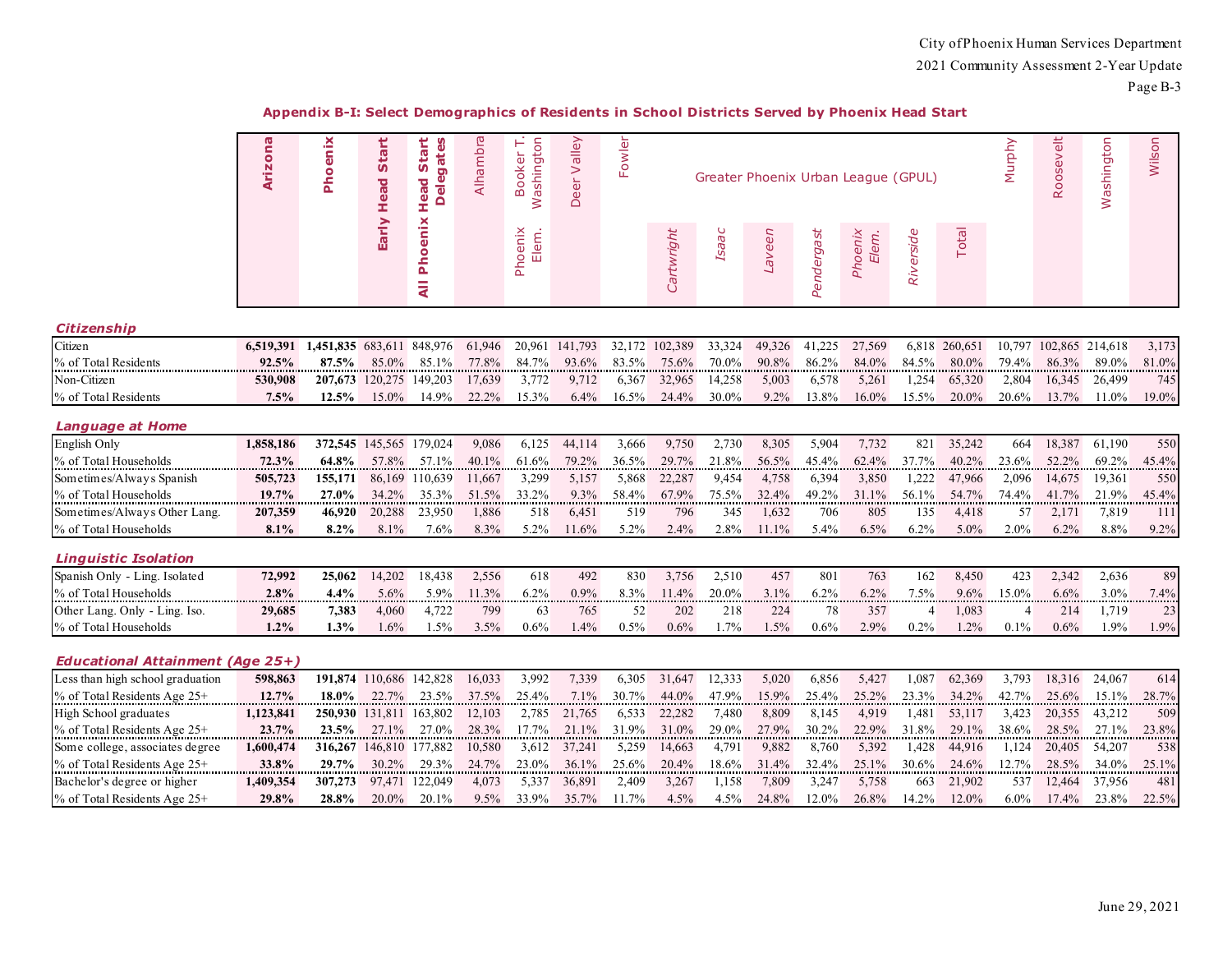## Appendix B-I: Select Demographics of Residents in School Districts Served by Phoenix Head Start

| | Arizona | Phoenix | Early Head Start | All Phoenix Head Start Delegates | Alhambra | Booker T. Washington | Deer Valley | Fowler | Greater Phoenix Urban League (GPUL) | | | | | | | Murphy | Roosevelt | Washington | Wilson |
|---|---|---|---|---|---|---|---|---|---|---|---|---|---|---|---|---|---|---|---|
| | | | | | | Phoenix Elem. | | | Cartwright | Isaac | Laveen | Pendergast | Phoenix Elem. | Riverside | Total | | | | |
| ***Citizenship*** | | | | | | | | | | | | | | | | | | | |
| Citizen | **6,519,391** | **1,451,835** | 683,611 | 848,976 | 61,946 | 20,961 | 141,793 | 32,172 | 102,389 | 33,324 | 49,326 | 41,225 | 27,569 | 6,818 | 260,651 | 10,797 | 102,865 | 214,618 | 3,173 |
| % of Total Residents | **92.5%** | **87.5%** | 85.0% | 85.1% | 77.8% | 84.7% | 93.6% | 83.5% | 75.6% | 70.0% | 90.8% | 86.2% | 84.0% | 84.5% | 80.0% | 79.4% | 86.3% | 89.0% | 81.0% |
| Non-Citizen | **530,908** | **207,673** | 120,275 | 149,203 | 17,639 | 3,772 | 9,712 | 6,367 | 32,965 | 14,258 | 5,003 | 6,578 | 5,261 | 1,254 | 65,320 | 2,804 | 16,345 | 26,499 | 745 |
| % of Total Residents | **7.5%** | **12.5%** | 15.0% | 14.9% | 22.2% | 15.3% | 6.4% | 16.5% | 24.4% | 30.0% | 9.2% | 13.8% | 16.0% | 15.5% | 20.0% | 20.6% | 13.7% | 11.0% | 19.0% |
| ***Language at Home*** | | | | | | | | | | | | | | | | | | | |
| English Only | **1,858,186** | **372,545** | 145,565 | 179,024 | 9,086 | 6,125 | 44,114 | 3,666 | 9,750 | 2,730 | 8,305 | 5,904 | 7,732 | 821 | 35,242 | 664 | 18,387 | 61,190 | 550 |
| % of Total Households | **72.3%** | **64.8%** | 57.8% | 57.1% | 40.1% | 61.6% | 79.2% | 36.5% | 29.7% | 21.8% | 56.5% | 45.4% | 62.4% | 37.7% | 40.2% | 23.6% | 52.2% | 69.2% | 45.4% |
| Sometimes/Always Spanish | **505,723** | **155,171** | 86,169 | 110,639 | 11,667 | 3,299 | 5,157 | 5,868 | 22,287 | 9,454 | 4,758 | 6,394 | 3,850 | 1,222 | 47,966 | 2,096 | 14,675 | 19,361 | 550 |
| % of Total Households | **19.7%** | **27.0%** | 34.2% | 35.3% | 51.5% | 33.2% | 9.3% | 58.4% | 67.9% | 75.5% | 32.4% | 49.2% | 31.1% | 56.1% | 54.7% | 74.4% | 41.7% | 21.9% | 45.4% |
| Sometimes/Always Other Lang. | **207,359** | **46,920** | 20,288 | 23,950 | 1,886 | 518 | 6,451 | 519 | 796 | 345 | 1,632 | 706 | 805 | 135 | 4,418 | 57 | 2,171 | 7,819 | 111 |
| % of Total Households | **8.1%** | **8.2%** | 8.1% | 7.6% | 8.3% | 5.2% | 11.6% | 5.2% | 2.4% | 2.8% | 11.1% | 5.4% | 6.5% | 6.2% | 5.0% | 2.0% | 6.2% | 8.8% | 9.2% |
| ***Linguistic Isolation*** | | | | | | | | | | | | | | | | | | | |
| Spanish Only - Ling. Isolated | **72,992** | **25,062** | 14,202 | 18,438 | 2,556 | 618 | 492 | 830 | 3,756 | 2,510 | 457 | 801 | 763 | 162 | 8,450 | 423 | 2,342 | 2,636 | 89 |
| % of Total Households | **2.8%** | **4.4%** | 5.6% | 5.9% | 11.3% | 6.2% | 0.9% | 8.3% | 11.4% | 20.0% | 3.1% | 6.2% | 6.2% | 7.5% | 9.6% | 15.0% | 6.6% | 3.0% | 7.4% |
| Other Lang. Only - Ling. Iso. | **29,685** | **7,383** | 4,060 | 4,722 | 799 | 63 | 765 | 52 | 202 | 218 | 224 | 78 | 357 | 4 | 1,083 | 4 | 214 | 1,719 | 23 |
| % of Total Households | **1.2%** | **1.3%** | 1.6% | 1.5% | 3.5% | 0.6% | 1.4% | 0.5% | 0.6% | 1.7% | 1.5% | 0.6% | 2.9% | 0.2% | 1.2% | 0.1% | 0.6% | 1.9% | 1.9% |
| ***Educational Attainment (Age 25+)*** | | | | | | | | | | | | | | | | | | | |
| Less than high school graduation | **598,863** | **191,874** | 110,686 | 142,828 | 16,033 | 3,992 | 7,339 | 6,305 | 31,647 | 12,333 | 5,020 | 6,856 | 5,427 | 1,087 | 62,369 | 3,793 | 18,316 | 24,067 | 614 |
| % of Total Residents Age 25+ | **12.7%** | **18.0%** | 22.7% | 23.5% | 37.5% | 25.4% | 7.1% | 30.7% | 44.0% | 47.9% | 15.9% | 25.4% | 25.2% | 23.3% | 34.2% | 42.7% | 25.6% | 15.1% | 28.7% |
| High School graduates | **1,123,841** | **250,930** | 131,811 | 163,802 | 12,103 | 2,785 | 21,765 | 6,533 | 22,282 | 7,480 | 8,809 | 8,145 | 4,919 | 1,481 | 53,117 | 3,423 | 20,355 | 43,212 | 509 |
| % of Total Residents Age 25+ | **23.7%** | **23.5%** | 27.1% | 27.0% | 28.3% | 17.7% | 21.1% | 31.9% | 31.0% | 29.0% | 27.9% | 30.2% | 22.9% | 31.8% | 29.1% | 38.6% | 28.5% | 27.1% | 23.8% |
| Some college, associates degree | **1,600,474** | **316,267** | 146,810 | 177,882 | 10,580 | 3,612 | 37,241 | 5,259 | 14,663 | 4,791 | 9,882 | 8,760 | 5,392 | 1,428 | 44,916 | 1,124 | 20,405 | 54,207 | 538 |
| % of Total Residents Age 25+ | **33.8%** | **29.7%** | 30.2% | 29.3% | 24.7% | 23.0% | 36.1% | 25.6% | 20.4% | 18.6% | 31.4% | 32.4% | 25.1% | 30.6% | 24.6% | 12.7% | 28.5% | 34.0% | 25.1% |
| Bachelor's degree or higher | **1,409,354** | **307,273** | 97,471 | 122,049 | 4,073 | 5,337 | 36,891 | 2,409 | 3,267 | 1,158 | 7,809 | 3,247 | 5,758 | 663 | 21,902 | 537 | 12,464 | 37,956 | 481 |
| % of Total Residents Age 25+ | **29.8%** | **28.8%** | 20.0% | 20.1% | 9.5% | 33.9% | 35.7% | 11.7% | 4.5% | 4.5% | 24.8% | 12.0% | 26.8% | 14.2% | 12.0% | 6.0% | 17.4% | 23.8% | 22.5% |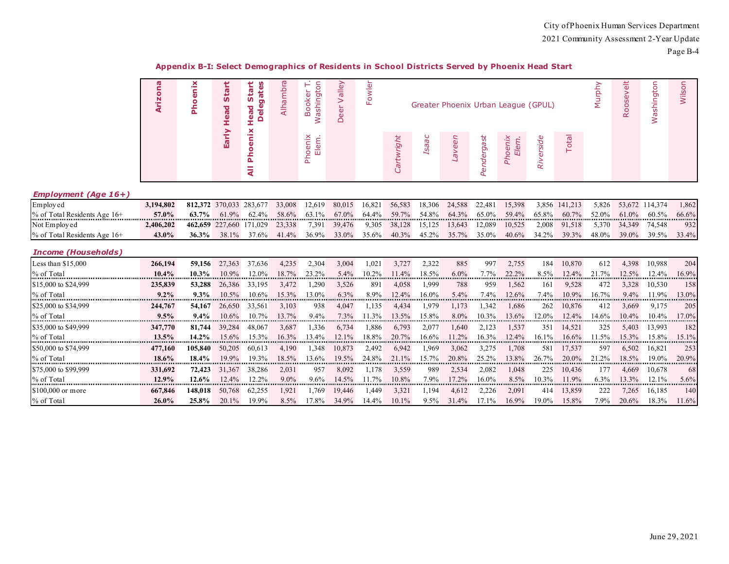## Appendix B-I: Select Demographics of Residents in School Districts Served by Phoenix Head Start

| | Arizona | Phoenix | Early Head Start | All Phoenix Head Start Delegates | Alhambra | Booker T. Washington | Deer Valley | Fowler | Greater Phoenix Urban League (GPUL) | | | | | | | Murphy | Roosevelt | Washington | Wilson |
|---|---|---|---|---|---|---|---|---|---|---|---|---|---|---|---|---|---|---|---|
| | | | | | | Phoenix Elem. | | | Cartwright | Isaac | Laveen | Pendergast | Phoenix Elem. | Riverside | Total | | | | |
| ***Employment (Age 16+)*** | | | | | | | | | | | | | | | | | | | |
| Employed | **3,194,802** | **812,372** | 370,033 | 283,677 | 33,008 | 12,619 | 80,015 | 16,821 | 56,583 | 18,306 | 24,588 | 22,481 | 15,398 | 3,856 | 141,213 | 5,826 | 53,672 | 114,374 | 1,862 |
| % of Total Residents Age 16+ | **57.0%** | **63.7%** | 61.9% | 62.4% | 58.6% | 63.1% | 67.0% | 64.4% | 59.7% | 54.8% | 64.3% | 65.0% | 59.4% | 65.8% | 60.7% | 52.0% | 61.0% | 60.5% | 66.6% |
| Not Employed | **2,406,202** | **462,659** | 227,660 | 171,029 | 23,338 | 7,391 | 39,476 | 9,305 | 38,128 | 15,125 | 13,643 | 12,089 | 10,525 | 2,008 | 91,518 | 5,370 | 34,349 | 74,548 | 932 |
| % of Total Residents Age 16+ | **43.0%** | **36.3%** | 38.1% | 37.6% | 41.4% | 36.9% | 33.0% | 35.6% | 40.3% | 45.2% | 35.7% | 35.0% | 40.6% | 34.2% | 39.3% | 48.0% | 39.0% | 39.5% | 33.4% |
| ***Income (Households)*** | | | | | | | | | | | | | | | | | | | |
| Less than $15,000 | **266,194** | **59,156** | 27,363 | 37,636 | 4,235 | 2,304 | 3,004 | 1,021 | 3,727 | 2,322 | 885 | 997 | 2,755 | 184 | 10,870 | 612 | 4,398 | 10,988 | 204 |
| % of Total | **10.4%** | **10.3%** | 10.9% | 12.0% | 18.7% | 23.2% | 5.4% | 10.2% | 11.4% | 18.5% | 6.0% | 7.7% | 22.2% | 8.5% | 12.4% | 21.7% | 12.5% | 12.4% | 16.9% |
| $15,000 to $24,999 | **235,839** | **53,288** | 26,386 | 33,195 | 3,472 | 1,290 | 3,526 | 891 | 4,058 | 1,999 | 788 | 959 | 1,562 | 161 | 9,528 | 472 | 3,328 | 10,530 | 158 |
| % of Total | **9.2%** | **9.3%** | 10.5% | 10.6% | 15.3% | 13.0% | 6.3% | 8.9% | 12.4% | 16.0% | 5.4% | 7.4% | 12.6% | 7.4% | 10.9% | 16.7% | 9.4% | 11.9% | 13.0% |
| $25,000 to $34,999 | **244,767** | **54,167** | 26,650 | 33,561 | 3,103 | 938 | 4,047 | 1,135 | 4,434 | 1,979 | 1,173 | 1,342 | 1,686 | 262 | 10,876 | 412 | 3,669 | 9,175 | 205 |
| % of Total | **9.5%** | **9.4%** | 10.6% | 10.7% | 13.7% | 9.4% | 7.3% | 11.3% | 13.5% | 15.8% | 8.0% | 10.3% | 13.6% | 12.0% | 12.4% | 14.6% | 10.4% | 10.4% | 17.0% |
| $35,000 to $49,999 | **347,770** | **81,744** | 39,284 | 48,067 | 3,687 | 1,336 | 6,734 | 1,886 | 6,793 | 2,077 | 1,640 | 2,123 | 1,537 | 351 | 14,521 | 325 | 5,403 | 13,993 | 182 |
| % of Total | **13.5%** | **14.2%** | 15.6% | 15.3% | 16.3% | 13.4% | 12.1% | 18.8% | 20.7% | 16.6% | 11.2% | 16.3% | 12.4% | 16.1% | 16.6% | 11.5% | 15.3% | 15.8% | 15.1% |
| $50,000 to $74,999 | **477,160** | **105,840** | 50,205 | 60,613 | 4,190 | 1,348 | 10,873 | 2,492 | 6,942 | 1,969 | 3,062 | 3,275 | 1,708 | 581 | 17,537 | 597 | 6,502 | 16,821 | 253 |
| % of Total | **18.6%** | **18.4%** | 19.9% | 19.3% | 18.5% | 13.6% | 19.5% | 24.8% | 21.1% | 15.7% | 20.8% | 25.2% | 13.8% | 26.7% | 20.0% | 21.2% | 18.5% | 19.0% | 20.9% |
| $75,000 to $99,999 | **331,692** | **72,423** | 31,367 | 38,286 | 2,031 | 957 | 8,092 | 1,178 | 3,559 | 989 | 2,534 | 2,082 | 1,048 | 225 | 10,436 | 177 | 4,669 | 10,678 | 68 |
| % of Total | **12.9%** | **12.6%** | 12.4% | 12.2% | 9.0% | 9.6% | 14.5% | 11.7% | 10.8% | 7.9% | 17.2% | 16.0% | 8.5% | 10.3% | 11.9% | 6.3% | 13.3% | 12.1% | 5.6% |
| $100,000 or more | **667,846** | **148,018** | 50,768 | 62,255 | 1,921 | 1,769 | 19,446 | 1,449 | 3,321 | 1,194 | 4,612 | 2,226 | 2,091 | 414 | 13,859 | 222 | 7,265 | 16,185 | 140 |
| % of Total | **26.0%** | **25.8%** | 20.1% | 19.9% | 8.5% | 17.8% | 34.9% | 14.4% | 10.1% | 9.5% | 31.4% | 17.1% | 16.9% | 19.0% | 15.8% | 7.9% | 20.6% | 18.3% | 11.6% |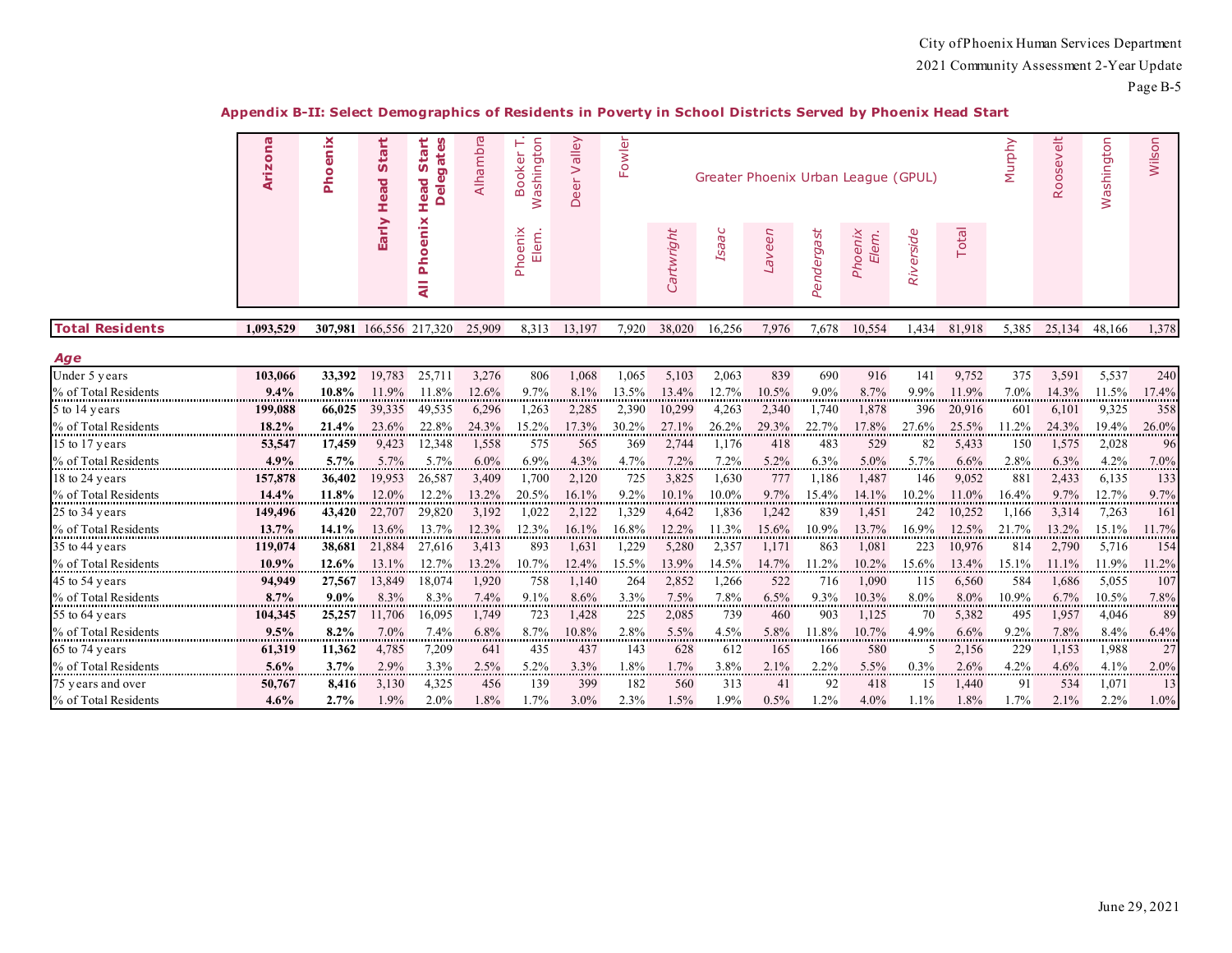## Appendix B-II: Select Demographics of Residents in Poverty in School Districts Served by Phoenix Head Start

| | Arizona | Phoenix | Early Head Start | All Phoenix Head Start Delegates | Alhambra | Booker T. Washington | Deer Valley | Fowler | Greater Phoenix Urban League (GPUL) | | | | | | | Murphy | Roosevelt | Washington | Wilson |
|---|---|---|---|---|---|---|---|---|---|---|---|---|---|---|---|---|---|---|---|
| | | | | | | Phoenix Elem. | | | Cartwright | Isaac | Laveen | Pendergast | Phoenix Elem. | Riverside | Total | | | | |
| **Total Residents** | **1,093,529** | **307,981** | 166,556 | 217,320 | 25,909 | 8,313 | 13,197 | 7,920 | 38,020 | 16,256 | 7,976 | 7,678 | 10,554 | 1,434 | 81,918 | 5,385 | 25,134 | 48,166 | 1,378 |
| ***Age*** | | | | | | | | | | | | | | | | | | | |
| Under 5 years | **103,066** | **33,392** | 19,783 | 25,711 | 3,276 | 806 | 1,068 | 1,065 | 5,103 | 2,063 | 839 | 690 | 916 | 141 | 9,752 | 375 | 3,591 | 5,537 | 240 |
| % of Total Residents | **9.4%** | **10.8%** | 11.9% | 11.8% | 12.6% | 9.7% | 8.1% | 13.5% | 13.4% | 12.7% | 10.5% | 9.0% | 8.7% | 9.9% | 11.9% | 7.0% | 14.3% | 11.5% | 17.4% |
| 5 to 14 years | **199,088** | **66,025** | 39,335 | 49,535 | 6,296 | 1,263 | 2,285 | 2,390 | 10,299 | 4,263 | 2,340 | 1,740 | 1,878 | 396 | 20,916 | 601 | 6,101 | 9,325 | 358 |
| % of Total Residents | **18.2%** | **21.4%** | 23.6% | 22.8% | 24.3% | 15.2% | 17.3% | 30.2% | 27.1% | 26.2% | 29.3% | 22.7% | 17.8% | 27.6% | 25.5% | 11.2% | 24.3% | 19.4% | 26.0% |
| 15 to 17 years | **53,547** | **17,459** | 9,423 | 12,348 | 1,558 | 575 | 565 | 369 | 2,744 | 1,176 | 418 | 483 | 529 | 82 | 5,433 | 150 | 1,575 | 2,028 | 96 |
| % of Total Residents | **4.9%** | **5.7%** | 5.7% | 5.7% | 6.0% | 6.9% | 4.3% | 4.7% | 7.2% | 7.2% | 5.2% | 6.3% | 5.0% | 5.7% | 6.6% | 2.8% | 6.3% | 4.2% | 7.0% |
| 18 to 24 years | **157,878** | **36,402** | 19,953 | 26,587 | 3,409 | 1,700 | 2,120 | 725 | 3,825 | 1,630 | 777 | 1,186 | 1,487 | 146 | 9,052 | 881 | 2,433 | 6,135 | 133 |
| % of Total Residents | **14.4%** | **11.8%** | 12.0% | 12.2% | 13.2% | 20.5% | 16.1% | 9.2% | 10.1% | 10.0% | 9.7% | 15.4% | 14.1% | 10.2% | 11.0% | 16.4% | 9.7% | 12.7% | 9.7% |
| 25 to 34 years | **149,496** | **43,420** | 22,707 | 29,820 | 3,192 | 1,022 | 2,122 | 1,329 | 4,642 | 1,836 | 1,242 | 839 | 1,451 | 242 | 10,252 | 1,166 | 3,314 | 7,263 | 161 |
| % of Total Residents | **13.7%** | **14.1%** | 13.6% | 13.7% | 12.3% | 12.3% | 16.1% | 16.8% | 12.2% | 11.3% | 15.6% | 10.9% | 13.7% | 16.9% | 12.5% | 21.7% | 13.2% | 15.1% | 11.7% |
| 35 to 44 years | **119,074** | **38,681** | 21,884 | 27,616 | 3,413 | 893 | 1,631 | 1,229 | 5,280 | 2,357 | 1,171 | 863 | 1,081 | 223 | 10,976 | 814 | 2,790 | 5,716 | 154 |
| % of Total Residents | **10.9%** | **12.6%** | 13.1% | 12.7% | 13.2% | 10.7% | 12.4% | 15.5% | 13.9% | 14.5% | 14.7% | 11.2% | 10.2% | 15.6% | 13.4% | 15.1% | 11.1% | 11.9% | 11.2% |
| 45 to 54 years | **94,949** | **27,567** | 13,849 | 18,074 | 1,920 | 758 | 1,140 | 264 | 2,852 | 1,266 | 522 | 716 | 1,090 | 115 | 6,560 | 584 | 1,686 | 5,055 | 107 |
| % of Total Residents | **8.7%** | **9.0%** | 8.3% | 8.3% | 7.4% | 9.1% | 8.6% | 3.3% | 7.5% | 7.8% | 6.5% | 9.3% | 10.3% | 8.0% | 8.0% | 10.9% | 6.7% | 10.5% | 7.8% |
| 55 to 64 years | **104,345** | **25,257** | 11,706 | 16,095 | 1,749 | 723 | 1,428 | 225 | 2,085 | 739 | 460 | 903 | 1,125 | 70 | 5,382 | 495 | 1,957 | 4,046 | 89 |
| % of Total Residents | **9.5%** | **8.2%** | 7.0% | 7.4% | 6.8% | 8.7% | 10.8% | 2.8% | 5.5% | 4.5% | 5.8% | 11.8% | 10.7% | 4.9% | 6.6% | 9.2% | 7.8% | 8.4% | 6.4% |
| 65 to 74 years | **61,319** | **11,362** | 4,785 | 7,209 | 641 | 435 | 437 | 143 | 628 | 612 | 165 | 166 | 580 | 5 | 2,156 | 229 | 1,153 | 1,988 | 27 |
| % of Total Residents | **5.6%** | **3.7%** | 2.9% | 3.3% | 2.5% | 5.2% | 3.3% | 1.8% | 1.7% | 3.8% | 2.1% | 2.2% | 5.5% | 0.3% | 2.6% | 4.2% | 4.6% | 4.1% | 2.0% |
| 75 years and over | **50,767** | **8,416** | 3,130 | 4,325 | 456 | 139 | 399 | 182 | 560 | 313 | 41 | 92 | 418 | 15 | 1,440 | 91 | 534 | 1,071 | 13 |
| % of Total Residents | **4.6%** | **2.7%** | 1.9% | 2.0% | 1.8% | 1.7% | 3.0% | 2.3% | 1.5% | 1.9% | 0.5% | 1.2% | 4.0% | 1.1% | 1.8% | 1.7% | 2.1% | 2.2% | 1.0% |

June 29, 2021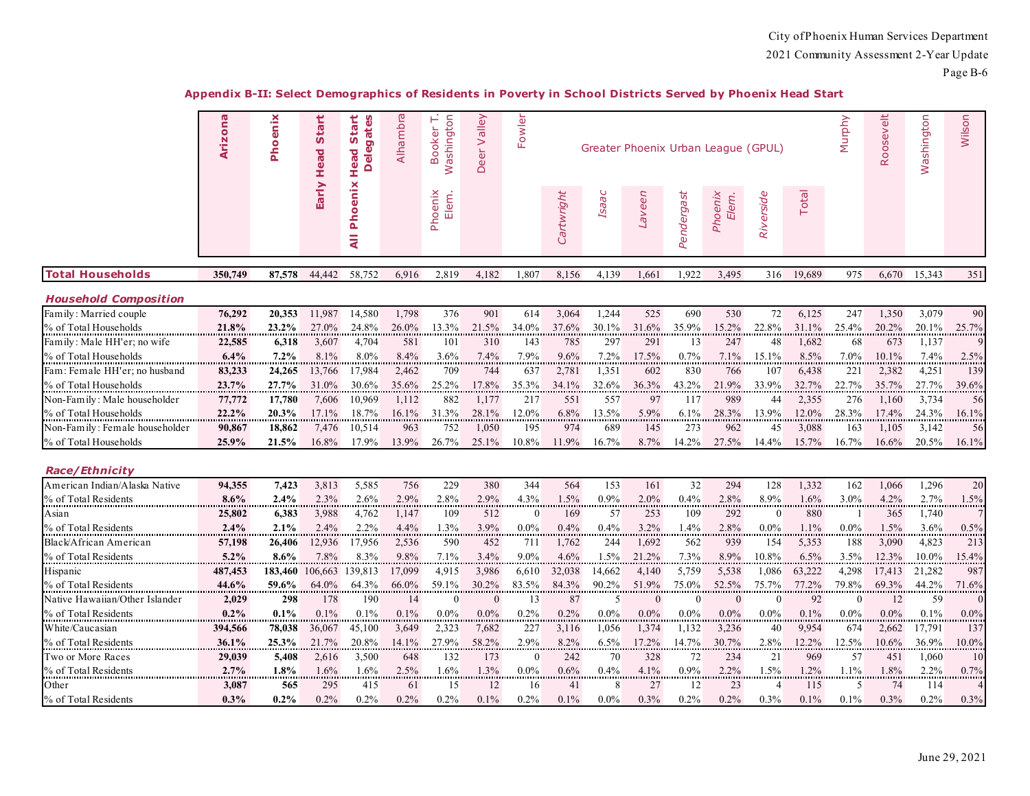## Appendix B-II: Select Demographics of Residents in Poverty in School Districts Served by Phoenix Head Start

| | Arizona | Phoenix | Early Head Start | All Phoenix Head Start Delegates | Alhambra | Booker T. Washington | Deer Valley | Fowler | Greater Phoenix Urban League (GPUL) | | | | | | | Murphy | Roosevelt | Washington | Wilson |
|---|---|---|---|---|---|---|---|---|---|---|---|---|---|---|---|---|---|---|---|
| | | | | | | Phoenix Elem. | | | Cartwright | Isaac | Laveen | Pendergast | Phoenix Elem. | Riverside | Total | | | | |
| **Total Households** | 350,749 | 87,578 | 44,442 | 58,752 | 6,916 | 2,819 | 4,182 | 1,807 | 8,156 | 4,139 | 1,661 | 1,922 | 3,495 | 316 | 19,689 | 975 | 6,670 | 15,343 | 351 |
| ***Household Composition*** | | | | | | | | | | | | | | | | | | | |
| Family: Married couple | **76,292** | **20,353** | 11,987 | 14,580 | 1,798 | 376 | 901 | 614 | 3,064 | 1,244 | 525 | 690 | 530 | 72 | 6,125 | 247 | 1,350 | 3,079 | 90 |
| % of Total Households | **21.8%** | **23.2%** | 27.0% | 24.8% | 26.0% | 13.3% | 21.5% | 34.0% | 37.6% | 30.1% | 31.6% | 35.9% | 15.2% | 22.8% | 31.1% | 25.4% | 20.2% | 20.1% | 25.7% |
| Family: Male HH'er; no wife | **22,585** | **6,318** | 3,607 | 4,704 | 581 | 101 | 310 | 143 | 785 | 297 | 291 | 13 | 247 | 48 | 1,682 | 68 | 673 | 1,137 | 9 |
| % of Total Households | **6.4%** | **7.2%** | 8.1% | 8.0% | 8.4% | 3.6% | 7.4% | 7.9% | 9.6% | 7.2% | 17.5% | 0.7% | 7.1% | 15.1% | 8.5% | 7.0% | 10.1% | 7.4% | 2.5% |
| Fam: Female HH'er; no husband | **83,233** | **24,265** | 13,766 | 17,984 | 2,462 | 709 | 744 | 637 | 2,781 | 1,351 | 602 | 830 | 766 | 107 | 6,438 | 221 | 2,382 | 4,251 | 139 |
| % of Total Households | **23.7%** | **27.7%** | 31.0% | 30.6% | 35.6% | 25.2% | 17.8% | 35.3% | 34.1% | 32.6% | 36.3% | 43.2% | 21.9% | 33.9% | 32.7% | 22.7% | 35.7% | 27.7% | 39.6% |
| Non-Family: Male householder | **77,772** | **17,780** | 7,606 | 10,969 | 1,112 | 882 | 1,177 | 217 | 551 | 557 | 97 | 117 | 989 | 44 | 2,355 | 276 | 1,160 | 3,734 | 56 |
| % of Total Households | **22.2%** | **20.3%** | 17.1% | 18.7% | 16.1% | 31.3% | 28.1% | 12.0% | 6.8% | 13.5% | 5.9% | 6.1% | 28.3% | 13.9% | 12.0% | 28.3% | 17.4% | 24.3% | 16.1% |
| Non-Family: Female householder | **90,867** | **18,862** | 7,476 | 10,514 | 963 | 752 | 1,050 | 195 | 974 | 689 | 145 | 273 | 962 | 45 | 3,088 | 163 | 1,105 | 3,142 | 56 |
| % of Total Households | **25.9%** | **21.5%** | 16.8% | 17.9% | 13.9% | 26.7% | 25.1% | 10.8% | 11.9% | 16.7% | 8.7% | 14.2% | 27.5% | 14.4% | 15.7% | 16.7% | 16.6% | 20.5% | 16.1% |
| ***Race/Ethnicity*** | | | | | | | | | | | | | | | | | | | |
| American Indian/Alaska Native | **94,355** | **7,423** | 3,813 | 5,585 | 756 | 229 | 380 | 344 | 564 | 153 | 161 | 32 | 294 | 128 | 1,332 | 162 | 1,066 | 1,296 | 20 |
| % of Total Residents | **8.6%** | **2.4%** | 2.3% | 2.6% | 2.9% | 2.8% | 2.9% | 4.3% | 1.5% | 0.9% | 2.0% | 0.4% | 2.8% | 8.9% | 1.6% | 3.0% | 4.2% | 2.7% | 1.5% |
| Asian | **25,802** | **6,383** | 3,988 | 4,762 | 1,147 | 109 | 512 | 0 | 169 | 57 | 253 | 109 | 292 | 0 | 880 | 1 | 365 | 1,740 | 7 |
| % of Total Residents | **2.4%** | **2.1%** | 2.4% | 2.2% | 4.4% | 1.3% | 3.9% | 0.0% | 0.4% | 0.4% | 3.2% | 1.4% | 2.8% | 0.0% | 1.1% | 0.0% | 1.5% | 3.6% | 0.5% |
| Black/African American | **57,198** | **26,406** | 12,936 | 17,956 | 2,536 | 590 | 452 | 711 | 1,762 | 244 | 1,692 | 562 | 939 | 154 | 5,353 | 188 | 3,090 | 4,823 | 213 |
| % of Total Residents | **5.2%** | **8.6%** | 7.8% | 8.3% | 9.8% | 7.1% | 3.4% | 9.0% | 4.6% | 1.5% | 21.2% | 7.3% | 8.9% | 10.8% | 6.5% | 3.5% | 12.3% | 10.0% | 15.4% |
| Hispanic | **487,453** | **183,460** | 106,663 | 139,813 | 17,099 | 4,915 | 3,986 | 6,610 | 32,038 | 14,662 | 4,140 | 5,759 | 5,538 | 1,086 | 63,222 | 4,298 | 17,413 | 21,282 | 987 |
| % of Total Residents | **44.6%** | **59.6%** | 64.0% | 64.3% | 66.0% | 59.1% | 30.2% | 83.5% | 84.3% | 90.2% | 51.9% | 75.0% | 52.5% | 75.7% | 77.2% | 79.8% | 69.3% | 44.2% | 71.6% |
| Native Hawaiian/Other Islander | **2,029** | **298** | 178 | 190 | 14 | 0 | 0 | 13 | 87 | 5 | 0 | 0 | 0 | 0 | 92 | 0 | 12 | 59 | 0 |
| % of Total Residents | **0.2%** | **0.1%** | 0.1% | 0.1% | 0.1% | 0.0% | 0.0% | 0.2% | 0.2% | 0.0% | 0.0% | 0.0% | 0.0% | 0.0% | 0.1% | 0.0% | 0.0% | 0.1% | 0.0% |
| White/Caucasian | **394,566** | **78,038** | 36,067 | 45,100 | 3,649 | 2,323 | 7,682 | 227 | 3,116 | 1,056 | 1,374 | 1,132 | 3,236 | 40 | 9,954 | 674 | 2,662 | 17,791 | 137 |
| % of Total Residents | **36.1%** | **25.3%** | 21.7% | 20.8% | 14.1% | 27.9% | 58.2% | 2.9% | 8.2% | 6.5% | 17.2% | 14.7% | 30.7% | 2.8% | 12.2% | 12.5% | 10.6% | 36.9% | 10.0% |
| Two or More Races | **29,039** | **5,408** | 2,616 | 3,500 | 648 | 132 | 173 | 0 | 242 | 70 | 328 | 72 | 234 | 21 | 969 | 57 | 451 | 1,060 | 10 |
| % of Total Residents | **2.7%** | **1.8%** | 1.6% | 1.6% | 2.5% | 1.6% | 1.3% | 0.0% | 0.6% | 0.4% | 4.1% | 0.9% | 2.2% | 1.5% | 1.2% | 1.1% | 1.8% | 2.2% | 0.7% |
| Other | **3,087** | **565** | 295 | 415 | 61 | 15 | 12 | 16 | 41 | 8 | 27 | 12 | 23 | 4 | 115 | 5 | 74 | 114 | 4 |
| % of Total Residents | **0.3%** | **0.2%** | 0.2% | 0.2% | 0.2% | 0.2% | 0.1% | 0.2% | 0.1% | 0.0% | 0.3% | 0.2% | 0.2% | 0.3% | 0.1% | 0.1% | 0.3% | 0.2% | 0.3% |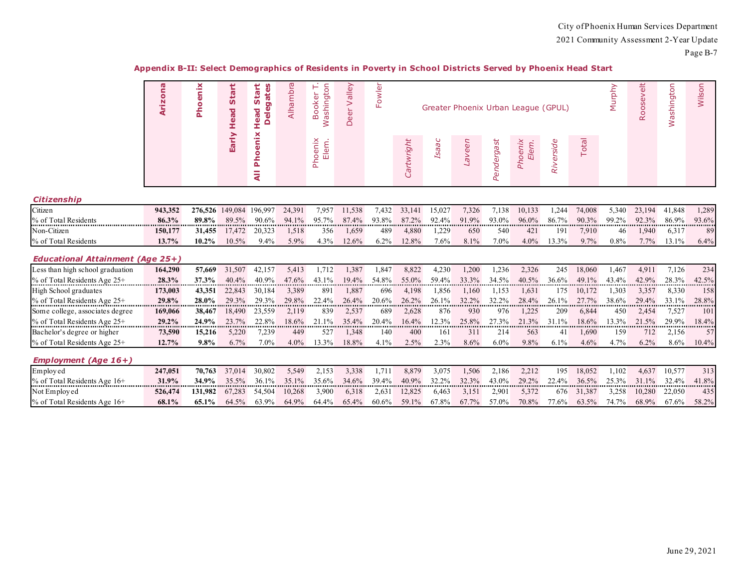## Appendix B-II: Select Demographics of Residents in Poverty in School Districts Served by Phoenix Head Start

| | Arizona | Phoenix | Early Head Start | All Phoenix Head Start Delegates | Alhambra | Booker T. Washington | Deer Valley | Fowler | Greater Phoenix Urban League (GPUL) | | | | | | | Murphy | Roosevelt | Washington | Wilson |
|---|---|---|---|---|---|---|---|---|---|---|---|---|---|---|---|---|---|---|---|
| | | | | | | Phoenix Elem. | | | Cartwright | Isaac | Laveen | Pendergast | Phoenix Elem. | Riverside | Total | | | | |
| ***Citizenship*** | | | | | | | | | | | | | | | | | | | |
| Citizen | **943,352** | **276,526** | 149,084 | 196,997 | 24,391 | 7,957 | 11,538 | 7,432 | 33,141 | 15,027 | 7,326 | 7,138 | 10,133 | 1,244 | 74,008 | 5,340 | 23,194 | 41,848 | 1,289 |
| % of Total Residents | **86.3%** | **89.8%** | 89.5% | 90.6% | 94.1% | 95.7% | 87.4% | 93.8% | 87.2% | 92.4% | 91.9% | 93.0% | 96.0% | 86.7% | 90.3% | 99.2% | 92.3% | 86.9% | 93.6% |
| Non-Citizen | **150,177** | **31,455** | 17,472 | 20,323 | 1,518 | 356 | 1,659 | 489 | 4,880 | 1,229 | 650 | 540 | 421 | 191 | 7,910 | 46 | 1,940 | 6,317 | 89 |
| % of Total Residents | **13.7%** | **10.2%** | 10.5% | 9.4% | 5.9% | 4.3% | 12.6% | 6.2% | 12.8% | 7.6% | 8.1% | 7.0% | 4.0% | 13.3% | 9.7% | 0.8% | 7.7% | 13.1% | 6.4% |
| ***Educational Attainment (Age 25+)*** | | | | | | | | | | | | | | | | | | | |
| Less than high school graduation | **164,290** | **57,669** | 31,507 | 42,157 | 5,413 | 1,712 | 1,387 | 1,847 | 8,822 | 4,230 | 1,200 | 1,236 | 2,326 | 245 | 18,060 | 1,467 | 4,911 | 7,126 | 234 |
| % of Total Residents Age 25+ | **28.3%** | **37.3%** | 40.4% | 40.9% | 47.6% | 43.1% | 19.4% | 54.8% | 55.0% | 59.4% | 33.3% | 34.5% | 40.5% | 36.6% | 49.1% | 43.4% | 42.9% | 28.3% | 42.5% |
| High School graduates | **173,003** | **43,351** | 22,843 | 30,184 | 3,389 | 891 | 1,887 | 696 | 4,198 | 1,856 | 1,160 | 1,153 | 1,631 | 175 | 10,172 | 1,303 | 3,357 | 8,330 | 158 |
| % of Total Residents Age 25+ | **29.8%** | **28.0%** | 29.3% | 29.3% | 29.8% | 22.4% | 26.4% | 20.6% | 26.2% | 26.1% | 32.2% | 32.2% | 28.4% | 26.1% | 27.7% | 38.6% | 29.4% | 33.1% | 28.8% |
| Some college, associates degree | **169,066** | **38,467** | 18,490 | 23,559 | 2,119 | 839 | 2,537 | 689 | 2,628 | 876 | 930 | 976 | 1,225 | 209 | 6,844 | 450 | 2,454 | 7,527 | 101 |
| % of Total Residents Age 25+ | **29.2%** | **24.9%** | 23.7% | 22.8% | 18.6% | 21.1% | 35.4% | 20.4% | 16.4% | 12.3% | 25.8% | 27.3% | 21.3% | 31.1% | 18.6% | 13.3% | 21.5% | 29.9% | 18.4% |
| Bachelor's degree or higher | **73,590** | **15,216** | 5,220 | 7,239 | 449 | 527 | 1,348 | 140 | 400 | 161 | 311 | 214 | 563 | 41 | 1,690 | 159 | 712 | 2,156 | 57 |
| % of Total Residents Age 25+ | **12.7%** | **9.8%** | 6.7% | 7.0% | 4.0% | 13.3% | 18.8% | 4.1% | 2.5% | 2.3% | 8.6% | 6.0% | 9.8% | 6.1% | 4.6% | 4.7% | 6.2% | 8.6% | 10.4% |
| ***Employment (Age 16+)*** | | | | | | | | | | | | | | | | | | | |
| Employed | **247,051** | **70,763** | 37,014 | 30,802 | 5,549 | 2,153 | 3,338 | 1,711 | 8,879 | 3,075 | 1,506 | 2,186 | 2,212 | 195 | 18,052 | 1,102 | 4,637 | 10,577 | 313 |
| % of Total Residents Age 16+ | **31.9%** | **34.9%** | 35.5% | 36.1% | 35.1% | 35.6% | 34.6% | 39.4% | 40.9% | 32.2% | 32.3% | 43.0% | 29.2% | 22.4% | 36.5% | 25.3% | 31.1% | 32.4% | 41.8% |
| Not Employed | **526,474** | **131,982** | 67,283 | 54,504 | 10,268 | 3,900 | 6,318 | 2,631 | 12,825 | 6,463 | 3,151 | 2,901 | 5,372 | 676 | 31,387 | 3,258 | 10,280 | 22,050 | 435 |
| % of Total Residents Age 16+ | **68.1%** | **65.1%** | 64.5% | 63.9% | 64.9% | 64.4% | 65.4% | 60.6% | 59.1% | 67.8% | 67.7% | 57.0% | 70.8% | 77.6% | 63.5% | 74.7% | 68.9% | 67.6% | 58.2% |

June 29, 2021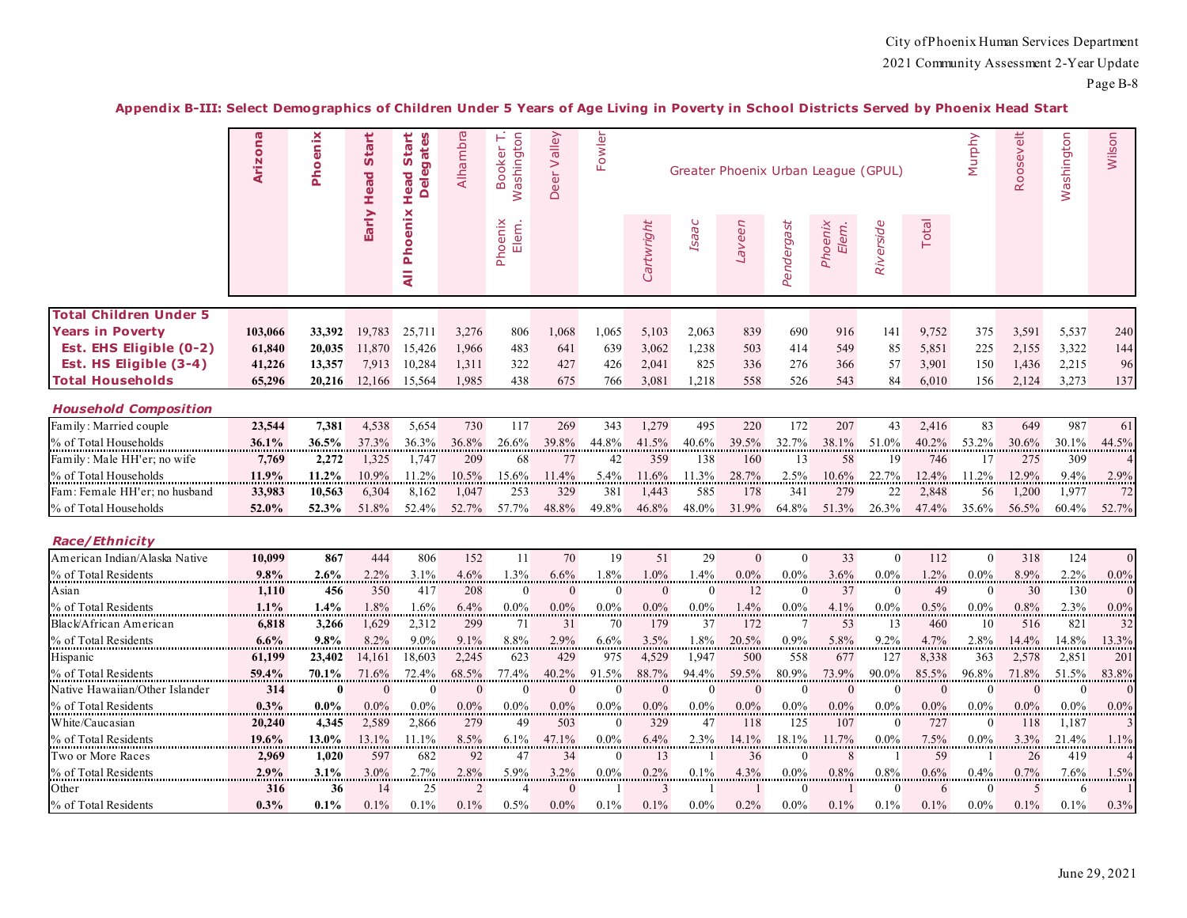## Appendix B-III: Select Demographics of Children Under 5 Years of Age Living in Poverty in School Districts Served by Phoenix Head Start

| | Arizona | Phoenix | Early Head Start | All Phoenix Head Start Delegates | Alhambra | Booker T. Washington | Deer Valley | Fowler | Greater Phoenix Urban League (GPUL) | | | | | | | Murphy | Roosevelt | Washington | Wilson |
|---|---|---|---|---|---|---|---|---|---|---|---|---|---|---|---|---|---|---|---|
| | | | | | | Phoenix Elem. | | | Cartwright | Isaac | Laveen | Pendergast | Phoenix Elem. | Riverside | Total | | | | |
| **Total Children Under 5 Years in Poverty** | **103,066** | **33,392** | 19,783 | 25,711 | 3,276 | 806 | 1,068 | 1,065 | 5,103 | 2,063 | 839 | 690 | 916 | 141 | 9,752 | 375 | 3,591 | 5,537 | 240 |
| **Est. EHS Eligible (0-2)** | **61,840** | **20,035** | 11,870 | 15,426 | 1,966 | 483 | 641 | 639 | 3,062 | 1,238 | 503 | 414 | 549 | 85 | 5,851 | 225 | 2,155 | 3,322 | 144 |
| **Est. HS Eligible (3-4)** | **41,226** | **13,357** | 7,913 | 10,284 | 1,311 | 322 | 427 | 426 | 2,041 | 825 | 336 | 276 | 366 | 57 | 3,901 | 150 | 1,436 | 2,215 | 96 |
| **Total Households** | **65,296** | **20,216** | 12,166 | 15,564 | 1,985 | 438 | 675 | 766 | 3,081 | 1,218 | 558 | 526 | 543 | 84 | 6,010 | 156 | 2,124 | 3,273 | 137 |
| ***Household Composition*** | | | | | | | | | | | | | | | | | | | |
| Family: Married couple | **23,544** | **7,381** | 4,538 | 5,654 | 730 | 117 | 269 | 343 | 1,279 | 495 | 220 | 172 | 207 | 43 | 2,416 | 83 | 649 | 987 | 61 |
| % of Total Households | **36.1%** | **36.5%** | 37.3% | 36.3% | 36.8% | 26.6% | 39.8% | 44.8% | 41.5% | 40.6% | 39.5% | 32.7% | 38.1% | 51.0% | 40.2% | 53.2% | 30.6% | 30.1% | 44.5% |
| Family: Male HH'er; no wife | **7,769** | **2,272** | 1,325 | 1,747 | 209 | 68 | 77 | 42 | 359 | 138 | 160 | 13 | 58 | 19 | 746 | 17 | 275 | 309 | 4 |
| % of Total Households | **11.9%** | **11.2%** | 10.9% | 11.2% | 10.5% | 15.6% | 11.4% | 5.4% | 11.6% | 11.3% | 28.7% | 2.5% | 10.6% | 22.7% | 12.4% | 11.2% | 12.9% | 9.4% | 2.9% |
| Fam: Female HH'er; no husband | **33,983** | **10,563** | 6,304 | 8,162 | 1,047 | 253 | 329 | 381 | 1,443 | 585 | 178 | 341 | 279 | 22 | 2,848 | 56 | 1,200 | 1,977 | 72 |
| % of Total Households | **52.0%** | **52.3%** | 51.8% | 52.4% | 52.7% | 57.7% | 48.8% | 49.8% | 46.8% | 48.0% | 31.9% | 64.8% | 51.3% | 26.3% | 47.4% | 35.6% | 56.5% | 60.4% | 52.7% |
| ***Race/Ethnicity*** | | | | | | | | | | | | | | | | | | | |
| American Indian/Alaska Native | **10,099** | **867** | 444 | 806 | 152 | 11 | 70 | 19 | 51 | 29 | 0 | 0 | 33 | 0 | 112 | 0 | 318 | 124 | 0 |
| % of Total Residents | **9.8%** | **2.6%** | 2.2% | 3.1% | 4.6% | 1.3% | 6.6% | 1.8% | 1.0% | 1.4% | 0.0% | 0.0% | 3.6% | 0.0% | 1.2% | 0.0% | 8.9% | 2.2% | 0.0% |
| Asian | **1,110** | **456** | 350 | 417 | 208 | 0 | 0 | 0 | 0 | 0 | 12 | 0 | 37 | 0 | 49 | 0 | 30 | 130 | 0 |
| % of Total Residents | **1.1%** | **1.4%** | 1.8% | 1.6% | 6.4% | 0.0% | 0.0% | 0.0% | 0.0% | 0.0% | 1.4% | 0.0% | 4.1% | 0.0% | 0.5% | 0.0% | 0.8% | 2.3% | 0.0% |
| Black/African American | **6,818** | **3,266** | 1,629 | 2,312 | 299 | 71 | 31 | 70 | 179 | 37 | 172 | 7 | 53 | 13 | 460 | 10 | 516 | 821 | 32 |
| % of Total Residents | **6.6%** | **9.8%** | 8.2% | 9.0% | 9.1% | 8.8% | 2.9% | 6.6% | 3.5% | 1.8% | 20.5% | 0.9% | 5.8% | 9.2% | 4.7% | 2.8% | 14.4% | 14.8% | 13.3% |
| Hispanic | **61,199** | **23,402** | 14,161 | 18,603 | 2,245 | 623 | 429 | 975 | 4,529 | 1,947 | 500 | 558 | 677 | 127 | 8,338 | 363 | 2,578 | 2,851 | 201 |
| % of Total Residents | **59.4%** | **70.1%** | 71.6% | 72.4% | 68.5% | 77.4% | 40.2% | 91.5% | 88.7% | 94.4% | 59.5% | 80.9% | 73.9% | 90.0% | 85.5% | 96.8% | 71.8% | 51.5% | 83.8% |
| Native Hawaiian/Other Islander | **314** | **0** | 0 | 0 | 0 | 0 | 0 | 0 | 0 | 0 | 0 | 0 | 0 | 0 | 0 | 0 | 0 | 0 | 0 |
| % of Total Residents | **0.3%** | **0.0%** | 0.0% | 0.0% | 0.0% | 0.0% | 0.0% | 0.0% | 0.0% | 0.0% | 0.0% | 0.0% | 0.0% | 0.0% | 0.0% | 0.0% | 0.0% | 0.0% | 0.0% |
| White/Caucasian | **20,240** | **4,345** | 2,589 | 2,866 | 279 | 49 | 503 | 0 | 329 | 47 | 118 | 125 | 107 | 0 | 727 | 0 | 118 | 1,187 | 3 |
| % of Total Residents | **19.6%** | **13.0%** | 13.1% | 11.1% | 8.5% | 6.1% | 47.1% | 0.0% | 6.4% | 2.3% | 14.1% | 18.1% | 11.7% | 0.0% | 7.5% | 0.0% | 3.3% | 21.4% | 1.1% |
| Two or More Races | **2,969** | **1,020** | 597 | 682 | 92 | 47 | 34 | 0 | 13 | 1 | 36 | 0 | 8 | 1 | 59 | 1 | 26 | 419 | 4 |
| % of Total Residents | **2.9%** | **3.1%** | 3.0% | 2.7% | 2.8% | 5.9% | 3.2% | 0.0% | 0.2% | 0.1% | 4.3% | 0.0% | 0.8% | 0.8% | 0.6% | 0.4% | 0.7% | 7.6% | 1.5% |
| Other | **316** | **36** | 14 | 25 | 2 | 4 | 0 | 1 | 3 | 1 | 1 | 0 | 1 | 0 | 6 | 0 | 5 | 6 | 1 |
| % of Total Residents | **0.3%** | **0.1%** | 0.1% | 0.1% | 0.1% | 0.5% | 0.0% | 0.1% | 0.1% | 0.0% | 0.2% | 0.0% | 0.1% | 0.1% | 0.1% | 0.0% | 0.1% | 0.1% | 0.3% |

June 29, 2021